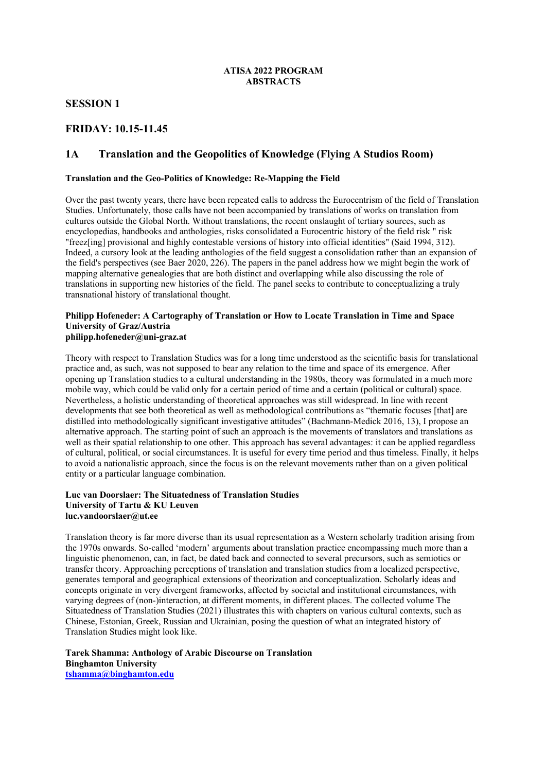**ATISA 2022 PROGRAM**
**ABSTRACTS**

# SESSION 1

# FRIDAY: 10.15-11.45

## 1A Translation and the Geopolitics of Knowledge (Flying A Studios Room)

### Translation and the Geo-Politics of Knowledge: Re-Mapping the Field

Over the past twenty years, there have been repeated calls to address the Eurocentrism of the field of Translation Studies. Unfortunately, those calls have not been accompanied by translations of works on translation from cultures outside the Global North. Without translations, the recent onslaught of tertiary sources, such as encyclopedias, handbooks and anthologies, risks consolidated a Eurocentric history of the field risk " risk "freez[ing] provisional and highly contestable versions of history into official identities" (Said 1994, 312). Indeed, a cursory look at the leading anthologies of the field suggest a consolidation rather than an expansion of the field's perspectives (see Baer 2020, 226). The papers in the panel address how we might begin the work of mapping alternative genealogies that are both distinct and overlapping while also discussing the role of translations in supporting new histories of the field. The panel seeks to contribute to conceptualizing a truly transnational history of translational thought.

**Philipp Hofeneder: A Cartography of Translation or How to Locate Translation in Time and Space**
**University of Graz/Austria**
**philipp.hofeneder@uni-graz.at**

Theory with respect to Translation Studies was for a long time understood as the scientific basis for translational practice and, as such, was not supposed to bear any relation to the time and space of its emergence. After opening up Translation studies to a cultural understanding in the 1980s, theory was formulated in a much more mobile way, which could be valid only for a certain period of time and a certain (political or cultural) space. Nevertheless, a holistic understanding of theoretical approaches was still widespread. In line with recent developments that see both theoretical as well as methodological contributions as "thematic focuses [that] are distilled into methodologically significant investigative attitudes" (Bachmann-Medick 2016, 13), I propose an alternative approach. The starting point of such an approach is the movements of translators and translations as well as their spatial relationship to one other. This approach has several advantages: it can be applied regardless of cultural, political, or social circumstances. It is useful for every time period and thus timeless. Finally, it helps to avoid a nationalistic approach, since the focus is on the relevant movements rather than on a given political entity or a particular language combination.

**Luc van Doorslaer: The Situatedness of Translation Studies**
**University of Tartu & KU Leuven**
**luc.vandoorslaer@ut.ee**

Translation theory is far more diverse than its usual representation as a Western scholarly tradition arising from the 1970s onwards. So-called 'modern' arguments about translation practice encompassing much more than a linguistic phenomenon, can, in fact, be dated back and connected to several precursors, such as semiotics or transfer theory. Approaching perceptions of translation and translation studies from a localized perspective, generates temporal and geographical extensions of theorization and conceptualization. Scholarly ideas and concepts originate in very divergent frameworks, affected by societal and institutional circumstances, with varying degrees of (non-)interaction, at different moments, in different places. The collected volume The Situatedness of Translation Studies (2021) illustrates this with chapters on various cultural contexts, such as Chinese, Estonian, Greek, Russian and Ukrainian, posing the question of what an integrated history of Translation Studies might look like.

**Tarek Shamma: Anthology of Arabic Discourse on Translation**
**Binghamton University**
**tshamma@binghamton.edu**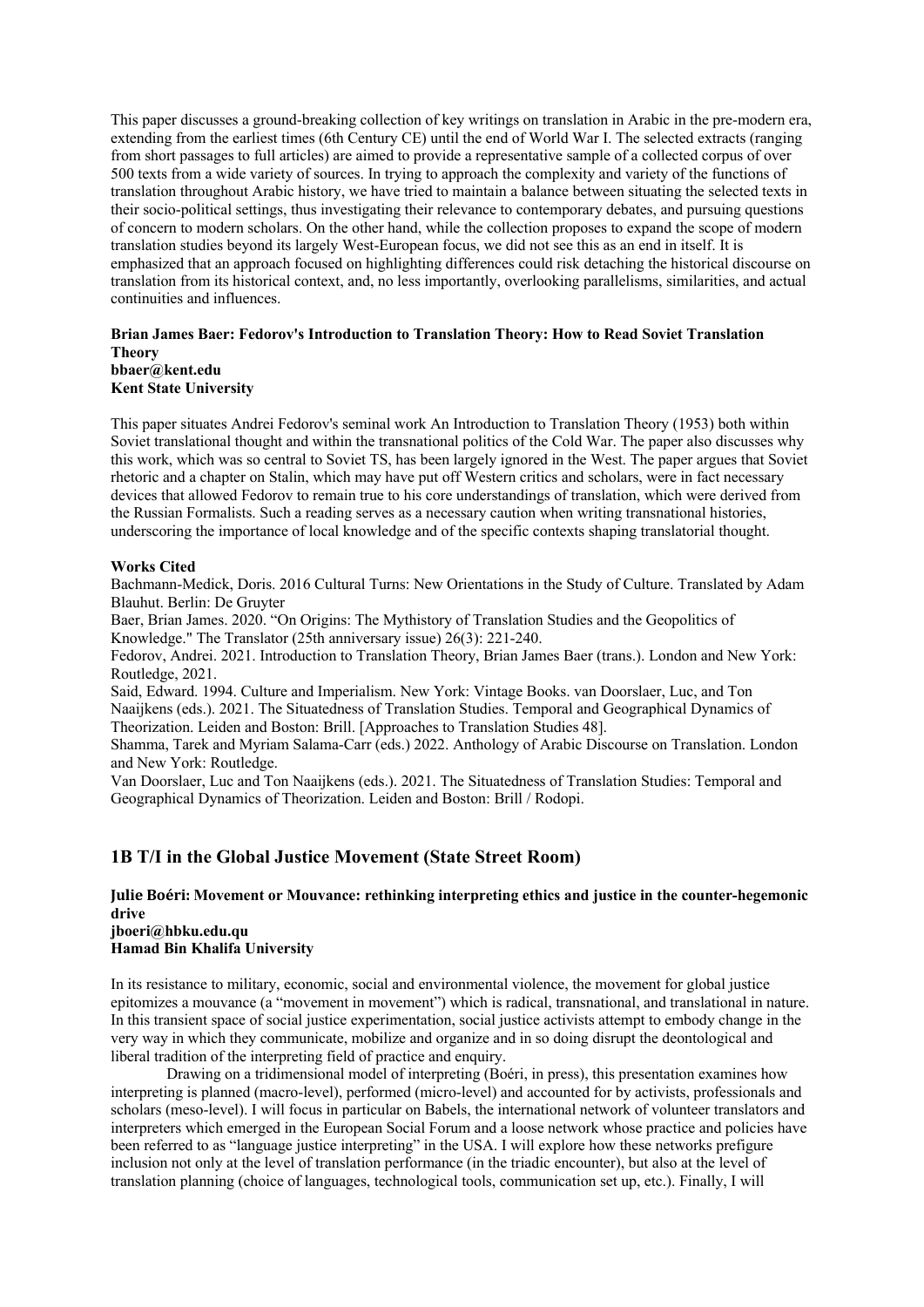This paper discusses a ground-breaking collection of key writings on translation in Arabic in the pre-modern era, extending from the earliest times (6th Century CE) until the end of World War I. The selected extracts (ranging from short passages to full articles) are aimed to provide a representative sample of a collected corpus of over 500 texts from a wide variety of sources. In trying to approach the complexity and variety of the functions of translation throughout Arabic history, we have tried to maintain a balance between situating the selected texts in their socio-political settings, thus investigating their relevance to contemporary debates, and pursuing questions of concern to modern scholars. On the other hand, while the collection proposes to expand the scope of modern translation studies beyond its largely West-European focus, we did not see this as an end in itself. It is emphasized that an approach focused on highlighting differences could risk detaching the historical discourse on translation from its historical context, and, no less importantly, overlooking parallelisms, similarities, and actual continuities and influences.

**Brian James Baer: Fedorov's Introduction to Translation Theory: How to Read Soviet Translation Theory**
**bbaer@kent.edu**
**Kent State University**

This paper situates Andrei Fedorov's seminal work An Introduction to Translation Theory (1953) both within Soviet translational thought and within the transnational politics of the Cold War. The paper also discusses why this work, which was so central to Soviet TS, has been largely ignored in the West. The paper argues that Soviet rhetoric and a chapter on Stalin, which may have put off Western critics and scholars, were in fact necessary devices that allowed Fedorov to remain true to his core understandings of translation, which were derived from the Russian Formalists. Such a reading serves as a necessary caution when writing transnational histories, underscoring the importance of local knowledge and of the specific contexts shaping translatorial thought.

**Works Cited**

Bachmann-Medick, Doris. 2016 Cultural Turns: New Orientations in the Study of Culture. Translated by Adam Blauhut. Berlin: De Gruyter

Baer, Brian James. 2020. "On Origins: The Mythistory of Translation Studies and the Geopolitics of Knowledge." The Translator (25th anniversary issue) 26(3): 221-240.

Fedorov, Andrei. 2021. Introduction to Translation Theory, Brian James Baer (trans.). London and New York: Routledge, 2021.

Said, Edward. 1994. Culture and Imperialism. New York: Vintage Books. van Doorslaer, Luc, and Ton Naaijkens (eds.). 2021. The Situatedness of Translation Studies. Temporal and Geographical Dynamics of Theorization. Leiden and Boston: Brill. [Approaches to Translation Studies 48].

Shamma, Tarek and Myriam Salama-Carr (eds.) 2022. Anthology of Arabic Discourse on Translation. London and New York: Routledge.

Van Doorslaer, Luc and Ton Naaijkens (eds.). 2021. The Situatedness of Translation Studies: Temporal and Geographical Dynamics of Theorization. Leiden and Boston: Brill / Rodopi.

## 1B T/I in the Global Justice Movement (State Street Room)

**Julie Boéri: Movement or Mouvance: rethinking interpreting ethics and justice in the counter-hegemonic drive**
**jboeri@hbku.edu.qu**
**Hamad Bin Khalifa University**

In its resistance to military, economic, social and environmental violence, the movement for global justice epitomizes a mouvance (a "movement in movement") which is radical, transnational, and translational in nature. In this transient space of social justice experimentation, social justice activists attempt to embody change in the very way in which they communicate, mobilize and organize and in so doing disrupt the deontological and liberal tradition of the interpreting field of practice and enquiry.

Drawing on a tridimensional model of interpreting (Boéri, in press), this presentation examines how interpreting is planned (macro-level), performed (micro-level) and accounted for by activists, professionals and scholars (meso-level). I will focus in particular on Babels, the international network of volunteer translators and interpreters which emerged in the European Social Forum and a loose network whose practice and policies have been referred to as "language justice interpreting" in the USA. I will explore how these networks prefigure inclusion not only at the level of translation performance (in the triadic encounter), but also at the level of translation planning (choice of languages, technological tools, communication set up, etc.). Finally, I will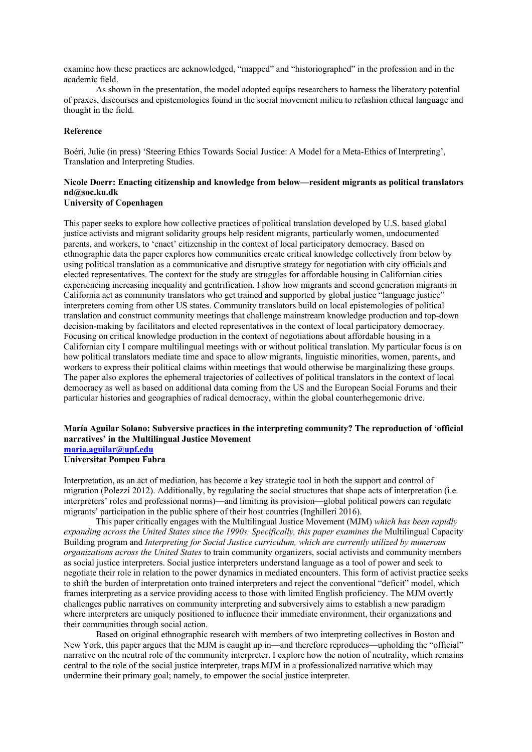examine how these practices are acknowledged, “mapped” and “historiographed” in the profession and in the academic field.

As shown in the presentation, the model adopted equips researchers to harness the liberatory potential of praxes, discourses and epistemologies found in the social movement milieu to refashion ethical language and thought in the field.

**Reference**

Boéri, Julie (in press) ‘Steering Ethics Towards Social Justice: A Model for a Meta-Ethics of Interpreting’, Translation and Interpreting Studies.

**Nicole Doerr: Enacting citizenship and knowledge from below—resident migrants as political translators**
**nd@soc.ku.dk**
**University of Copenhagen**

This paper seeks to explore how collective practices of political translation developed by U.S. based global justice activists and migrant solidarity groups help resident migrants, particularly women, undocumented parents, and workers, to ‘enact’ citizenship in the context of local participatory democracy. Based on ethnographic data the paper explores how communities create critical knowledge collectively from below by using political translation as a communicative and disruptive strategy for negotiation with city officials and elected representatives. The context for the study are struggles for affordable housing in Californian cities experiencing increasing inequality and gentrification. I show how migrants and second generation migrants in California act as community translators who get trained and supported by global justice “language justice” interpreters coming from other US states. Community translators build on local epistemologies of political translation and construct community meetings that challenge mainstream knowledge production and top-down decision-making by facilitators and elected representatives in the context of local participatory democracy. Focusing on critical knowledge production in the context of negotiations about affordable housing in a Californian city I compare multilingual meetings with or without political translation. My particular focus is on how political translators mediate time and space to allow migrants, linguistic minorities, women, parents, and workers to express their political claims within meetings that would otherwise be marginalizing these groups. The paper also explores the ephemeral trajectories of collectives of political translators in the context of local democracy as well as based on additional data coming from the US and the European Social Forums and their particular histories and geographies of radical democracy, within the global counterhegemonic drive.

**María Aguilar Solano: Subversive practices in the interpreting community? The reproduction of ‘official narratives’ in the Multilingual Justice Movement**
**maria.aguilar@upf.edu**
**Universitat Pompeu Fabra**

Interpretation, as an act of mediation, has become a key strategic tool in both the support and control of migration (Polezzi 2012). Additionally, by regulating the social structures that shape acts of interpretation (i.e. interpreters’ roles and professional norms)—and limiting its provision—global political powers can regulate migrants’ participation in the public sphere of their host countries (Inghilleri 2016).

This paper critically engages with the Multilingual Justice Movement (MJM) *which has been rapidly expanding across the United States since the 1990s. Specifically, this paper examines the* Multilingual Capacity Building program and *Interpreting for Social Justice curriculum, which are currently utilized by numerous organizations across the United States* to train community organizers, social activists and community members as social justice interpreters. Social justice interpreters understand language as a tool of power and seek to negotiate their role in relation to the power dynamics in mediated encounters. This form of activist practice seeks to shift the burden of interpretation onto trained interpreters and reject the conventional “deficit” model, which frames interpreting as a service providing access to those with limited English proficiency. The MJM overtly challenges public narratives on community interpreting and subversively aims to establish a new paradigm where interpreters are uniquely positioned to influence their immediate environment, their organizations and their communities through social action.

Based on original ethnographic research with members of two interpreting collectives in Boston and New York, this paper argues that the MJM is caught up in—and therefore reproduces—upholding the “official” narrative on the neutral role of the community interpreter. I explore how the notion of neutrality, which remains central to the role of the social justice interpreter, traps MJM in a professionalized narrative which may undermine their primary goal; namely, to empower the social justice interpreter.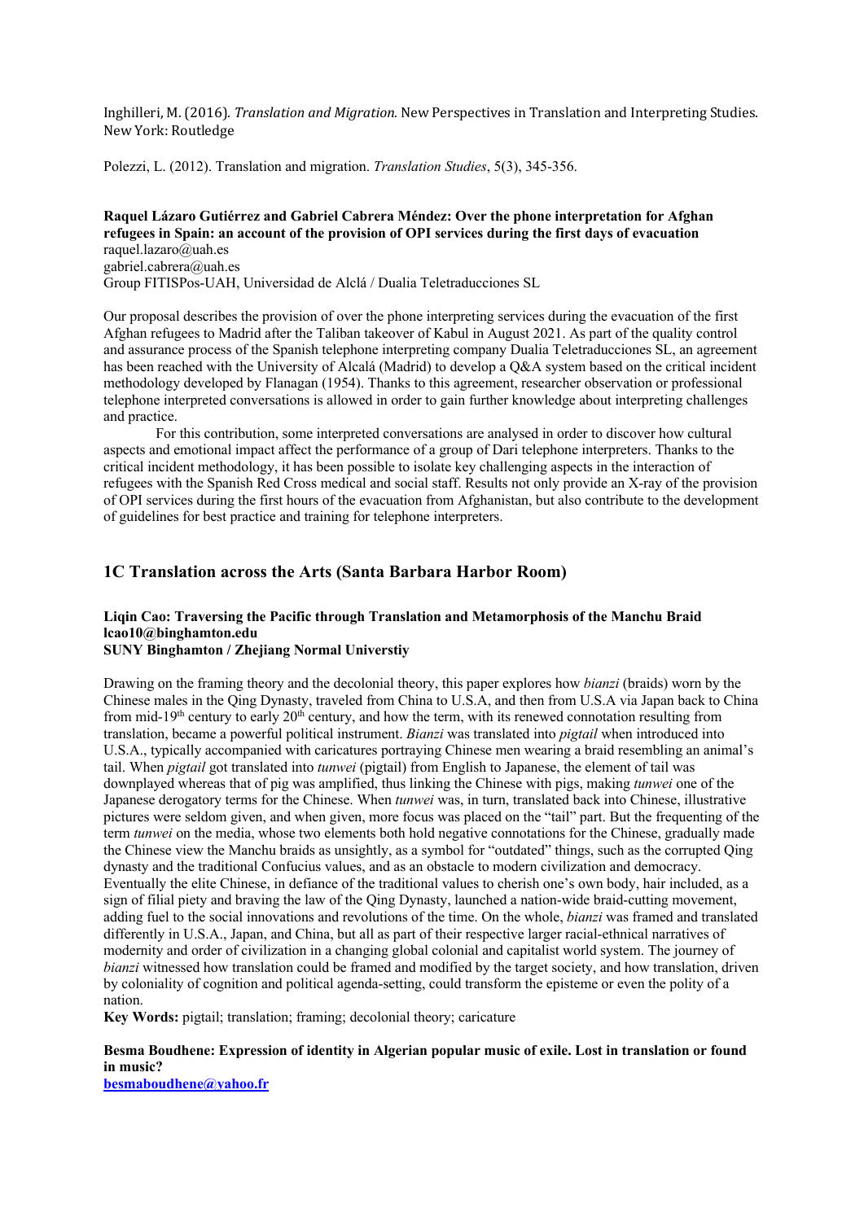Inghilleri, M. (2016). *Translation and Migration*. New Perspectives in Translation and Interpreting Studies. New York: Routledge

Polezzi, L. (2012). Translation and migration. *Translation Studies*, 5(3), 345-356.

**Raquel Lázaro Gutiérrez and Gabriel Cabrera Méndez: Over the phone interpretation for Afghan refugees in Spain: an account of the provision of OPI services during the first days of evacuation**
raquel.lazaro@uah.es
gabriel.cabrera@uah.es
Group FITISPos-UAH, Universidad de Alclá / Dualia Teletraducciones SL

Our proposal describes the provision of over the phone interpreting services during the evacuation of the first Afghan refugees to Madrid after the Taliban takeover of Kabul in August 2021. As part of the quality control and assurance process of the Spanish telephone interpreting company Dualia Teletraducciones SL, an agreement has been reached with the University of Alcalá (Madrid) to develop a Q&A system based on the critical incident methodology developed by Flanagan (1954). Thanks to this agreement, researcher observation or professional telephone interpreted conversations is allowed in order to gain further knowledge about interpreting challenges and practice.

For this contribution, some interpreted conversations are analysed in order to discover how cultural aspects and emotional impact affect the performance of a group of Dari telephone interpreters. Thanks to the critical incident methodology, it has been possible to isolate key challenging aspects in the interaction of refugees with the Spanish Red Cross medical and social staff. Results not only provide an X-ray of the provision of OPI services during the first hours of the evacuation from Afghanistan, but also contribute to the development of guidelines for best practice and training for telephone interpreters.

## 1C Translation across the Arts (Santa Barbara Harbor Room)

**Liqin Cao: Traversing the Pacific through Translation and Metamorphosis of the Manchu Braid**
**lcao10@binghamton.edu**
**SUNY Binghamton / Zhejiang Normal Universtiy**

Drawing on the framing theory and the decolonial theory, this paper explores how *bianzi* (braids) worn by the Chinese males in the Qing Dynasty, traveled from China to U.S.A, and then from U.S.A via Japan back to China from mid-19th century to early 20th century, and how the term, with its renewed connotation resulting from translation, became a powerful political instrument. *Bianzi* was translated into *pigtail* when introduced into U.S.A., typically accompanied with caricatures portraying Chinese men wearing a braid resembling an animal's tail. When *pigtail* got translated into *tunwei* (pigtail) from English to Japanese, the element of tail was downplayed whereas that of pig was amplified, thus linking the Chinese with pigs, making *tunwei* one of the Japanese derogatory terms for the Chinese. When *tunwei* was, in turn, translated back into Chinese, illustrative pictures were seldom given, and when given, more focus was placed on the "tail" part. But the frequenting of the term *tunwei* on the media, whose two elements both hold negative connotations for the Chinese, gradually made the Chinese view the Manchu braids as unsightly, as a symbol for "outdated" things, such as the corrupted Qing dynasty and the traditional Confucius values, and as an obstacle to modern civilization and democracy. Eventually the elite Chinese, in defiance of the traditional values to cherish one's own body, hair included, as a sign of filial piety and braving the law of the Qing Dynasty, launched a nation-wide braid-cutting movement, adding fuel to the social innovations and revolutions of the time. On the whole, *bianzi* was framed and translated differently in U.S.A., Japan, and China, but all as part of their respective larger racial-ethnical narratives of modernity and order of civilization in a changing global colonial and capitalist world system. The journey of *bianzi* witnessed how translation could be framed and modified by the target society, and how translation, driven by coloniality of cognition and political agenda-setting, could transform the episteme or even the polity of a nation.

**Key Words:** pigtail; translation; framing; decolonial theory; caricature

**Besma Boudhene: Expression of identity in Algerian popular music of exile. Lost in translation or found in music?**
**besmaboudhene@yahoo.fr**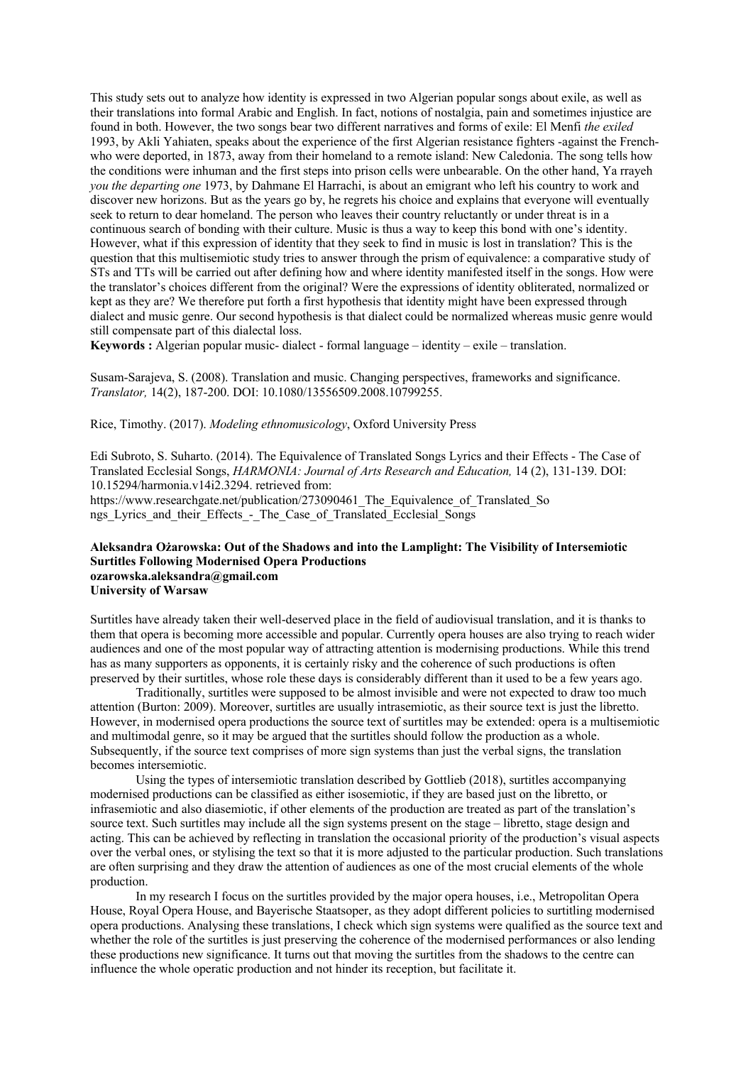This study sets out to analyze how identity is expressed in two Algerian popular songs about exile, as well as their translations into formal Arabic and English. In fact, notions of nostalgia, pain and sometimes injustice are found in both. However, the two songs bear two different narratives and forms of exile: El Menfi *the exiled* 1993, by Akli Yahiaten, speaks about the experience of the first Algerian resistance fighters -against the French- who were deported, in 1873, away from their homeland to a remote island: New Caledonia. The song tells how the conditions were inhuman and the first steps into prison cells were unbearable. On the other hand, Ya rrayeh *you the departing one* 1973, by Dahmane El Harrachi, is about an emigrant who left his country to work and discover new horizons. But as the years go by, he regrets his choice and explains that everyone will eventually seek to return to dear homeland. The person who leaves their country reluctantly or under threat is in a continuous search of bonding with their culture. Music is thus a way to keep this bond with one's identity. However, what if this expression of identity that they seek to find in music is lost in translation? This is the question that this multisemiotic study tries to answer through the prism of equivalence: a comparative study of STs and TTs will be carried out after defining how and where identity manifested itself in the songs. How were the translator's choices different from the original? Were the expressions of identity obliterated, normalized or kept as they are? We therefore put forth a first hypothesis that identity might have been expressed through dialect and music genre. Our second hypothesis is that dialect could be normalized whereas music genre would still compensate part of this dialectal loss.

**Keywords :** Algerian popular music- dialect - formal language – identity – exile – translation.

Susam-Sarajeva, S. (2008). Translation and music. Changing perspectives, frameworks and significance. *Translator,* 14(2), 187-200. DOI: 10.1080/13556509.2008.10799255.

Rice, Timothy. (2017). *Modeling ethnomusicology*, Oxford University Press

Edi Subroto, S. Suharto. (2014). The Equivalence of Translated Songs Lyrics and their Effects - The Case of Translated Ecclesial Songs, *HARMONIA: Journal of Arts Research and Education,* 14 (2), 131-139. DOI: 10.15294/harmonia.v14i2.3294. retrieved from: https://www.researchgate.net/publication/273090461_The_Equivalence_of_Translated_Songs_Lyrics_and_their_Effects_-_The_Case_of_Translated_Ecclesial_Songs

**Aleksandra Ożarowska: Out of the Shadows and into the Lamplight: The Visibility of Intersemiotic Surtitles Following Modernised Opera Productions**
**ozarowska.aleksandra@gmail.com**
**University of Warsaw**

Surtitles have already taken their well-deserved place in the field of audiovisual translation, and it is thanks to them that opera is becoming more accessible and popular. Currently opera houses are also trying to reach wider audiences and one of the most popular way of attracting attention is modernising productions. While this trend has as many supporters as opponents, it is certainly risky and the coherence of such productions is often preserved by their surtitles, whose role these days is considerably different than it used to be a few years ago.

Traditionally, surtitles were supposed to be almost invisible and were not expected to draw too much attention (Burton: 2009). Moreover, surtitles are usually intrasemiotic, as their source text is just the libretto. However, in modernised opera productions the source text of surtitles may be extended: opera is a multisemiotic and multimodal genre, so it may be argued that the surtitles should follow the production as a whole. Subsequently, if the source text comprises of more sign systems than just the verbal signs, the translation becomes intersemiotic.

Using the types of intersemiotic translation described by Gottlieb (2018), surtitles accompanying modernised productions can be classified as either isosemiotic, if they are based just on the libretto, or infrasemiotic and also diasemiotic, if other elements of the production are treated as part of the translation's source text. Such surtitles may include all the sign systems present on the stage – libretto, stage design and acting. This can be achieved by reflecting in translation the occasional priority of the production's visual aspects over the verbal ones, or stylising the text so that it is more adjusted to the particular production. Such translations are often surprising and they draw the attention of audiences as one of the most crucial elements of the whole production.

In my research I focus on the surtitles provided by the major opera houses, i.e., Metropolitan Opera House, Royal Opera House, and Bayerische Staatsoper, as they adopt different policies to surtitling modernised opera productions. Analysing these translations, I check which sign systems were qualified as the source text and whether the role of the surtitles is just preserving the coherence of the modernised performances or also lending these productions new significance. It turns out that moving the surtitles from the shadows to the centre can influence the whole operatic production and not hinder its reception, but facilitate it.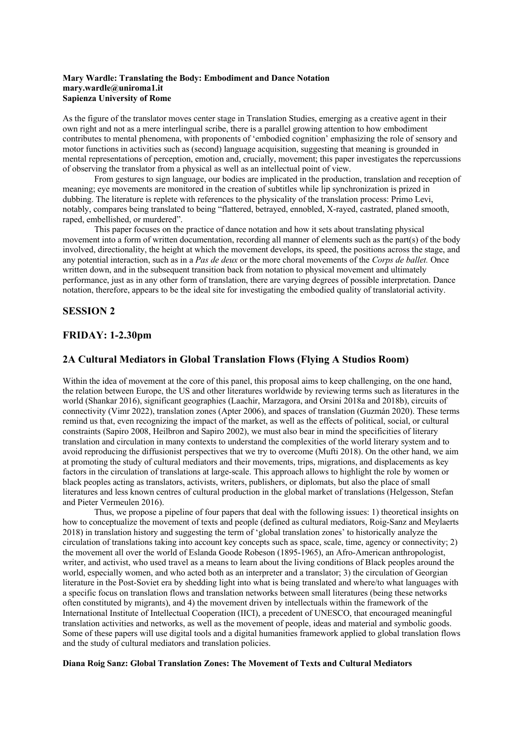**Mary Wardle: Translating the Body: Embodiment and Dance Notation**
**mary.wardle@uniroma1.it**
**Sapienza University of Rome**

As the figure of the translator moves center stage in Translation Studies, emerging as a creative agent in their own right and not as a mere interlingual scribe, there is a parallel growing attention to how embodiment contributes to mental phenomena, with proponents of 'embodied cognition' emphasizing the role of sensory and motor functions in activities such as (second) language acquisition, suggesting that meaning is grounded in mental representations of perception, emotion and, crucially, movement; this paper investigates the repercussions of observing the translator from a physical as well as an intellectual point of view.

From gestures to sign language, our bodies are implicated in the production, translation and reception of meaning; eye movements are monitored in the creation of subtitles while lip synchronization is prized in dubbing. The literature is replete with references to the physicality of the translation process: Primo Levi, notably, compares being translated to being "flattered, betrayed, ennobled, X-rayed, castrated, planed smooth, raped, embellished, or murdered".

This paper focuses on the practice of dance notation and how it sets about translating physical movement into a form of written documentation, recording all manner of elements such as the part(s) of the body involved, directionality, the height at which the movement develops, its speed, the positions across the stage, and any potential interaction, such as in a *Pas de deux* or the more choral movements of the *Corps de ballet.* Once written down, and in the subsequent transition back from notation to physical movement and ultimately performance, just as in any other form of translation, there are varying degrees of possible interpretation. Dance notation, therefore, appears to be the ideal site for investigating the embodied quality of translatorial activity.

## SESSION 2

## FRIDAY: 1-2.30pm

## 2A Cultural Mediators in Global Translation Flows (Flying A Studios Room)

Within the idea of movement at the core of this panel, this proposal aims to keep challenging, on the one hand, the relation between Europe, the US and other literatures worldwide by reviewing terms such as literatures in the world (Shankar 2016), significant geographies (Laachir, Marzagora, and Orsini 2018a and 2018b), circuits of connectivity (Vimr 2022), translation zones (Apter 2006), and spaces of translation (Guzmán 2020). These terms remind us that, even recognizing the impact of the market, as well as the effects of political, social, or cultural constraints (Sapiro 2008, Heilbron and Sapiro 2002), we must also bear in mind the specificities of literary translation and circulation in many contexts to understand the complexities of the world literary system and to avoid reproducing the diffusionist perspectives that we try to overcome (Mufti 2018). On the other hand, we aim at promoting the study of cultural mediators and their movements, trips, migrations, and displacements as key factors in the circulation of translations at large-scale. This approach allows to highlight the role by women or black peoples acting as translators, activists, writers, publishers, or diplomats, but also the place of small literatures and less known centres of cultural production in the global market of translations (Helgesson, Stefan and Pieter Vermeulen 2016).

Thus, we propose a pipeline of four papers that deal with the following issues: 1) theoretical insights on how to conceptualize the movement of texts and people (defined as cultural mediators, Roig-Sanz and Meylaerts 2018) in translation history and suggesting the term of 'global translation zones' to historically analyze the circulation of translations taking into account key concepts such as space, scale, time, agency or connectivity; 2) the movement all over the world of Eslanda Goode Robeson (1895-1965), an Afro-American anthropologist, writer, and activist, who used travel as a means to learn about the living conditions of Black peoples around the world, especially women, and who acted both as an interpreter and a translator; 3) the circulation of Georgian literature in the Post-Soviet era by shedding light into what is being translated and where/to what languages with a specific focus on translation flows and translation networks between small literatures (being these networks often constituted by migrants), and 4) the movement driven by intellectuals within the framework of the International Institute of Intellectual Cooperation (IICI), a precedent of UNESCO, that encouraged meaningful translation activities and networks, as well as the movement of people, ideas and material and symbolic goods. Some of these papers will use digital tools and a digital humanities framework applied to global translation flows and the study of cultural mediators and translation policies.

**Diana Roig Sanz: Global Translation Zones: The Movement of Texts and Cultural Mediators**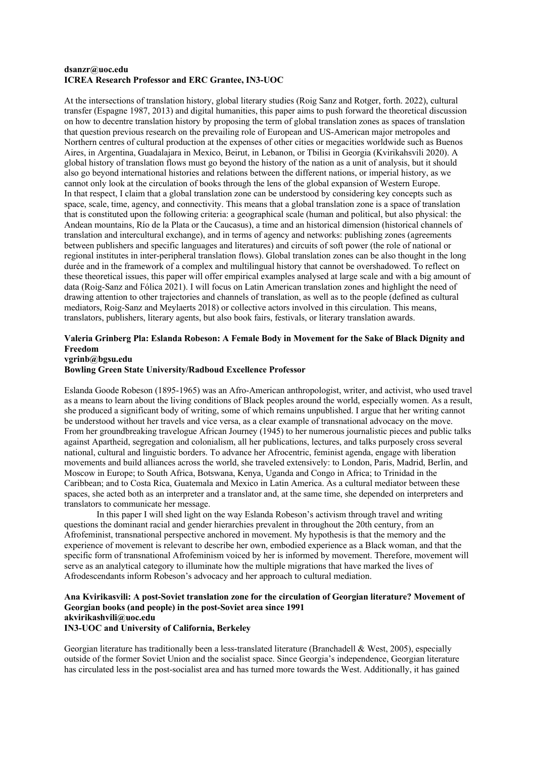**dsanzr@uoc.edu**
**ICREA Research Professor and ERC Grantee, IN3-UOC**

At the intersections of translation history, global literary studies (Roig Sanz and Rotger, forth. 2022), cultural transfer (Espagne 1987, 2013) and digital humanities, this paper aims to push forward the theoretical discussion on how to decentre translation history by proposing the term of global translation zones as spaces of translation that question previous research on the prevailing role of European and US-American major metropoles and Northern centres of cultural production at the expenses of other cities or megacities worldwide such as Buenos Aires, in Argentina, Guadalajara in Mexico, Beirut, in Lebanon, or Tbilisi in Georgia (Kvirikahsvili 2020). A global history of translation flows must go beyond the history of the nation as a unit of analysis, but it should also go beyond international histories and relations between the different nations, or imperial history, as we cannot only look at the circulation of books through the lens of the global expansion of Western Europe.
In that respect, I claim that a global translation zone can be understood by considering key concepts such as space, scale, time, agency, and connectivity. This means that a global translation zone is a space of translation that is constituted upon the following criteria: a geographical scale (human and political, but also physical: the Andean mountains, Río de la Plata or the Caucasus), a time and an historical dimension (historical channels of translation and intercultural exchange), and in terms of agency and networks: publishing zones (agreements between publishers and specific languages and literatures) and circuits of soft power (the role of national or regional institutes in inter-peripheral translation flows). Global translation zones can be also thought in the long durée and in the framework of a complex and multilingual history that cannot be overshadowed. To reflect on these theoretical issues, this paper will offer empirical examples analysed at large scale and with a big amount of data (Roig-Sanz and Fólica 2021). I will focus on Latin American translation zones and highlight the need of drawing attention to other trajectories and channels of translation, as well as to the people (defined as cultural mediators, Roig-Sanz and Meylaerts 2018) or collective actors involved in this circulation. This means, translators, publishers, literary agents, but also book fairs, festivals, or literary translation awards.

**Valeria Grinberg Pla: Eslanda Robeson: A Female Body in Movement for the Sake of Black Dignity and Freedom**
**vgrinb@bgsu.edu**
**Bowling Green State University/Radboud Excellence Professor**

Eslanda Goode Robeson (1895-1965) was an Afro-American anthropologist, writer, and activist, who used travel as a means to learn about the living conditions of Black peoples around the world, especially women. As a result, she produced a significant body of writing, some of which remains unpublished. I argue that her writing cannot be understood without her travels and vice versa, as a clear example of transnational advocacy on the move. From her groundbreaking travelogue African Journey (1945) to her numerous journalistic pieces and public talks against Apartheid, segregation and colonialism, all her publications, lectures, and talks purposely cross several national, cultural and linguistic borders. To advance her Afrocentric, feminist agenda, engage with liberation movements and build alliances across the world, she traveled extensively: to London, Paris, Madrid, Berlin, and Moscow in Europe; to South Africa, Botswana, Kenya, Uganda and Congo in Africa; to Trinidad in the Caribbean; and to Costa Rica, Guatemala and Mexico in Latin America. As a cultural mediator between these spaces, she acted both as an interpreter and a translator and, at the same time, she depended on interpreters and translators to communicate her message.

In this paper I will shed light on the way Eslanda Robeson's activism through travel and writing questions the dominant racial and gender hierarchies prevalent in throughout the 20th century, from an Afrofeminist, transnational perspective anchored in movement. My hypothesis is that the memory and the experience of movement is relevant to describe her own, embodied experience as a Black woman, and that the specific form of transnational Afrofeminism voiced by her is informed by movement. Therefore, movement will serve as an analytical category to illuminate how the multiple migrations that have marked the lives of Afrodescendants inform Robeson's advocacy and her approach to cultural mediation.

**Ana Kvirikasvili: A post-Soviet translation zone for the circulation of Georgian literature? Movement of Georgian books (and people) in the post-Soviet area since 1991**
**akvirikashvili@uoc.edu**
**IN3-UOC and University of California, Berkeley**

Georgian literature has traditionally been a less-translated literature (Branchadell & West, 2005), especially outside of the former Soviet Union and the socialist space. Since Georgia's independence, Georgian literature has circulated less in the post-socialist area and has turned more towards the West. Additionally, it has gained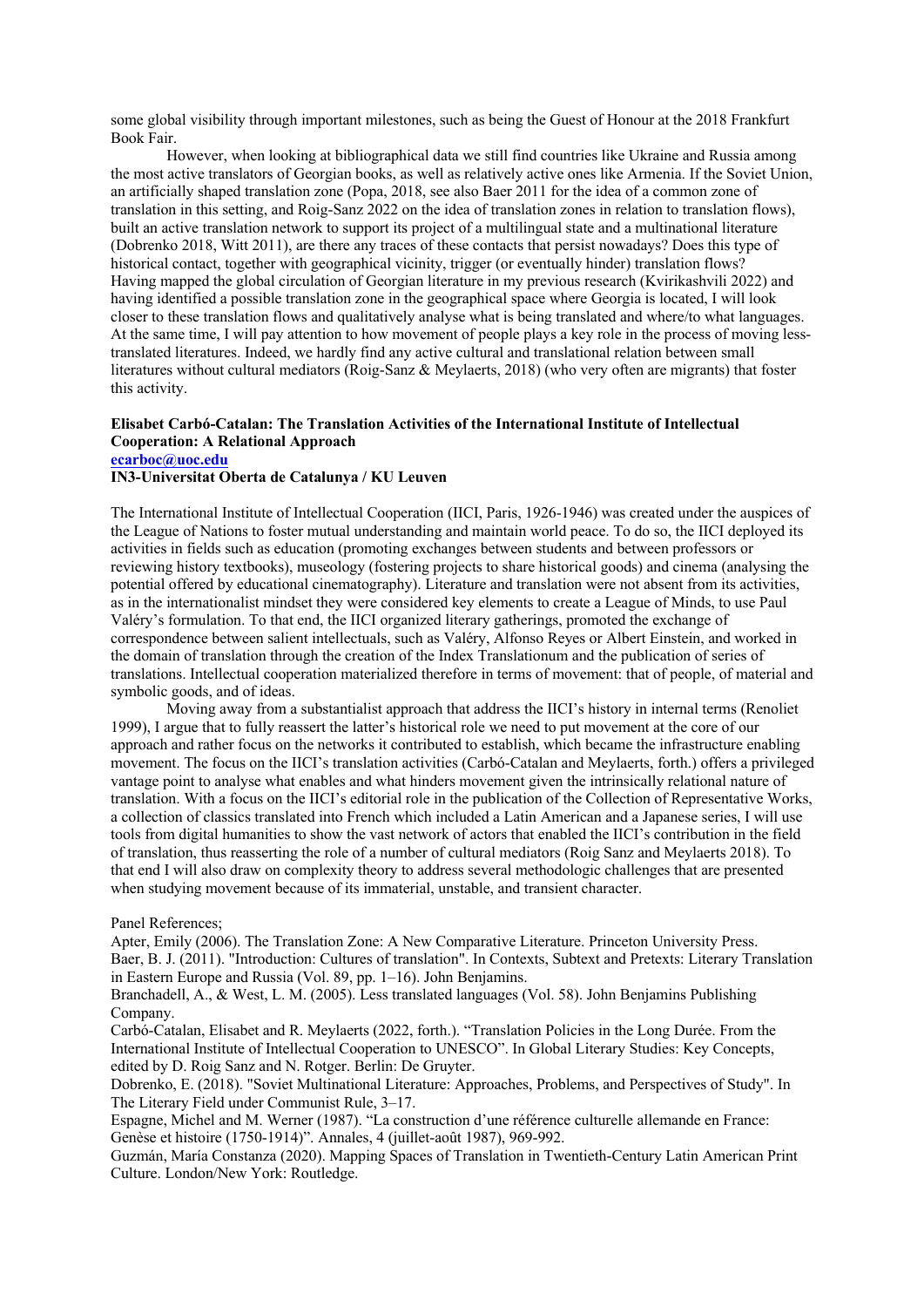some global visibility through important milestones, such as being the Guest of Honour at the 2018 Frankfurt Book Fair.

However, when looking at bibliographical data we still find countries like Ukraine and Russia among the most active translators of Georgian books, as well as relatively active ones like Armenia. If the Soviet Union, an artificially shaped translation zone (Popa, 2018, see also Baer 2011 for the idea of a common zone of translation in this setting, and Roig-Sanz 2022 on the idea of translation zones in relation to translation flows), built an active translation network to support its project of a multilingual state and a multinational literature (Dobrenko 2018, Witt 2011), are there any traces of these contacts that persist nowadays? Does this type of historical contact, together with geographical vicinity, trigger (or eventually hinder) translation flows? Having mapped the global circulation of Georgian literature in my previous research (Kvirikashvili 2022) and having identified a possible translation zone in the geographical space where Georgia is located, I will look closer to these translation flows and qualitatively analyse what is being translated and where/to what languages. At the same time, I will pay attention to how movement of people plays a key role in the process of moving less-translated literatures. Indeed, we hardly find any active cultural and translational relation between small literatures without cultural mediators (Roig-Sanz & Meylaerts, 2018) (who very often are migrants) that foster this activity.

**Elisabet Carbó-Catalan: The Translation Activities of the International Institute of Intellectual Cooperation: A Relational Approach**
**ecarboc@uoc.edu**
**IN3-Universitat Oberta de Catalunya / KU Leuven**

The International Institute of Intellectual Cooperation (IICI, Paris, 1926-1946) was created under the auspices of the League of Nations to foster mutual understanding and maintain world peace. To do so, the IICI deployed its activities in fields such as education (promoting exchanges between students and between professors or reviewing history textbooks), museology (fostering projects to share historical goods) and cinema (analysing the potential offered by educational cinematography). Literature and translation were not absent from its activities, as in the internationalist mindset they were considered key elements to create a League of Minds, to use Paul Valéry's formulation. To that end, the IICI organized literary gatherings, promoted the exchange of correspondence between salient intellectuals, such as Valéry, Alfonso Reyes or Albert Einstein, and worked in the domain of translation through the creation of the Index Translationum and the publication of series of translations. Intellectual cooperation materialized therefore in terms of movement: that of people, of material and symbolic goods, and of ideas.

Moving away from a substantialist approach that address the IICI's history in internal terms (Renoliet 1999), I argue that to fully reassert the latter's historical role we need to put movement at the core of our approach and rather focus on the networks it contributed to establish, which became the infrastructure enabling movement. The focus on the IICI's translation activities (Carbó-Catalan and Meylaerts, forth.) offers a privileged vantage point to analyse what enables and what hinders movement given the intrinsically relational nature of translation. With a focus on the IICI's editorial role in the publication of the Collection of Representative Works, a collection of classics translated into French which included a Latin American and a Japanese series, I will use tools from digital humanities to show the vast network of actors that enabled the IICI's contribution in the field of translation, thus reasserting the role of a number of cultural mediators (Roig Sanz and Meylaerts 2018). To that end I will also draw on complexity theory to address several methodologic challenges that are presented when studying movement because of its immaterial, unstable, and transient character.

Panel References;

Apter, Emily (2006). The Translation Zone: A New Comparative Literature. Princeton University Press.

Baer, B. J. (2011). "Introduction: Cultures of translation". In Contexts, Subtext and Pretexts: Literary Translation in Eastern Europe and Russia (Vol. 89, pp. 1–16). John Benjamins.

Branchadell, A., & West, L. M. (2005). Less translated languages (Vol. 58). John Benjamins Publishing Company.

Carbó-Catalan, Elisabet and R. Meylaerts (2022, forth.). "Translation Policies in the Long Durée. From the International Institute of Intellectual Cooperation to UNESCO". In Global Literary Studies: Key Concepts, edited by D. Roig Sanz and N. Rotger. Berlin: De Gruyter.

Dobrenko, E. (2018). "Soviet Multinational Literature: Approaches, Problems, and Perspectives of Study". In The Literary Field under Communist Rule, 3–17.

Espagne, Michel and M. Werner (1987). "La construction d'une référence culturelle allemande en France: Genèse et histoire (1750-1914)". Annales, 4 (juillet-août 1987), 969-992.

Guzmán, María Constanza (2020). Mapping Spaces of Translation in Twentieth-Century Latin American Print Culture. London/New York: Routledge.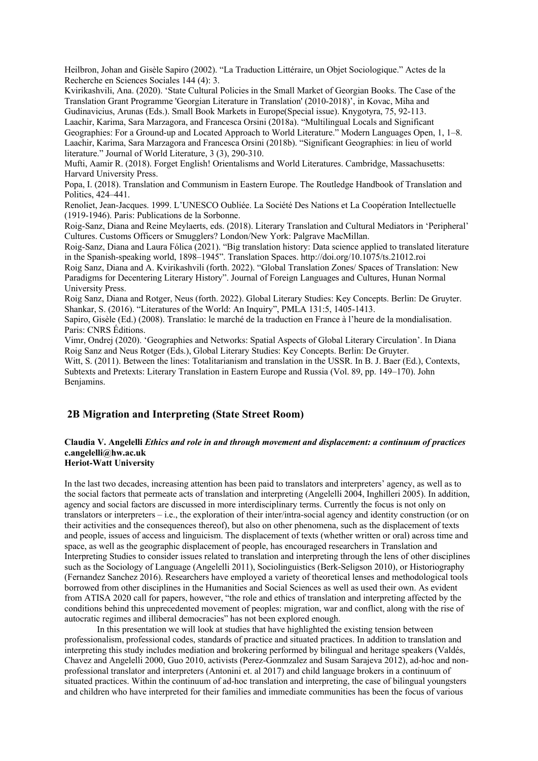Heilbron, Johan and Gisèle Sapiro (2002). "La Traduction Littéraire, un Objet Sociologique." Actes de la Recherche en Sciences Sociales 144 (4): 3.

Kvirikashvili, Ana. (2020). 'State Cultural Policies in the Small Market of Georgian Books. The Case of the Translation Grant Programme 'Georgian Literature in Translation' (2010-2018)', in Kovac, Miha and Gudinavicius, Arunas (Eds.). Small Book Markets in Europe(Special issue). Knygotyra, 75, 92-113.

Laachir, Karima, Sara Marzagora, and Francesca Orsini (2018a). "Multilingual Locals and Significant Geographies: For a Ground-up and Located Approach to World Literature." Modern Languages Open, 1, 1–8.

Laachir, Karima, Sara Marzagora and Francesca Orsini (2018b). "Significant Geographies: in lieu of world literature." Journal of World Literature, 3 (3), 290-310.

Mufti, Aamir R. (2018). Forget English! Orientalisms and World Literatures. Cambridge, Massachusetts: Harvard University Press.

Popa, I. (2018). Translation and Communism in Eastern Europe. The Routledge Handbook of Translation and Politics, 424–441.

Renoliet, Jean-Jacques. 1999. L'UNESCO Oubliée. La Société Des Nations et La Coopération Intellectuelle (1919-1946). Paris: Publications de la Sorbonne.

Roig-Sanz, Diana and Reine Meylaerts, eds. (2018). Literary Translation and Cultural Mediators in 'Peripheral' Cultures. Customs Officers or Smugglers? London/New York: Palgrave MacMillan.

Roig-Sanz, Diana and Laura Fólica (2021). "Big translation history: Data science applied to translated literature in the Spanish-speaking world, 1898–1945". Translation Spaces. http://doi.org/10.1075/ts.21012.roi

Roig Sanz, Diana and A. Kvirikashvili (forth. 2022). "Global Translation Zones/ Spaces of Translation: New Paradigms for Decentering Literary History". Journal of Foreign Languages and Cultures, Hunan Normal University Press.

Roig Sanz, Diana and Rotger, Neus (forth. 2022). Global Literary Studies: Key Concepts. Berlin: De Gruyter.

Shankar, S. (2016). "Literatures of the World: An Inquiry", PMLA 131:5, 1405-1413.

Sapiro, Gisèle (Ed.) (2008). Translatio: le marché de la traduction en France à l'heure de la mondialisation. Paris: CNRS Éditions.

Vimr, Ondrej (2020). 'Geographies and Networks: Spatial Aspects of Global Literary Circulation'. In Diana Roig Sanz and Neus Rotger (Eds.), Global Literary Studies: Key Concepts. Berlin: De Gruyter.

Witt, S. (2011). Between the lines: Totalitarianism and translation in the USSR. In B. J. Baer (Ed.), Contexts, Subtexts and Pretexts: Literary Translation in Eastern Europe and Russia (Vol. 89, pp. 149–170). John Benjamins.

## 2B Migration and Interpreting (State Street Room)

**Claudia V. Angelelli** ***Ethics and role in and through movement and displacement: a continuum of practices***
**c.angelelli@hw.ac.uk**
**Heriot-Watt University**

In the last two decades, increasing attention has been paid to translators and interpreters' agency, as well as to the social factors that permeate acts of translation and interpreting (Angelelli 2004, Inghilleri 2005). In addition, agency and social factors are discussed in more interdisciplinary terms. Currently the focus is not only on translators or interpreters – i.e., the exploration of their inter/intra-social agency and identity construction (or on their activities and the consequences thereof), but also on other phenomena, such as the displacement of texts and people, issues of access and linguicism. The displacement of texts (whether written or oral) across time and space, as well as the geographic displacement of people, has encouraged researchers in Translation and Interpreting Studies to consider issues related to translation and interpreting through the lens of other disciplines such as the Sociology of Language (Angelelli 2011), Sociolinguistics (Berk-Seligson 2010), or Historiography (Fernandez Sanchez 2016). Researchers have employed a variety of theoretical lenses and methodological tools borrowed from other disciplines in the Humanities and Social Sciences as well as used their own. As evident from ATISA 2020 call for papers, however, "the role and ethics of translation and interpreting affected by the conditions behind this unprecedented movement of peoples: migration, war and conflict, along with the rise of autocratic regimes and illiberal democracies" has not been explored enough.

In this presentation we will look at studies that have highlighted the existing tension between professionalism, professional codes, standards of practice and situated practices. In addition to translation and interpreting this study includes mediation and brokering performed by bilingual and heritage speakers (Valdés, Chavez and Angelelli 2000, Guo 2010, activists (Perez-Gonmzalez and Susam Sarajeva 2012), ad-hoc and non-professional translator and interpreters (Antonini et. al 2017) and child language brokers in a continuum of situated practices. Within the continuum of ad-hoc translation and interpreting, the case of bilingual youngsters and children who have interpreted for their families and immediate communities has been the focus of various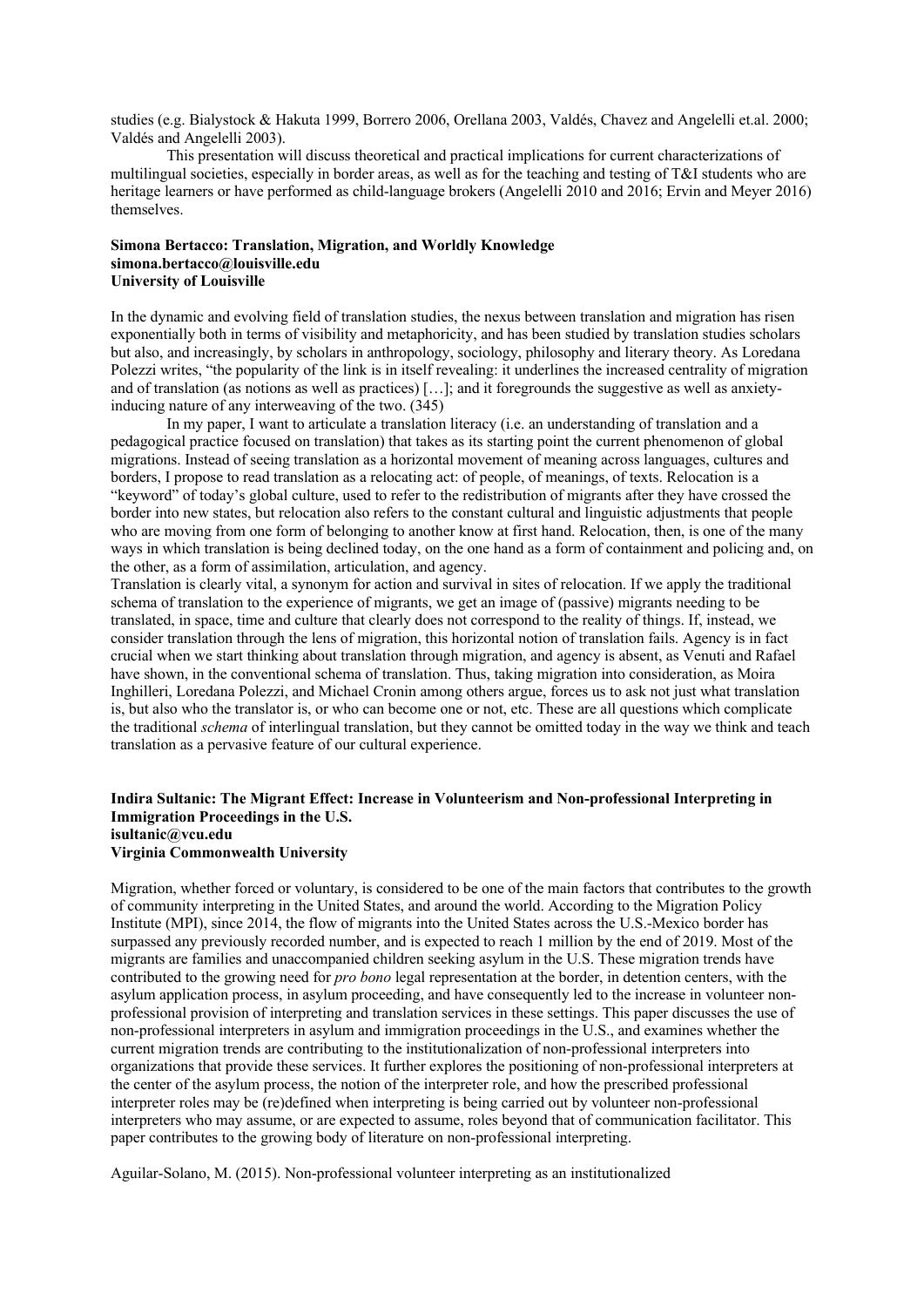studies (e.g. Bialystock & Hakuta 1999, Borrero 2006, Orellana 2003, Valdés, Chavez and Angelelli et.al. 2000; Valdés and Angelelli 2003).

This presentation will discuss theoretical and practical implications for current characterizations of multilingual societies, especially in border areas, as well as for the teaching and testing of T&I students who are heritage learners or have performed as child-language brokers (Angelelli 2010 and 2016; Ervin and Meyer 2016) themselves.

**Simona Bertacco: Translation, Migration, and Worldly Knowledge**
**simona.bertacco@louisville.edu**
**University of Louisville**

In the dynamic and evolving field of translation studies, the nexus between translation and migration has risen exponentially both in terms of visibility and metaphoricity, and has been studied by translation studies scholars but also, and increasingly, by scholars in anthropology, sociology, philosophy and literary theory. As Loredana Polezzi writes, "the popularity of the link is in itself revealing: it underlines the increased centrality of migration and of translation (as notions as well as practices) […]; and it foregrounds the suggestive as well as anxiety-inducing nature of any interweaving of the two. (345)

In my paper, I want to articulate a translation literacy (i.e. an understanding of translation and a pedagogical practice focused on translation) that takes as its starting point the current phenomenon of global migrations. Instead of seeing translation as a horizontal movement of meaning across languages, cultures and borders, I propose to read translation as a relocating act: of people, of meanings, of texts. Relocation is a "keyword" of today's global culture, used to refer to the redistribution of migrants after they have crossed the border into new states, but relocation also refers to the constant cultural and linguistic adjustments that people who are moving from one form of belonging to another know at first hand. Relocation, then, is one of the many ways in which translation is being declined today, on the one hand as a form of containment and policing and, on the other, as a form of assimilation, articulation, and agency.

Translation is clearly vital, a synonym for action and survival in sites of relocation. If we apply the traditional schema of translation to the experience of migrants, we get an image of (passive) migrants needing to be translated, in space, time and culture that clearly does not correspond to the reality of things. If, instead, we consider translation through the lens of migration, this horizontal notion of translation fails. Agency is in fact crucial when we start thinking about translation through migration, and agency is absent, as Venuti and Rafael have shown, in the conventional schema of translation. Thus, taking migration into consideration, as Moira Inghilleri, Loredana Polezzi, and Michael Cronin among others argue, forces us to ask not just what translation is, but also who the translator is, or who can become one or not, etc. These are all questions which complicate the traditional *schema* of interlingual translation, but they cannot be omitted today in the way we think and teach translation as a pervasive feature of our cultural experience.

**Indira Sultanic: The Migrant Effect: Increase in Volunteerism and Non-professional Interpreting in Immigration Proceedings in the U.S.**
**isultanic@vcu.edu**
**Virginia Commonwealth University**

Migration, whether forced or voluntary, is considered to be one of the main factors that contributes to the growth of community interpreting in the United States, and around the world. According to the Migration Policy Institute (MPI), since 2014, the flow of migrants into the United States across the U.S.-Mexico border has surpassed any previously recorded number, and is expected to reach 1 million by the end of 2019. Most of the migrants are families and unaccompanied children seeking asylum in the U.S. These migration trends have contributed to the growing need for *pro bono* legal representation at the border, in detention centers, with the asylum application process, in asylum proceeding, and have consequently led to the increase in volunteer non-professional provision of interpreting and translation services in these settings. This paper discusses the use of non-professional interpreters in asylum and immigration proceedings in the U.S., and examines whether the current migration trends are contributing to the institutionalization of non-professional interpreters into organizations that provide these services. It further explores the positioning of non-professional interpreters at the center of the asylum process, the notion of the interpreter role, and how the prescribed professional interpreter roles may be (re)defined when interpreting is being carried out by volunteer non-professional interpreters who may assume, or are expected to assume, roles beyond that of communication facilitator. This paper contributes to the growing body of literature on non-professional interpreting.

Aguilar-Solano, M. (2015). Non-professional volunteer interpreting as an institutionalized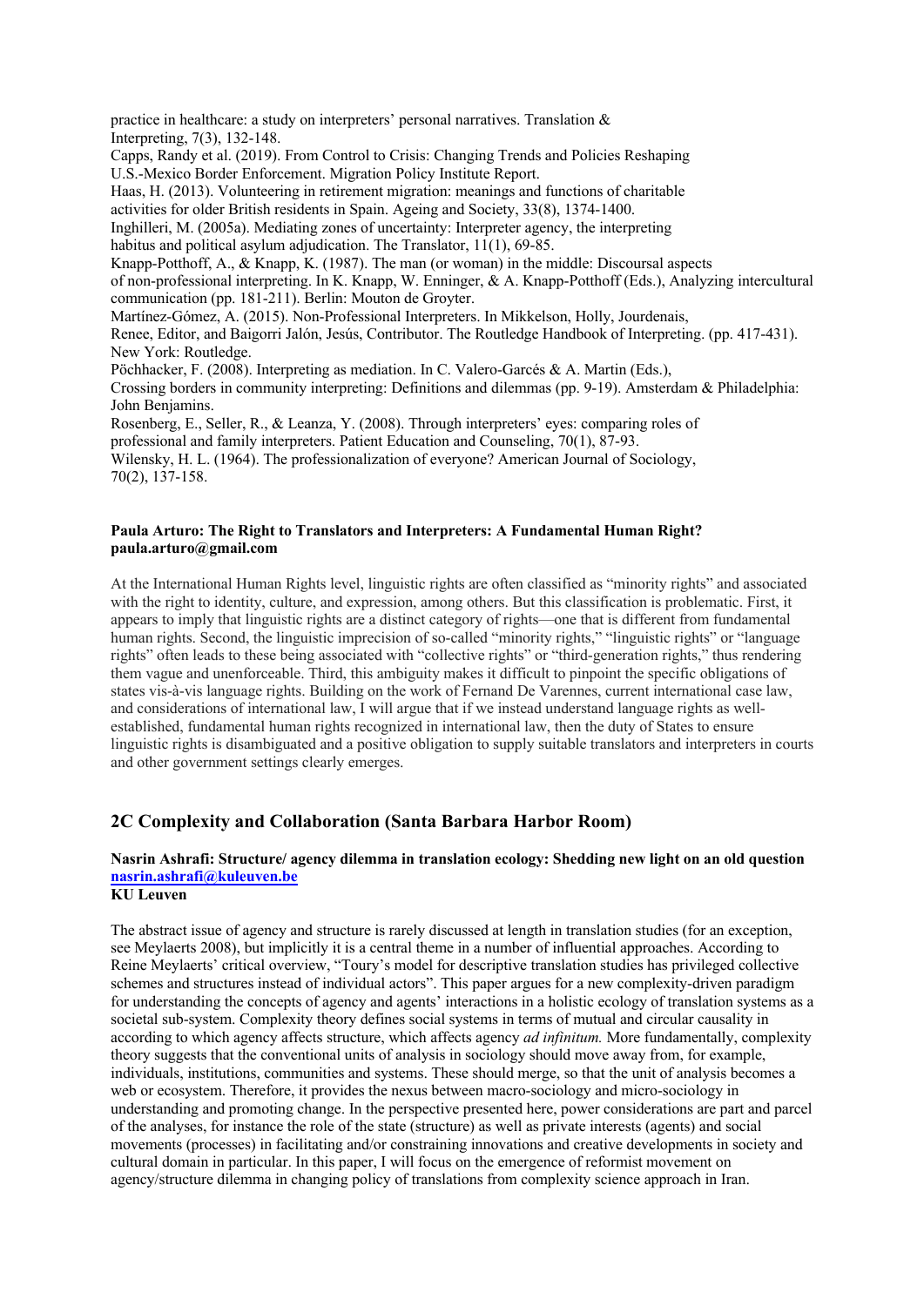practice in healthcare: a study on interpreters' personal narratives. Translation & Interpreting, 7(3), 132-148.

Capps, Randy et al. (2019). From Control to Crisis: Changing Trends and Policies Reshaping U.S.-Mexico Border Enforcement. Migration Policy Institute Report.

Haas, H. (2013). Volunteering in retirement migration: meanings and functions of charitable activities for older British residents in Spain. Ageing and Society, 33(8), 1374-1400.

Inghilleri, M. (2005a). Mediating zones of uncertainty: Interpreter agency, the interpreting habitus and political asylum adjudication. The Translator, 11(1), 69-85.

Knapp-Potthoff, A., & Knapp, K. (1987). The man (or woman) in the middle: Discoursal aspects of non-professional interpreting. In K. Knapp, W. Enninger, & A. Knapp-Potthoff (Eds.), Analyzing intercultural communication (pp. 181-211). Berlin: Mouton de Groyter.

Martínez-Gómez, A. (2015). Non-Professional Interpreters. In Mikkelson, Holly, Jourdenais, Renee, Editor, and Baigorri Jalón, Jesús, Contributor. The Routledge Handbook of Interpreting. (pp. 417-431). New York: Routledge.

Pöchhacker, F. (2008). Interpreting as mediation. In C. Valero-Garcés & A. Martin (Eds.), Crossing borders in community interpreting: Definitions and dilemmas (pp. 9-19). Amsterdam & Philadelphia: John Benjamins.

Rosenberg, E., Seller, R., & Leanza, Y. (2008). Through interpreters' eyes: comparing roles of professional and family interpreters. Patient Education and Counseling, 70(1), 87-93.

Wilensky, H. L. (1964). The professionalization of everyone? American Journal of Sociology, 70(2), 137-158.

**Paula Arturo: The Right to Translators and Interpreters: A Fundamental Human Right?**
**paula.arturo@gmail.com**

At the International Human Rights level, linguistic rights are often classified as "minority rights" and associated with the right to identity, culture, and expression, among others. But this classification is problematic. First, it appears to imply that linguistic rights are a distinct category of rights—one that is different from fundamental human rights. Second, the linguistic imprecision of so-called "minority rights," "linguistic rights" or "language rights" often leads to these being associated with "collective rights" or "third-generation rights," thus rendering them vague and unenforceable. Third, this ambiguity makes it difficult to pinpoint the specific obligations of states vis-à-vis language rights. Building on the work of Fernand De Varennes, current international case law, and considerations of international law, I will argue that if we instead understand language rights as well-established, fundamental human rights recognized in international law, then the duty of States to ensure linguistic rights is disambiguated and a positive obligation to supply suitable translators and interpreters in courts and other government settings clearly emerges.

## 2C Complexity and Collaboration (Santa Barbara Harbor Room)

**Nasrin Ashrafi: Structure/ agency dilemma in translation ecology: Shedding new light on an old question**
**nasrin.ashrafi@kuleuven.be**
**KU Leuven**

The abstract issue of agency and structure is rarely discussed at length in translation studies (for an exception, see Meylaerts 2008), but implicitly it is a central theme in a number of influential approaches. According to Reine Meylaerts' critical overview, "Toury's model for descriptive translation studies has privileged collective schemes and structures instead of individual actors". This paper argues for a new complexity-driven paradigm for understanding the concepts of agency and agents' interactions in a holistic ecology of translation systems as a societal sub-system. Complexity theory defines social systems in terms of mutual and circular causality in according to which agency affects structure, which affects agency *ad infinitum.* More fundamentally, complexity theory suggests that the conventional units of analysis in sociology should move away from, for example, individuals, institutions, communities and systems. These should merge, so that the unit of analysis becomes a web or ecosystem. Therefore, it provides the nexus between macro-sociology and micro-sociology in understanding and promoting change. In the perspective presented here, power considerations are part and parcel of the analyses, for instance the role of the state (structure) as well as private interests (agents) and social movements (processes) in facilitating and/or constraining innovations and creative developments in society and cultural domain in particular. In this paper, I will focus on the emergence of reformist movement on agency/structure dilemma in changing policy of translations from complexity science approach in Iran.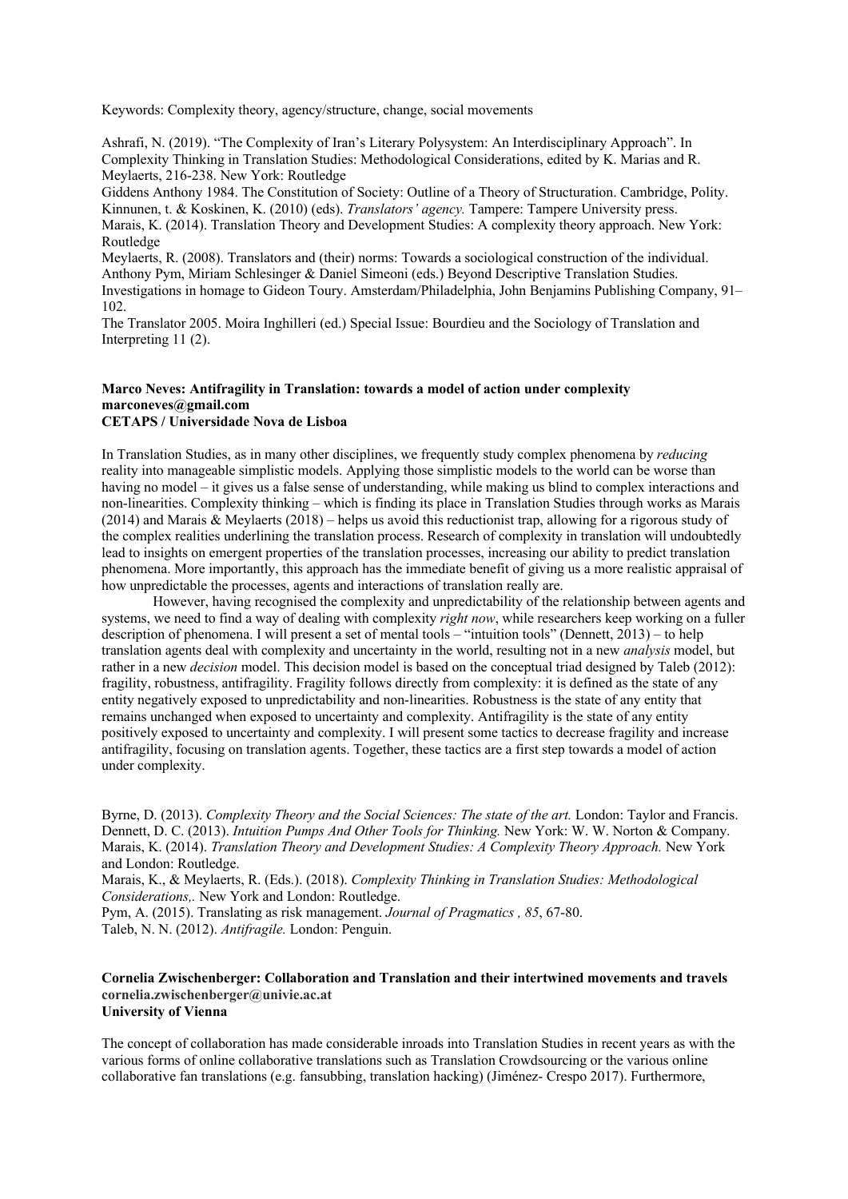Keywords: Complexity theory, agency/structure, change, social movements

Ashrafi, N. (2019). "The Complexity of Iran's Literary Polysystem: An Interdisciplinary Approach". In Complexity Thinking in Translation Studies: Methodological Considerations, edited by K. Marias and R. Meylaerts, 216-238. New York: Routledge

Giddens Anthony 1984. The Constitution of Society: Outline of a Theory of Structuration. Cambridge, Polity.

Kinnunen, t. & Koskinen, K. (2010) (eds). *Translators' agency.* Tampere: Tampere University press.

Marais, K. (2014). Translation Theory and Development Studies: A complexity theory approach. New York: Routledge

Meylaerts, R. (2008). Translators and (their) norms: Towards a sociological construction of the individual. Anthony Pym, Miriam Schlesinger & Daniel Simeoni (eds.) Beyond Descriptive Translation Studies. Investigations in homage to Gideon Toury. Amsterdam/Philadelphia, John Benjamins Publishing Company, 91–102.

The Translator 2005. Moira Inghilleri (ed.) Special Issue: Bourdieu and the Sociology of Translation and Interpreting 11 (2).

**Marco Neves: Antifragility in Translation: towards a model of action under complexity**
**marconeves@gmail.com**
**CETAPS / Universidade Nova de Lisboa**

In Translation Studies, as in many other disciplines, we frequently study complex phenomena by *reducing* reality into manageable simplistic models. Applying those simplistic models to the world can be worse than having no model – it gives us a false sense of understanding, while making us blind to complex interactions and non-linearities. Complexity thinking – which is finding its place in Translation Studies through works as Marais (2014) and Marais & Meylaerts (2018) – helps us avoid this reductionist trap, allowing for a rigorous study of the complex realities underlining the translation process. Research of complexity in translation will undoubtedly lead to insights on emergent properties of the translation processes, increasing our ability to predict translation phenomena. More importantly, this approach has the immediate benefit of giving us a more realistic appraisal of how unpredictable the processes, agents and interactions of translation really are.

However, having recognised the complexity and unpredictability of the relationship between agents and systems, we need to find a way of dealing with complexity *right now*, while researchers keep working on a fuller description of phenomena. I will present a set of mental tools – "intuition tools" (Dennett, 2013) – to help translation agents deal with complexity and uncertainty in the world, resulting not in a new *analysis* model, but rather in a new *decision* model. This decision model is based on the conceptual triad designed by Taleb (2012): fragility, robustness, antifragility. Fragility follows directly from complexity: it is defined as the state of any entity negatively exposed to unpredictability and non-linearities. Robustness is the state of any entity that remains unchanged when exposed to uncertainty and complexity. Antifragility is the state of any entity positively exposed to uncertainty and complexity. I will present some tactics to decrease fragility and increase antifragility, focusing on translation agents. Together, these tactics are a first step towards a model of action under complexity.

Byrne, D. (2013). *Complexity Theory and the Social Sciences: The state of the art.* London: Taylor and Francis.

Dennett, D. C. (2013). *Intuition Pumps And Other Tools for Thinking.* New York: W. W. Norton & Company.

Marais, K. (2014). *Translation Theory and Development Studies: A Complexity Theory Approach.* New York and London: Routledge.

Marais, K., & Meylaerts, R. (Eds.). (2018). *Complexity Thinking in Translation Studies: Methodological Considerations,.* New York and London: Routledge.

Pym, A. (2015). Translating as risk management. *Journal of Pragmatics , 85*, 67-80.

Taleb, N. N. (2012). *Antifragile.* London: Penguin.

**Cornelia Zwischenberger: Collaboration and Translation and their intertwined movements and travels**
**cornelia.zwischenberger@univie.ac.at**
**University of Vienna**

The concept of collaboration has made considerable inroads into Translation Studies in recent years as with the various forms of online collaborative translations such as Translation Crowdsourcing or the various online collaborative fan translations (e.g. fansubbing, translation hacking) (Jiménez- Crespo 2017). Furthermore,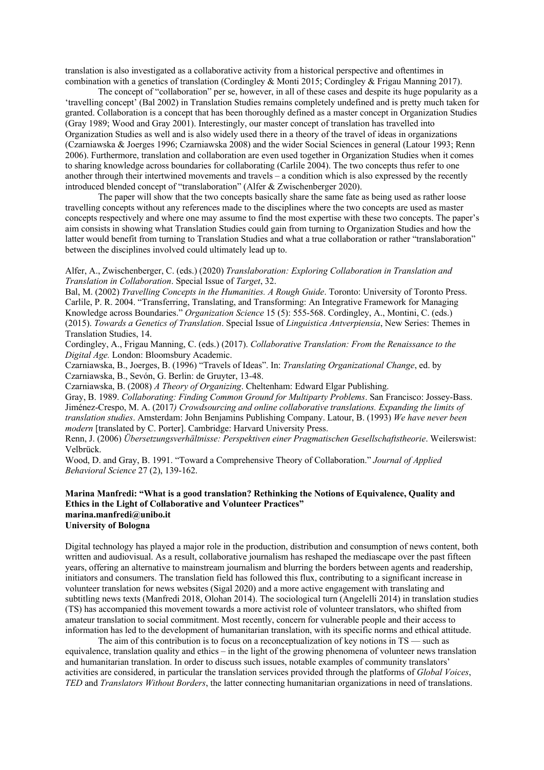translation is also investigated as a collaborative activity from a historical perspective and oftentimes in combination with a genetics of translation (Cordingley & Monti 2015; Cordingley & Frigau Manning 2017).

The concept of "collaboration" per se, however, in all of these cases and despite its huge popularity as a 'travelling concept' (Bal 2002) in Translation Studies remains completely undefined and is pretty much taken for granted. Collaboration is a concept that has been thoroughly defined as a master concept in Organization Studies (Gray 1989; Wood and Gray 2001). Interestingly, our master concept of translation has travelled into Organization Studies as well and is also widely used there in a theory of the travel of ideas in organizations (Czarniawska & Joerges 1996; Czarniawska 2008) and the wider Social Sciences in general (Latour 1993; Renn 2006). Furthermore, translation and collaboration are even used together in Organization Studies when it comes to sharing knowledge across boundaries for collaborating (Carlile 2004). The two concepts thus refer to one another through their intertwined movements and travels – a condition which is also expressed by the recently introduced blended concept of "translaboration" (Alfer & Zwischenberger 2020).

The paper will show that the two concepts basically share the same fate as being used as rather loose travelling concepts without any references made to the disciplines where the two concepts are used as master concepts respectively and where one may assume to find the most expertise with these two concepts. The paper's aim consists in showing what Translation Studies could gain from turning to Organization Studies and how the latter would benefit from turning to Translation Studies and what a true collaboration or rather "translaboration" between the disciplines involved could ultimately lead up to.

Alfer, A., Zwischenberger, C. (eds.) (2020) *Translaboration: Exploring Collaboration in Translation and Translation in Collaboration*. Special Issue of *Target*, 32.
Bal, M. (2002) *Travelling Concepts in the Humanities. A Rough Guide*. Toronto: University of Toronto Press.
Carlile, P. R. 2004. "Transferring, Translating, and Transforming: An Integrative Framework for Managing Knowledge across Boundaries." *Organization Science* 15 (5): 555-568. Cordingley, A., Montini, C. (eds.) (2015). *Towards a Genetics of Translation*. Special Issue of *Linguistica Antverpiensia*, New Series: Themes in Translation Studies, 14.
Cordingley, A., Frigau Manning, C. (eds.) (2017). *Collaborative Translation: From the Renaissance to the Digital Age.* London: Bloomsbury Academic.
Czarniawska, B., Joerges, B. (1996) "Travels of Ideas". In: *Translating Organizational Change*, ed. by Czarniawska, B., Sevón, G. Berlin: de Gruyter, 13-48.
Czarniawska, B. (2008) *A Theory of Organizing*. Cheltenham: Edward Elgar Publishing.
Gray, B. 1989. *Collaborating: Finding Common Ground for Multiparty Problems*. San Francisco: Jossey-Bass.
Jiménez-Crespo, M. A. (2017*) Crowdsourcing and online collaborative translations. Expanding the limits of translation studies*. Amsterdam: John Benjamins Publishing Company. Latour, B. (1993) *We have never been modern* [translated by C. Porter]. Cambridge: Harvard University Press.
Renn, J. (2006) *Übersetzungsverhältnisse: Perspektiven einer Pragmatischen Gesellschaftstheorie*. Weilerswist: Velbrück.
Wood, D. and Gray, B. 1991. "Toward a Comprehensive Theory of Collaboration." *Journal of Applied Behavioral Science* 27 (2), 139-162.

**Marina Manfredi: "What is a good translation? Rethinking the Notions of Equivalence, Quality and Ethics in the Light of Collaborative and Volunteer Practices"**
**marina.manfredi@unibo.it**
**University of Bologna**

Digital technology has played a major role in the production, distribution and consumption of news content, both written and audiovisual. As a result, collaborative journalism has reshaped the mediascape over the past fifteen years, offering an alternative to mainstream journalism and blurring the borders between agents and readership, initiators and consumers. The translation field has followed this flux, contributing to a significant increase in volunteer translation for news websites (Sigal 2020) and a more active engagement with translating and subtitling news texts (Manfredi 2018, Olohan 2014). The sociological turn (Angelelli 2014) in translation studies (TS) has accompanied this movement towards a more activist role of volunteer translators, who shifted from amateur translation to social commitment. Most recently, concern for vulnerable people and their access to information has led to the development of humanitarian translation, with its specific norms and ethical attitude.

The aim of this contribution is to focus on a reconceptualization of key notions in TS — such as equivalence, translation quality and ethics – in the light of the growing phenomena of volunteer news translation and humanitarian translation. In order to discuss such issues, notable examples of community translators' activities are considered, in particular the translation services provided through the platforms of *Global Voices*, *TED* and *Translators Without Borders*, the latter connecting humanitarian organizations in need of translations.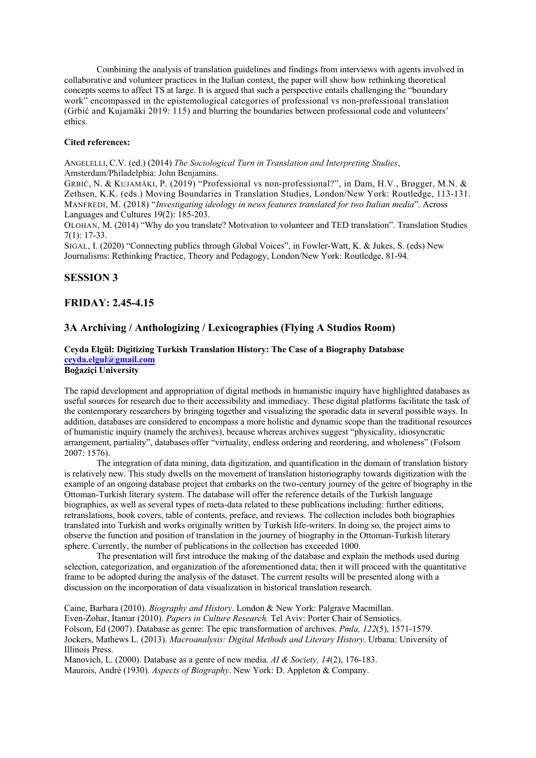Combining the analysis of translation guidelines and findings from interviews with agents involved in collaborative and volunteer practices in the Italian context, the paper will show how rethinking theoretical concepts seems to affect TS at large. It is argued that such a perspective entails challenging the "boundary work" encompassed in the epistemological categories of professional vs non-professional translation (Grbić and Kujamäki 2019: 115) and blurring the boundaries between professional code and volunteers' ethics.

**Cited references:**

ANGELELLI, C.V. (ed.) (2014) *The Sociological Turn in Translation and Interpreting Studies*, Amsterdam/Philadelphia: John Benjamins.
GRBIĆ, N. & KUJAMÄKI, P. (2019) "Professional vs non-professional?", in Dam, H.V., Brøgger, M.N. & Zethsen, K.K. (eds.) Moving Boundaries in Translation Studies, London/New York: Routledge, 113-131.
MANFREDI, M. (2018) "*Investigating ideology in news features translated for two Italian media*". Across Languages and Cultures 19(2): 185-203.
OLOHAN, M. (2014) "Why do you translate? Motivation to volunteer and TED translation". Translation Studies 7(1): 17-33.
SIGAL, I. (2020) "Connecting publics through Global Voices", in Fowler-Watt, K. & Jukes, S. (eds) New Journalisms: Rethinking Practice, Theory and Pedagogy, London/New York: Routledge, 81-94.

## SESSION 3

## FRIDAY: 2.45-4.15

## 3A Archiving / Anthologizing / Lexicographies (Flying A Studios Room)

**Ceyda Elgül: Digitizing Turkish Translation History: The Case of a Biography Database**
**ceyda.elgul@gmail.com**
**Boğaziçi University**

The rapid development and appropriation of digital methods in humanistic inquiry have highlighted databases as useful sources for research due to their accessibility and immediacy. These digital platforms facilitate the task of the contemporary researchers by bringing together and visualizing the sporadic data in several possible ways. In addition, databases are considered to encompass a more holistic and dynamic scope than the traditional resources of humanistic inquiry (namely the archives), because whereas archives suggest "physicality, idiosyncratic arrangement, partiality", databases offer "virtuality, endless ordering and reordering, and wholeness" (Folsom 2007: 1576).

The integration of data mining, data digitization, and quantification in the domain of translation history is relatively new. This study dwells on the movement of translation historiography towards digitization with the example of an ongoing database project that embarks on the two-century journey of the genre of biography in the Ottoman-Turkish literary system. The database will offer the reference details of the Turkish language biographies, as well as several types of meta-data related to these publications including: further editions, retranslations, book covers, table of contents, preface, and reviews. The collection includes both biographies translated into Turkish and works originally written by Turkish life-writers. In doing so, the project aims to observe the function and position of translation in the journey of biography in the Ottoman-Turkish literary sphere. Currently, the number of publications in the collection has exceeded 1000.

The presentation will first introduce the making of the database and explain the methods used during selection, categorization, and organization of the aforementioned data; then it will proceed with the quantitative frame to be adopted during the analysis of the dataset. The current results will be presented along with a discussion on the incorporation of data visualization in historical translation research.

Caine, Barbara (2010). *Biography and History*. London & New York: Palgrave Macmillan.
Even-Zohar, Itamar (2010). *Papers in Culture Research.* Tel Aviv: Porter Chair of Semiotics.
Folsom, Ed (2007). Database as genre: The epic transformation of archives. *Pmla, 122*(5), 1571-1579.
Jockers, Mathews L. (2013). *Macroanalysis: Digital Methods and Literary History*. Urbana: University of Illinois Press.
Manovich, L. (2000). Database as a genre of new media. *AI & Society, 14*(2), 176-183.
Maurois, André (1930). *Aspects of Biography*. New York: D. Appleton & Company.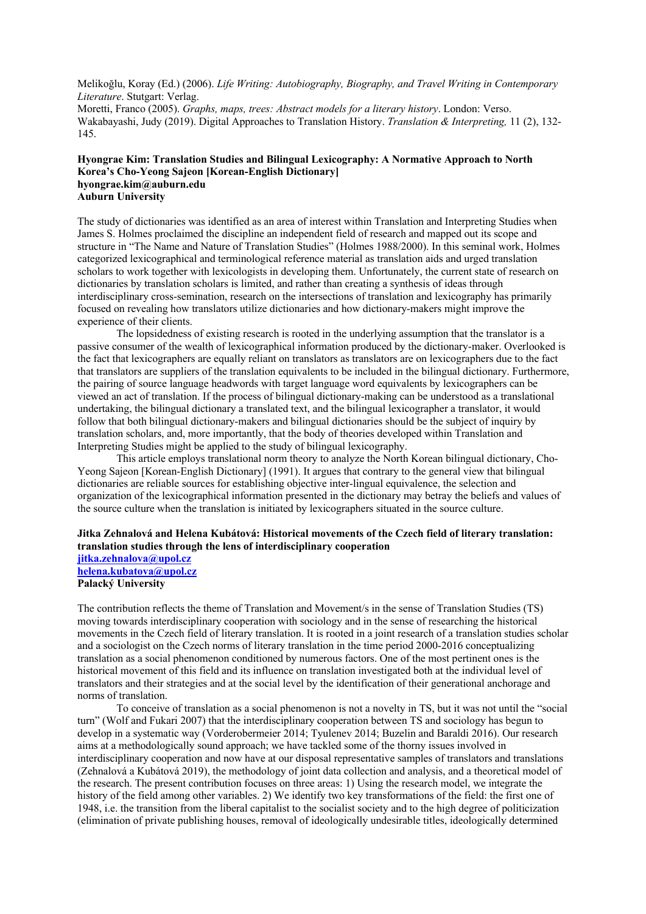Melikoğlu, Koray (Ed.) (2006). *Life Writing: Autobiography, Biography, and Travel Writing in Contemporary Literature*. Stutgart: Verlag.
Moretti, Franco (2005). *Graphs, maps, trees: Abstract models for a literary history*. London: Verso.
Wakabayashi, Judy (2019). Digital Approaches to Translation History. *Translation & Interpreting,* 11 (2), 132-145.

**Hyongrae Kim: Translation Studies and Bilingual Lexicography: A Normative Approach to North Korea's Cho-Yeong Sajeon [Korean-English Dictionary]**
**hyongrae.kim@auburn.edu**
**Auburn University**

The study of dictionaries was identified as an area of interest within Translation and Interpreting Studies when James S. Holmes proclaimed the discipline an independent field of research and mapped out its scope and structure in "The Name and Nature of Translation Studies" (Holmes 1988/2000). In this seminal work, Holmes categorized lexicographical and terminological reference material as translation aids and urged translation scholars to work together with lexicologists in developing them. Unfortunately, the current state of research on dictionaries by translation scholars is limited, and rather than creating a synthesis of ideas through interdisciplinary cross-semination, research on the intersections of translation and lexicography has primarily focused on revealing how translators utilize dictionaries and how dictionary-makers might improve the experience of their clients.

The lopsidedness of existing research is rooted in the underlying assumption that the translator is a passive consumer of the wealth of lexicographical information produced by the dictionary-maker. Overlooked is the fact that lexicographers are equally reliant on translators as translators are on lexicographers due to the fact that translators are suppliers of the translation equivalents to be included in the bilingual dictionary. Furthermore, the pairing of source language headwords with target language word equivalents by lexicographers can be viewed an act of translation. If the process of bilingual dictionary-making can be understood as a translational undertaking, the bilingual dictionary a translated text, and the bilingual lexicographer a translator, it would follow that both bilingual dictionary-makers and bilingual dictionaries should be the subject of inquiry by translation scholars, and, more importantly, that the body of theories developed within Translation and Interpreting Studies might be applied to the study of bilingual lexicography.

This article employs translational norm theory to analyze the North Korean bilingual dictionary, Cho-Yeong Sajeon [Korean-English Dictionary] (1991). It argues that contrary to the general view that bilingual dictionaries are reliable sources for establishing objective inter-lingual equivalence, the selection and organization of the lexicographical information presented in the dictionary may betray the beliefs and values of the source culture when the translation is initiated by lexicographers situated in the source culture.

**Jitka Zehnalová and Helena Kubátová: Historical movements of the Czech field of literary translation: translation studies through the lens of interdisciplinary cooperation**
**jitka.zehnalova@upol.cz**
**helena.kubatova@upol.cz**
**Palacký University**

The contribution reflects the theme of Translation and Movement/s in the sense of Translation Studies (TS) moving towards interdisciplinary cooperation with sociology and in the sense of researching the historical movements in the Czech field of literary translation. It is rooted in a joint research of a translation studies scholar and a sociologist on the Czech norms of literary translation in the time period 2000-2016 conceptualizing translation as a social phenomenon conditioned by numerous factors. One of the most pertinent ones is the historical movement of this field and its influence on translation investigated both at the individual level of translators and their strategies and at the social level by the identification of their generational anchorage and norms of translation.

To conceive of translation as a social phenomenon is not a novelty in TS, but it was not until the "social turn" (Wolf and Fukari 2007) that the interdisciplinary cooperation between TS and sociology has begun to develop in a systematic way (Vorderobermeier 2014; Tyulenev 2014; Buzelin and Baraldi 2016). Our research aims at a methodologically sound approach; we have tackled some of the thorny issues involved in interdisciplinary cooperation and now have at our disposal representative samples of translators and translations (Zehnalová a Kubátová 2019), the methodology of joint data collection and analysis, and a theoretical model of the research. The present contribution focuses on three areas: 1) Using the research model, we integrate the history of the field among other variables. 2) We identify two key transformations of the field: the first one of 1948, i.e. the transition from the liberal capitalist to the socialist society and to the high degree of politicization (elimination of private publishing houses, removal of ideologically undesirable titles, ideologically determined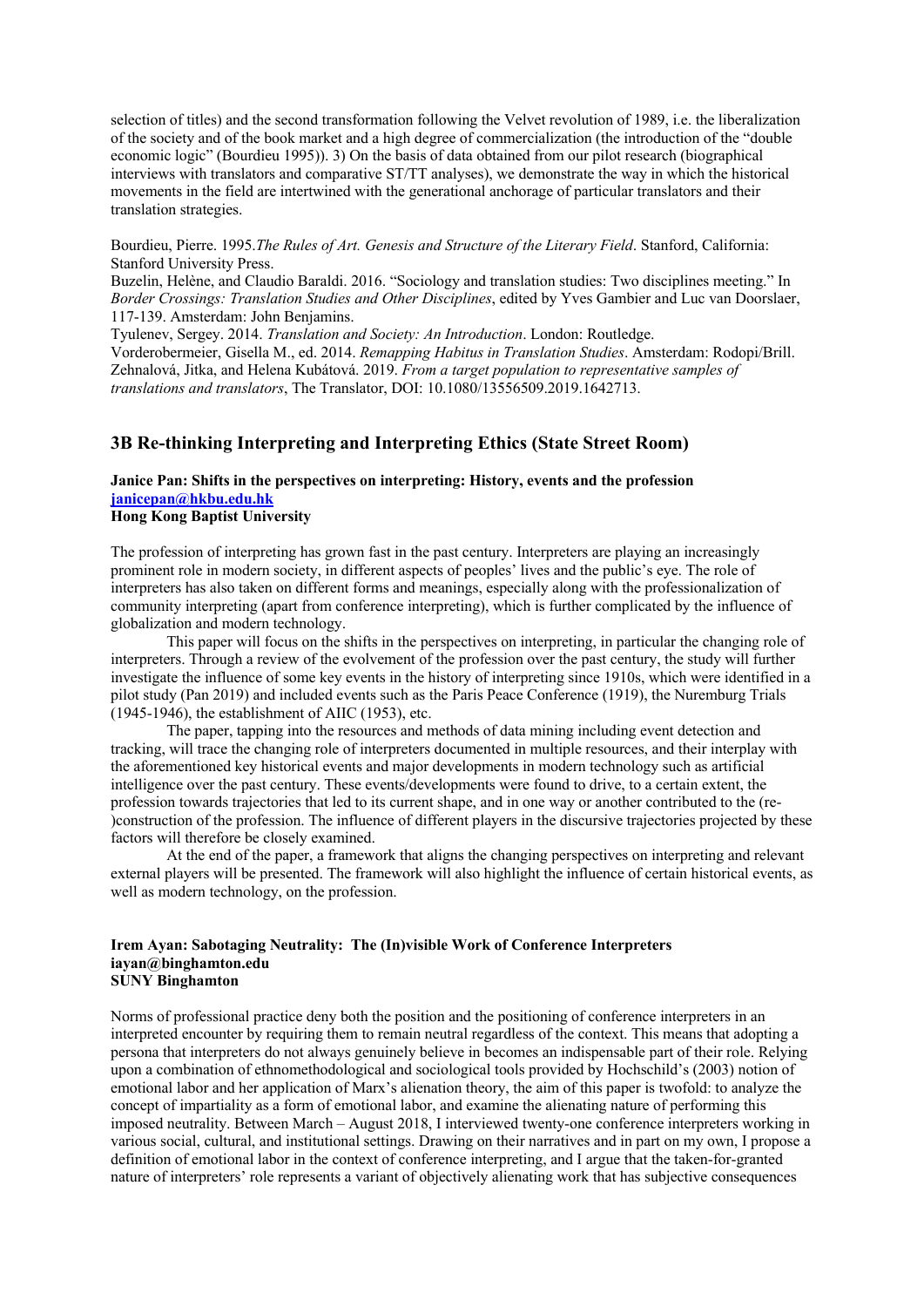selection of titles) and the second transformation following the Velvet revolution of 1989, i.e. the liberalization of the society and of the book market and a high degree of commercialization (the introduction of the "double economic logic" (Bourdieu 1995)). 3) On the basis of data obtained from our pilot research (biographical interviews with translators and comparative ST/TT analyses), we demonstrate the way in which the historical movements in the field are intertwined with the generational anchorage of particular translators and their translation strategies.

Bourdieu, Pierre. 1995.*The Rules of Art. Genesis and Structure of the Literary Field*. Stanford, California: Stanford University Press.
Buzelin, Helène, and Claudio Baraldi. 2016. "Sociology and translation studies: Two disciplines meeting." In *Border Crossings: Translation Studies and Other Disciplines*, edited by Yves Gambier and Luc van Doorslaer, 117-139. Amsterdam: John Benjamins.
Tyulenev, Sergey. 2014. *Translation and Society: An Introduction*. London: Routledge.
Vorderobermeier, Gisella M., ed. 2014. *Remapping Habitus in Translation Studies*. Amsterdam: Rodopi/Brill.
Zehnalová, Jitka, and Helena Kubátová. 2019. *From a target population to representative samples of translations and translators*, The Translator, DOI: 10.1080/13556509.2019.1642713.

## 3B Re-thinking Interpreting and Interpreting Ethics (State Street Room)

**Janice Pan: Shifts in the perspectives on interpreting: History, events and the profession**
**janicepan@hkbu.edu.hk**
**Hong Kong Baptist University**

The profession of interpreting has grown fast in the past century. Interpreters are playing an increasingly prominent role in modern society, in different aspects of peoples' lives and the public's eye. The role of interpreters has also taken on different forms and meanings, especially along with the professionalization of community interpreting (apart from conference interpreting), which is further complicated by the influence of globalization and modern technology.

This paper will focus on the shifts in the perspectives on interpreting, in particular the changing role of interpreters. Through a review of the evolvement of the profession over the past century, the study will further investigate the influence of some key events in the history of interpreting since 1910s, which were identified in a pilot study (Pan 2019) and included events such as the Paris Peace Conference (1919), the Nuremburg Trials (1945-1946), the establishment of AIIC (1953), etc.

The paper, tapping into the resources and methods of data mining including event detection and tracking, will trace the changing role of interpreters documented in multiple resources, and their interplay with the aforementioned key historical events and major developments in modern technology such as artificial intelligence over the past century. These events/developments were found to drive, to a certain extent, the profession towards trajectories that led to its current shape, and in one way or another contributed to the (re-)construction of the profession. The influence of different players in the discursive trajectories projected by these factors will therefore be closely examined.

At the end of the paper, a framework that aligns the changing perspectives on interpreting and relevant external players will be presented. The framework will also highlight the influence of certain historical events, as well as modern technology, on the profession.

**Irem Ayan: Sabotaging Neutrality: The (In)visible Work of Conference Interpreters**
**iayan@binghamton.edu**
**SUNY Binghamton**

Norms of professional practice deny both the position and the positioning of conference interpreters in an interpreted encounter by requiring them to remain neutral regardless of the context. This means that adopting a persona that interpreters do not always genuinely believe in becomes an indispensable part of their role. Relying upon a combination of ethnomethodological and sociological tools provided by Hochschild's (2003) notion of emotional labor and her application of Marx's alienation theory, the aim of this paper is twofold: to analyze the concept of impartiality as a form of emotional labor, and examine the alienating nature of performing this imposed neutrality. Between March – August 2018, I interviewed twenty-one conference interpreters working in various social, cultural, and institutional settings. Drawing on their narratives and in part on my own, I propose a definition of emotional labor in the context of conference interpreting, and I argue that the taken-for-granted nature of interpreters' role represents a variant of objectively alienating work that has subjective consequences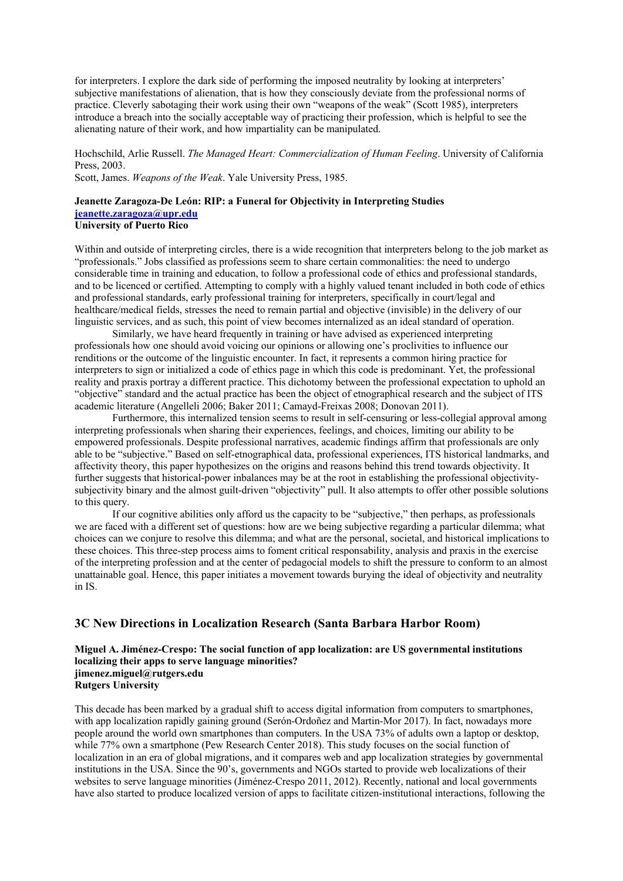for interpreters. I explore the dark side of performing the imposed neutrality by looking at interpreters' subjective manifestations of alienation, that is how they consciously deviate from the professional norms of practice. Cleverly sabotaging their work using their own "weapons of the weak" (Scott 1985), interpreters introduce a breach into the socially acceptable way of practicing their profession, which is helpful to see the alienating nature of their work, and how impartiality can be manipulated.

Hochschild, Arlie Russell. *The Managed Heart: Commercialization of Human Feeling*. University of California Press, 2003.
Scott, James. *Weapons of the Weak*. Yale University Press, 1985.

**Jeanette Zaragoza-De León: RIP: a Funeral for Objectivity in Interpreting Studies**
**jeanette.zaragoza@upr.edu**
**University of Puerto Rico**

Within and outside of interpreting circles, there is a wide recognition that interpreters belong to the job market as "professionals." Jobs classified as professions seem to share certain commonalities: the need to undergo considerable time in training and education, to follow a professional code of ethics and professional standards, and to be licenced or certified. Attempting to comply with a highly valued tenant included in both code of ethics and professional standards, early professional training for interpreters, specifically in court/legal and healthcare/medical fields, stresses the need to remain partial and objective (invisible) in the delivery of our linguistic services, and as such, this point of view becomes internalized as an ideal standard of operation.

Similarly, we have heard frequently in training or have advised as experienced interpreting professionals how one should avoid voicing our opinions or allowing one's proclivities to influence our renditions or the outcome of the linguistic encounter. In fact, it represents a common hiring practice for interpreters to sign or initialized a code of ethics page in which this code is predominant. Yet, the professional reality and praxis portray a different practice. This dichotomy between the professional expectation to uphold an "objective" standard and the actual practice has been the object of etnographical research and the subject of ITS academic literature (Angelleli 2006; Baker 2011; Camayd-Freixas 2008; Donovan 2011).

Furthermore, this internalized tension seems to result in self-censuring or less-collegial approval among interpreting professionals when sharing their experiences, feelings, and choices, limiting our ability to be empowered professionals. Despite professional narratives, academic findings affirm that professionals are only able to be "subjective." Based on self-etnographical data, professional experiences, ITS historical landmarks, and affectivity theory, this paper hypothesizes on the origins and reasons behind this trend towards objectivity. It further suggests that historical-power inbalances may be at the root in establishing the professional objectivity-subjectivity binary and the almost guilt-driven "objectivity" pull. It also attempts to offer other possible solutions to this query.

If our cognitive abilities only afford us the capacity to be "subjective," then perhaps, as professionals we are faced with a different set of questions: how are we being subjective regarding a particular dilemma; what choices can we conjure to resolve this dilemma; and what are the personal, societal, and historical implications to these choices. This three-step process aims to foment critical responsability, analysis and praxis in the exercise of the interpreting profession and at the center of pedagocial models to shift the pressure to conform to an almost unattainable goal. Hence, this paper initiates a movement towards burying the ideal of objectivity and neutrality in IS.

## 3C New Directions in Localization Research (Santa Barbara Harbor Room)

**Miguel A. Jiménez-Crespo: The social function of app localization: are US governmental institutions localizing their apps to serve language minorities?**
**jimenez.miguel@rutgers.edu**
**Rutgers University**

This decade has been marked by a gradual shift to access digital information from computers to smartphones, with app localization rapidly gaining ground (Serón-Ordoñez and Martin-Mor 2017). In fact, nowadays more people around the world own smartphones than computers. In the USA 73% of adults own a laptop or desktop, while 77% own a smartphone (Pew Research Center 2018). This study focuses on the social function of localization in an era of global migrations, and it compares web and app localization strategies by governmental institutions in the USA. Since the 90's, governments and NGOs started to provide web localizations of their websites to serve language minorities (Jiménez-Crespo 2011, 2012). Recently, national and local governments have also started to produce localized version of apps to facilitate citizen-institutional interactions, following the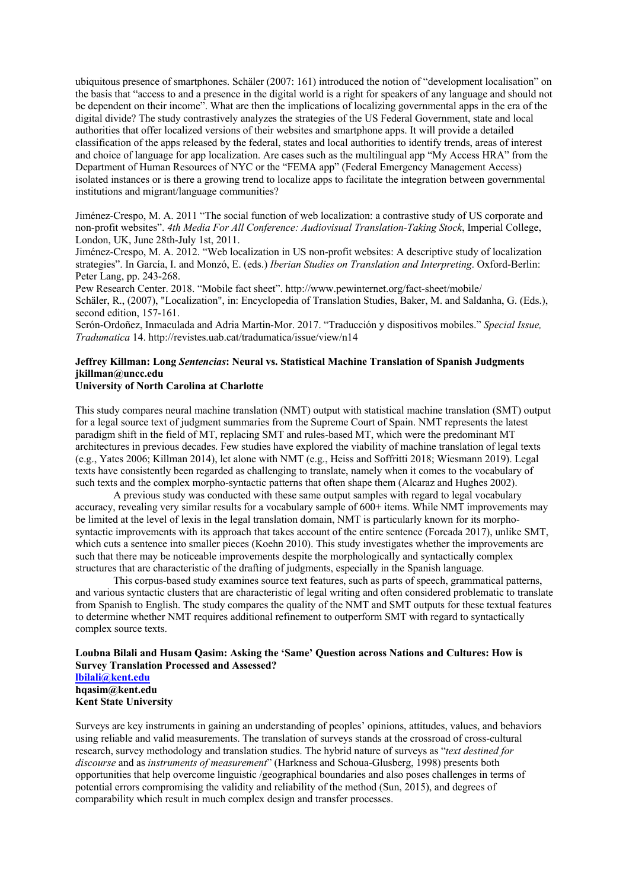ubiquitous presence of smartphones. Schäler (2007: 161) introduced the notion of "development localisation" on the basis that "access to and a presence in the digital world is a right for speakers of any language and should not be dependent on their income". What are then the implications of localizing governmental apps in the era of the digital divide? The study contrastively analyzes the strategies of the US Federal Government, state and local authorities that offer localized versions of their websites and smartphone apps. It will provide a detailed classification of the apps released by the federal, states and local authorities to identify trends, areas of interest and choice of language for app localization. Are cases such as the multilingual app "My Access HRA" from the Department of Human Resources of NYC or the "FEMA app" (Federal Emergency Management Access) isolated instances or is there a growing trend to localize apps to facilitate the integration between governmental institutions and migrant/language communities?

Jiménez-Crespo, M. A. 2011 "The social function of web localization: a contrastive study of US corporate and non-profit websites". *4th Media For All Conference: Audiovisual Translation-Taking Stock*, Imperial College, London, UK, June 28th-July 1st, 2011.
Jiménez-Crespo, M. A. 2012. "Web localization in US non-profit websites: A descriptive study of localization strategies". In García, I. and Monzó, E. (eds.) *Iberian Studies on Translation and Interpreting*. Oxford-Berlin: Peter Lang, pp. 243-268.
Pew Research Center. 2018. "Mobile fact sheet". http://www.pewinternet.org/fact-sheet/mobile/
Schäler, R., (2007), "Localization", in: Encyclopedia of Translation Studies, Baker, M. and Saldanha, G. (Eds.), second edition, 157-161.
Serón-Ordoñez, Inmaculada and Adria Martin-Mor. 2017. "Traducción y dispositivos mobiles." *Special Issue, Tradumatica* 14. http://revistes.uab.cat/tradumatica/issue/view/n14

**Jeffrey Killman: Long *Sentencias*: Neural vs. Statistical Machine Translation of Spanish Judgments**
**jkillman@uncc.edu**
**University of North Carolina at Charlotte**

This study compares neural machine translation (NMT) output with statistical machine translation (SMT) output for a legal source text of judgment summaries from the Supreme Court of Spain. NMT represents the latest paradigm shift in the field of MT, replacing SMT and rules-based MT, which were the predominant MT architectures in previous decades. Few studies have explored the viability of machine translation of legal texts (e.g., Yates 2006; Killman 2014), let alone with NMT (e.g., Heiss and Soffritti 2018; Wiesmann 2019). Legal texts have consistently been regarded as challenging to translate, namely when it comes to the vocabulary of such texts and the complex morpho-syntactic patterns that often shape them (Alcaraz and Hughes 2002).

A previous study was conducted with these same output samples with regard to legal vocabulary accuracy, revealing very similar results for a vocabulary sample of 600+ items. While NMT improvements may be limited at the level of lexis in the legal translation domain, NMT is particularly known for its morpho-syntactic improvements with its approach that takes account of the entire sentence (Forcada 2017), unlike SMT, which cuts a sentence into smaller pieces (Koehn 2010). This study investigates whether the improvements are such that there may be noticeable improvements despite the morphologically and syntactically complex structures that are characteristic of the drafting of judgments, especially in the Spanish language.

This corpus-based study examines source text features, such as parts of speech, grammatical patterns, and various syntactic clusters that are characteristic of legal writing and often considered problematic to translate from Spanish to English. The study compares the quality of the NMT and SMT outputs for these textual features to determine whether NMT requires additional refinement to outperform SMT with regard to syntactically complex source texts.

**Loubna Bilali and Husam Qasim: Asking the 'Same' Question across Nations and Cultures: How is Survey Translation Processed and Assessed?**
**lbilali@kent.edu**
**hqasim@kent.edu**
**Kent State University**

Surveys are key instruments in gaining an understanding of peoples' opinions, attitudes, values, and behaviors using reliable and valid measurements. The translation of surveys stands at the crossroad of cross-cultural research, survey methodology and translation studies. The hybrid nature of surveys as "*text destined for discourse* and as *instruments of measurement*" (Harkness and Schoua-Glusberg, 1998) presents both opportunities that help overcome linguistic /geographical boundaries and also poses challenges in terms of potential errors compromising the validity and reliability of the method (Sun, 2015), and degrees of comparability which result in much complex design and transfer processes.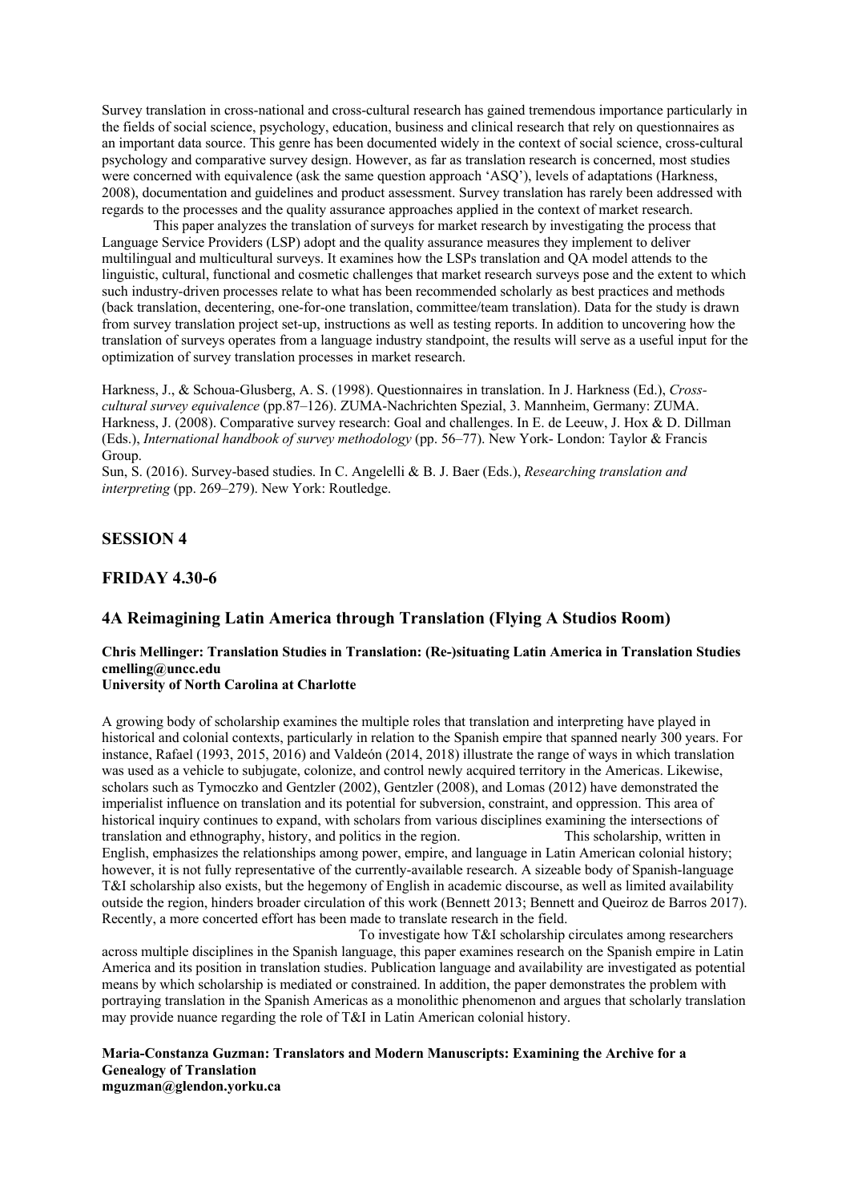Survey translation in cross-national and cross-cultural research has gained tremendous importance particularly in the fields of social science, psychology, education, business and clinical research that rely on questionnaires as an important data source. This genre has been documented widely in the context of social science, cross-cultural psychology and comparative survey design. However, as far as translation research is concerned, most studies were concerned with equivalence (ask the same question approach 'ASQ'), levels of adaptations (Harkness, 2008), documentation and guidelines and product assessment. Survey translation has rarely been addressed with regards to the processes and the quality assurance approaches applied in the context of market research.

This paper analyzes the translation of surveys for market research by investigating the process that Language Service Providers (LSP) adopt and the quality assurance measures they implement to deliver multilingual and multicultural surveys. It examines how the LSPs translation and QA model attends to the linguistic, cultural, functional and cosmetic challenges that market research surveys pose and the extent to which such industry-driven processes relate to what has been recommended scholarly as best practices and methods (back translation, decentering, one-for-one translation, committee/team translation). Data for the study is drawn from survey translation project set-up, instructions as well as testing reports. In addition to uncovering how the translation of surveys operates from a language industry standpoint, the results will serve as a useful input for the optimization of survey translation processes in market research.

Harkness, J., & Schoua-Glusberg, A. S. (1998). Questionnaires in translation. In J. Harkness (Ed.), *Cross-cultural survey equivalence* (pp.87–126). ZUMA-Nachrichten Spezial, 3. Mannheim, Germany: ZUMA.
Harkness, J. (2008). Comparative survey research: Goal and challenges. In E. de Leeuw, J. Hox & D. Dillman (Eds.), *International handbook of survey methodology* (pp. 56–77). New York- London: Taylor & Francis Group.
Sun, S. (2016). Survey-based studies. In C. Angelelli & B. J. Baer (Eds.), *Researching translation and interpreting* (pp. 269–279). New York: Routledge.

## SESSION 4

## FRIDAY 4.30-6

### 4A Reimagining Latin America through Translation (Flying A Studios Room)

**Chris Mellinger: Translation Studies in Translation: (Re-)situating Latin America in Translation Studies**
**cmelling@uncc.edu**
**University of North Carolina at Charlotte**

A growing body of scholarship examines the multiple roles that translation and interpreting have played in historical and colonial contexts, particularly in relation to the Spanish empire that spanned nearly 300 years. For instance, Rafael (1993, 2015, 2016) and Valdeón (2014, 2018) illustrate the range of ways in which translation was used as a vehicle to subjugate, colonize, and control newly acquired territory in the Americas. Likewise, scholars such as Tymoczko and Gentzler (2002), Gentzler (2008), and Lomas (2012) have demonstrated the imperialist influence on translation and its potential for subversion, constraint, and oppression. This area of historical inquiry continues to expand, with scholars from various disciplines examining the intersections of translation and ethnography, history, and politics in the region. This scholarship, written in English, emphasizes the relationships among power, empire, and language in Latin American colonial history; however, it is not fully representative of the currently-available research. A sizeable body of Spanish-language T&I scholarship also exists, but the hegemony of English in academic discourse, as well as limited availability outside the region, hinders broader circulation of this work (Bennett 2013; Bennett and Queiroz de Barros 2017). Recently, a more concerted effort has been made to translate research in the field.

To investigate how T&I scholarship circulates among researchers across multiple disciplines in the Spanish language, this paper examines research on the Spanish empire in Latin America and its position in translation studies. Publication language and availability are investigated as potential means by which scholarship is mediated or constrained. In addition, the paper demonstrates the problem with portraying translation in the Spanish Americas as a monolithic phenomenon and argues that scholarly translation may provide nuance regarding the role of T&I in Latin American colonial history.

**Maria-Constanza Guzman: Translators and Modern Manuscripts: Examining the Archive for a Genealogy of Translation**
**mguzman@glendon.yorku.ca**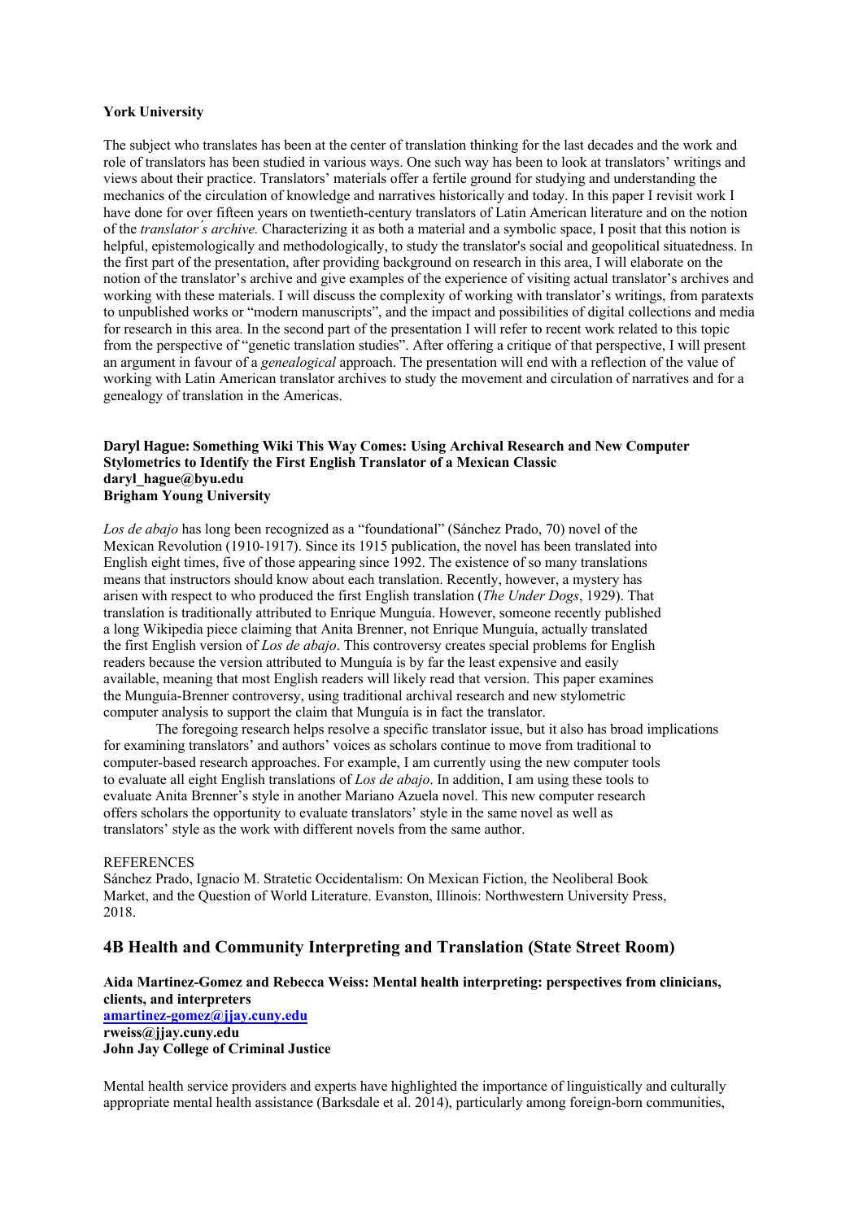**York University**

The subject who translates has been at the center of translation thinking for the last decades and the work and role of translators has been studied in various ways. One such way has been to look at translators' writings and views about their practice. Translators' materials offer a fertile ground for studying and understanding the mechanics of the circulation of knowledge and narratives historically and today. In this paper I revisit work I have done for over fifteen years on twentieth-century translators of Latin American literature and on the notion of the *translator's archive.* Characterizing it as both a material and a symbolic space, I posit that this notion is helpful, epistemologically and methodologically, to study the translator's social and geopolitical situatedness. In the first part of the presentation, after providing background on research in this area, I will elaborate on the notion of the translator's archive and give examples of the experience of visiting actual translator's archives and working with these materials. I will discuss the complexity of working with translator's writings, from paratexts to unpublished works or "modern manuscripts", and the impact and possibilities of digital collections and media for research in this area. In the second part of the presentation I will refer to recent work related to this topic from the perspective of "genetic translation studies". After offering a critique of that perspective, I will present an argument in favour of a *genealogical* approach. The presentation will end with a reflection of the value of working with Latin American translator archives to study the movement and circulation of narratives and for a genealogy of translation in the Americas.

**Daryl Hague: Something Wiki This Way Comes: Using Archival Research and New Computer Stylometrics to Identify the First English Translator of a Mexican Classic**
**daryl_hague@byu.edu**
**Brigham Young University**

*Los de abajo* has long been recognized as a "foundational" (Sánchez Prado, 70) novel of the Mexican Revolution (1910-1917). Since its 1915 publication, the novel has been translated into English eight times, five of those appearing since 1992. The existence of so many translations means that instructors should know about each translation. Recently, however, a mystery has arisen with respect to who produced the first English translation (*The Under Dogs*, 1929). That translation is traditionally attributed to Enrique Munguía. However, someone recently published a long Wikipedia piece claiming that Anita Brenner, not Enrique Munguía, actually translated the first English version of *Los de abajo*. This controversy creates special problems for English readers because the version attributed to Munguía is by far the least expensive and easily available, meaning that most English readers will likely read that version. This paper examines the Munguía-Brenner controversy, using traditional archival research and new stylometric computer analysis to support the claim that Munguía is in fact the translator.

The foregoing research helps resolve a specific translator issue, but it also has broad implications for examining translators' and authors' voices as scholars continue to move from traditional to computer-based research approaches. For example, I am currently using the new computer tools to evaluate all eight English translations of *Los de abajo*. In addition, I am using these tools to evaluate Anita Brenner's style in another Mariano Azuela novel. This new computer research offers scholars the opportunity to evaluate translators' style in the same novel as well as translators' style as the work with different novels from the same author.

REFERENCES
Sánchez Prado, Ignacio M. Stratetic Occidentalism: On Mexican Fiction, the Neoliberal Book Market, and the Question of World Literature. Evanston, Illinois: Northwestern University Press, 2018.

## 4B Health and Community Interpreting and Translation (State Street Room)

**Aida Martinez-Gomez and Rebecca Weiss: Mental health interpreting: perspectives from clinicians, clients, and interpreters**
**amartinez-gomez@jjay.cuny.edu**
**rweiss@jjay.cuny.edu**
**John Jay College of Criminal Justice**

Mental health service providers and experts have highlighted the importance of linguistically and culturally appropriate mental health assistance (Barksdale et al. 2014), particularly among foreign-born communities,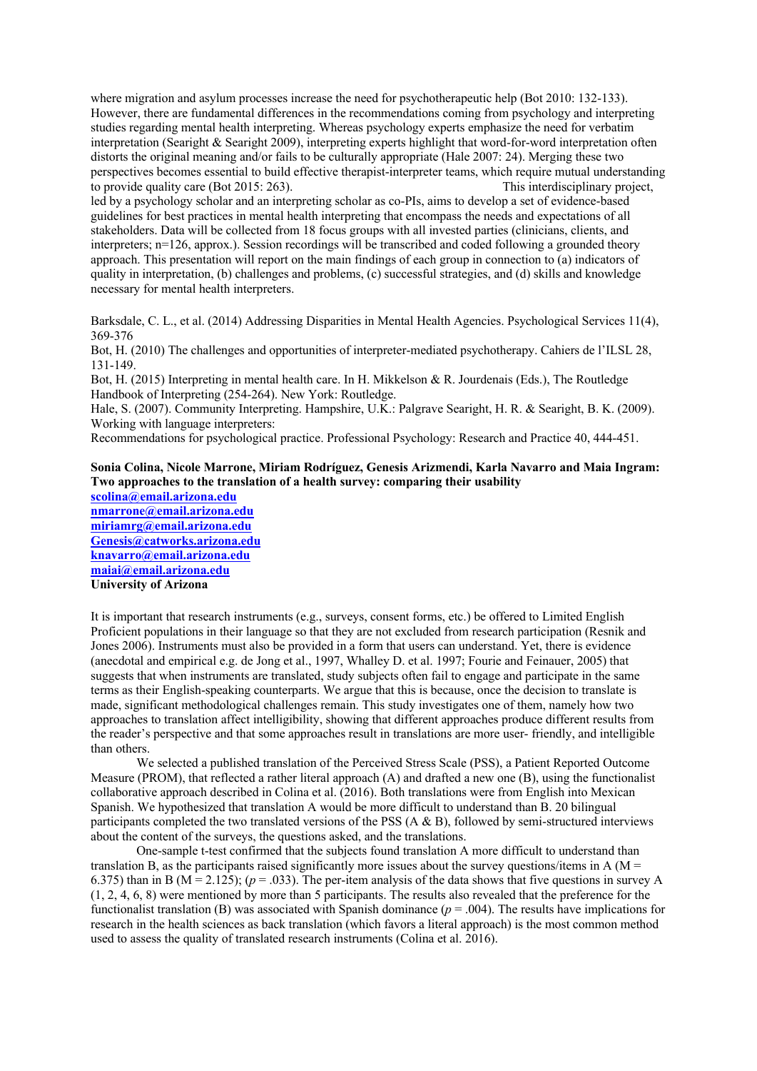where migration and asylum processes increase the need for psychotherapeutic help (Bot 2010: 132-133). However, there are fundamental differences in the recommendations coming from psychology and interpreting studies regarding mental health interpreting. Whereas psychology experts emphasize the need for verbatim interpretation (Searight & Searight 2009), interpreting experts highlight that word-for-word interpretation often distorts the original meaning and/or fails to be culturally appropriate (Hale 2007: 24). Merging these two perspectives becomes essential to build effective therapist-interpreter teams, which require mutual understanding to provide quality care (Bot 2015: 263). This interdisciplinary project, led by a psychology scholar and an interpreting scholar as co-PIs, aims to develop a set of evidence-based guidelines for best practices in mental health interpreting that encompass the needs and expectations of all stakeholders. Data will be collected from 18 focus groups with all invested parties (clinicians, clients, and interpreters; n=126, approx.). Session recordings will be transcribed and coded following a grounded theory approach. This presentation will report on the main findings of each group in connection to (a) indicators of quality in interpretation, (b) challenges and problems, (c) successful strategies, and (d) skills and knowledge necessary for mental health interpreters.

Barksdale, C. L., et al. (2014) Addressing Disparities in Mental Health Agencies. Psychological Services 11(4), 369-376
Bot, H. (2010) The challenges and opportunities of interpreter-mediated psychotherapy. Cahiers de l'ILSL 28, 131-149.
Bot, H. (2015) Interpreting in mental health care. In H. Mikkelson & R. Jourdenais (Eds.), The Routledge Handbook of Interpreting (254-264). New York: Routledge.
Hale, S. (2007). Community Interpreting. Hampshire, U.K.: Palgrave Searight, H. R. & Searight, B. K. (2009). Working with language interpreters:
Recommendations for psychological practice. Professional Psychology: Research and Practice 40, 444-451.

**Sonia Colina, Nicole Marrone, Miriam Rodríguez, Genesis Arizmendi, Karla Navarro and Maia Ingram: Two approaches to the translation of a health survey: comparing their usability**
scolina@email.arizona.edu
nmarrone@email.arizona.edu
miriamrg@email.arizona.edu
Genesis@catworks.arizona.edu
knavarro@email.arizona.edu
maiai@email.arizona.edu
**University of Arizona**

It is important that research instruments (e.g., surveys, consent forms, etc.) be offered to Limited English Proficient populations in their language so that they are not excluded from research participation (Resnik and Jones 2006). Instruments must also be provided in a form that users can understand. Yet, there is evidence (anecdotal and empirical e.g. de Jong et al., 1997, Whalley D. et al. 1997; Fourie and Feinauer, 2005) that suggests that when instruments are translated, study subjects often fail to engage and participate in the same terms as their English-speaking counterparts. We argue that this is because, once the decision to translate is made, significant methodological challenges remain. This study investigates one of them, namely how two approaches to translation affect intelligibility, showing that different approaches produce different results from the reader's perspective and that some approaches result in translations are more user- friendly, and intelligible than others.

We selected a published translation of the Perceived Stress Scale (PSS), a Patient Reported Outcome Measure (PROM), that reflected a rather literal approach (A) and drafted a new one (B), using the functionalist collaborative approach described in Colina et al. (2016). Both translations were from English into Mexican Spanish. We hypothesized that translation A would be more difficult to understand than B. 20 bilingual participants completed the two translated versions of the PSS (A & B), followed by semi-structured interviews about the content of the surveys, the questions asked, and the translations.

One-sample t-test confirmed that the subjects found translation A more difficult to understand than translation B, as the participants raised significantly more issues about the survey questions/items in A (M = 6.375) than in B (M = 2.125); ($p$ = .033). The per-item analysis of the data shows that five questions in survey A (1, 2, 4, 6, 8) were mentioned by more than 5 participants. The results also revealed that the preference for the functionalist translation (B) was associated with Spanish dominance ($p$ = .004). The results have implications for research in the health sciences as back translation (which favors a literal approach) is the most common method used to assess the quality of translated research instruments (Colina et al. 2016).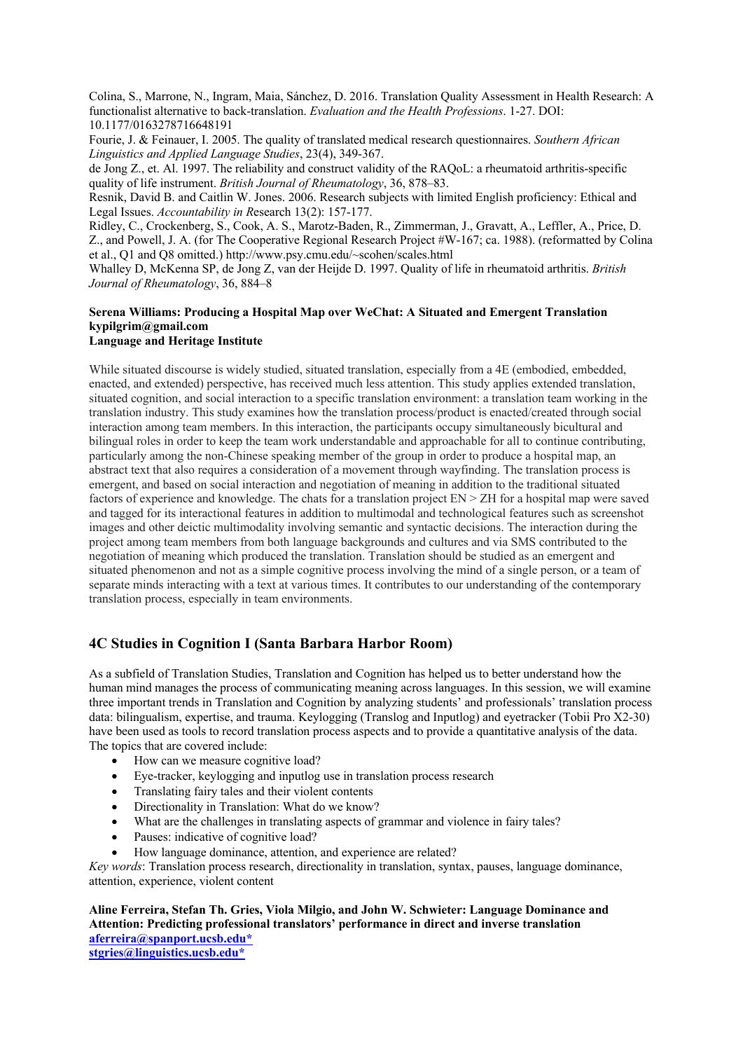Colina, S., Marrone, N., Ingram, Maia, Sánchez, D. 2016. Translation Quality Assessment in Health Research: A functionalist alternative to back-translation. *Evaluation and the Health Professions*. 1-27. DOI: 10.1177/0163278716648191

Fourie, J. & Feinauer, I. 2005. The quality of translated medical research questionnaires. *Southern African Linguistics and Applied Language Studies*, 23(4), 349-367.

de Jong Z., et. Al. 1997. The reliability and construct validity of the RAQoL: a rheumatoid arthritis-specific quality of life instrument. *British Journal of Rheumatology*, 36, 878–83.

Resnik, David B. and Caitlin W. Jones. 2006. Research subjects with limited English proficiency: Ethical and Legal Issues. *Accountability in R*esearch 13(2): 157-177.

Ridley, C., Crockenberg, S., Cook, A. S., Marotz-Baden, R., Zimmerman, J., Gravatt, A., Leffler, A., Price, D. Z., and Powell, J. A. (for The Cooperative Regional Research Project #W-167; ca. 1988). (reformatted by Colina et al., Q1 and Q8 omitted.) http://www.psy.cmu.edu/~scohen/scales.html

Whalley D, McKenna SP, de Jong Z, van der Heijde D. 1997. Quality of life in rheumatoid arthritis. *British Journal of Rheumatology*, 36, 884–8

**Serena Williams: Producing a Hospital Map over WeChat: A Situated and Emergent Translation**
**kypilgrim@gmail.com**
**Language and Heritage Institute**

While situated discourse is widely studied, situated translation, especially from a 4E (embodied, embedded, enacted, and extended) perspective, has received much less attention. This study applies extended translation, situated cognition, and social interaction to a specific translation environment: a translation team working in the translation industry. This study examines how the translation process/product is enacted/created through social interaction among team members. In this interaction, the participants occupy simultaneously bicultural and bilingual roles in order to keep the team work understandable and approachable for all to continue contributing, particularly among the non-Chinese speaking member of the group in order to produce a hospital map, an abstract text that also requires a consideration of a movement through wayfinding. The translation process is emergent, and based on social interaction and negotiation of meaning in addition to the traditional situated factors of experience and knowledge. The chats for a translation project EN > ZH for a hospital map were saved and tagged for its interactional features in addition to multimodal and technological features such as screenshot images and other deictic multimodality involving semantic and syntactic decisions. The interaction during the project among team members from both language backgrounds and cultures and via SMS contributed to the negotiation of meaning which produced the translation. Translation should be studied as an emergent and situated phenomenon and not as a simple cognitive process involving the mind of a single person, or a team of separate minds interacting with a text at various times. It contributes to our understanding of the contemporary translation process, especially in team environments.

## 4C Studies in Cognition I (Santa Barbara Harbor Room)

As a subfield of Translation Studies, Translation and Cognition has helped us to better understand how the human mind manages the process of communicating meaning across languages. In this session, we will examine three important trends in Translation and Cognition by analyzing students' and professionals' translation process data: bilingualism, expertise, and trauma. Keylogging (Translog and Inputlog) and eyetracker (Tobii Pro X2-30) have been used as tools to record translation process aspects and to provide a quantitative analysis of the data. The topics that are covered include:

- How can we measure cognitive load?
- Eye-tracker, keylogging and inputlog use in translation process research
- Translating fairy tales and their violent contents
- Directionality in Translation: What do we know?
- What are the challenges in translating aspects of grammar and violence in fairy tales?
- Pauses: indicative of cognitive load?
- How language dominance, attention, and experience are related?

*Key words*: Translation process research, directionality in translation, syntax, pauses, language dominance, attention, experience, violent content

**Aline Ferreira, Stefan Th. Gries, Viola Milgio, and John W. Schwieter: Language Dominance and Attention: Predicting professional translators' performance in direct and inverse translation**
**aferreira@spanport.ucsb.edu***
**stgries@linguistics.ucsb.edu***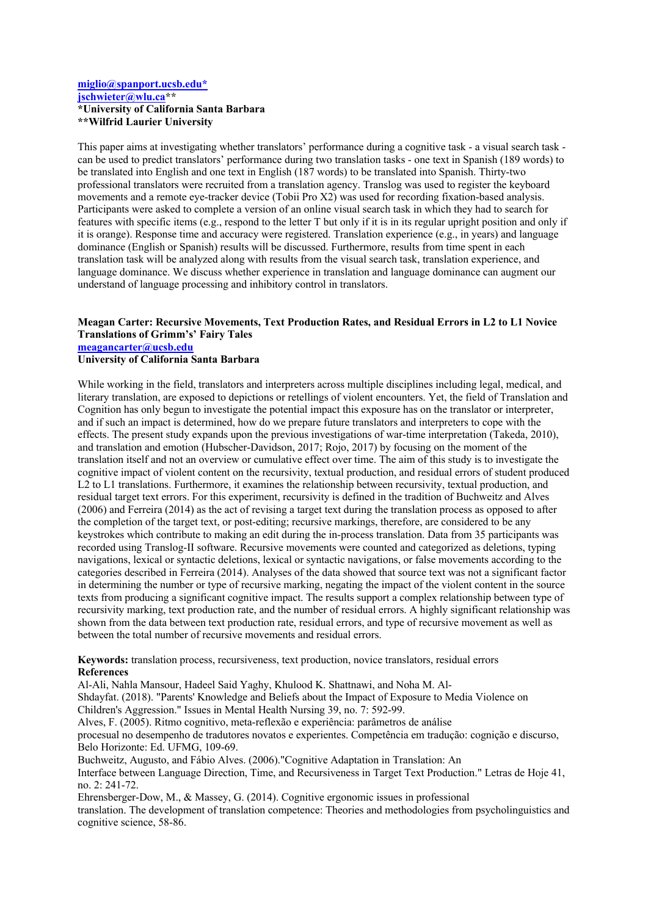**miglio@spanport.ucsb.edu***
**jschwieter@wlu.ca****
***University of California Santa Barbara**
****Wilfrid Laurier University**

This paper aims at investigating whether translators' performance during a cognitive task - a visual search task - can be used to predict translators' performance during two translation tasks - one text in Spanish (189 words) to be translated into English and one text in English (187 words) to be translated into Spanish. Thirty-two professional translators were recruited from a translation agency. Translog was used to register the keyboard movements and a remote eye-tracker device (Tobii Pro X2) was used for recording fixation-based analysis. Participants were asked to complete a version of an online visual search task in which they had to search for features with specific items (e.g., respond to the letter T but only if it is in its regular upright position and only if it is orange). Response time and accuracy were registered. Translation experience (e.g., in years) and language dominance (English or Spanish) results will be discussed. Furthermore, results from time spent in each translation task will be analyzed along with results from the visual search task, translation experience, and language dominance. We discuss whether experience in translation and language dominance can augment our understand of language processing and inhibitory control in translators.

**Meagan Carter: Recursive Movements, Text Production Rates, and Residual Errors in L2 to L1 Novice Translations of Grimm's' Fairy Tales**
**meagancarter@ucsb.edu**
**University of California Santa Barbara**

While working in the field, translators and interpreters across multiple disciplines including legal, medical, and literary translation, are exposed to depictions or retellings of violent encounters. Yet, the field of Translation and Cognition has only begun to investigate the potential impact this exposure has on the translator or interpreter, and if such an impact is determined, how do we prepare future translators and interpreters to cope with the effects. The present study expands upon the previous investigations of war-time interpretation (Takeda, 2010), and translation and emotion (Hubscher-Davidson, 2017; Rojo, 2017) by focusing on the moment of the translation itself and not an overview or cumulative effect over time. The aim of this study is to investigate the cognitive impact of violent content on the recursivity, textual production, and residual errors of student produced L2 to L1 translations. Furthermore, it examines the relationship between recursivity, textual production, and residual target text errors. For this experiment, recursivity is defined in the tradition of Buchweitz and Alves (2006) and Ferreira (2014) as the act of revising a target text during the translation process as opposed to after the completion of the target text, or post-editing; recursive markings, therefore, are considered to be any keystrokes which contribute to making an edit during the in-process translation. Data from 35 participants was recorded using Translog-II software. Recursive movements were counted and categorized as deletions, typing navigations, lexical or syntactic deletions, lexical or syntactic navigations, or false movements according to the categories described in Ferreira (2014). Analyses of the data showed that source text was not a significant factor in determining the number or type of recursive marking, negating the impact of the violent content in the source texts from producing a significant cognitive impact. The results support a complex relationship between type of recursivity marking, text production rate, and the number of residual errors. A highly significant relationship was shown from the data between text production rate, residual errors, and type of recursive movement as well as between the total number of recursive movements and residual errors.

**Keywords:** translation process, recursiveness, text production, novice translators, residual errors

**References**

Al-Ali, Nahla Mansour, Hadeel Said Yaghy, Khulood K. Shattnawi, and Noha M. Al-Shdayfat. (2018). "Parents' Knowledge and Beliefs about the Impact of Exposure to Media Violence on Children's Aggression." Issues in Mental Health Nursing 39, no. 7: 592-99.

Alves, F. (2005). Ritmo cognitivo, meta-reflexão e experiência: parâmetros de análise procesual no desempenho de tradutores novatos e experientes. Competência em tradução: cognição e discurso, Belo Horizonte: Ed. UFMG, 109-69.

Buchweitz, Augusto, and Fábio Alves. (2006)."Cognitive Adaptation in Translation: An Interface between Language Direction, Time, and Recursiveness in Target Text Production." Letras de Hoje 41, no. 2: 241-72.

Ehrensberger-Dow, M., & Massey, G. (2014). Cognitive ergonomic issues in professional translation. The development of translation competence: Theories and methodologies from psycholinguistics and cognitive science, 58-86.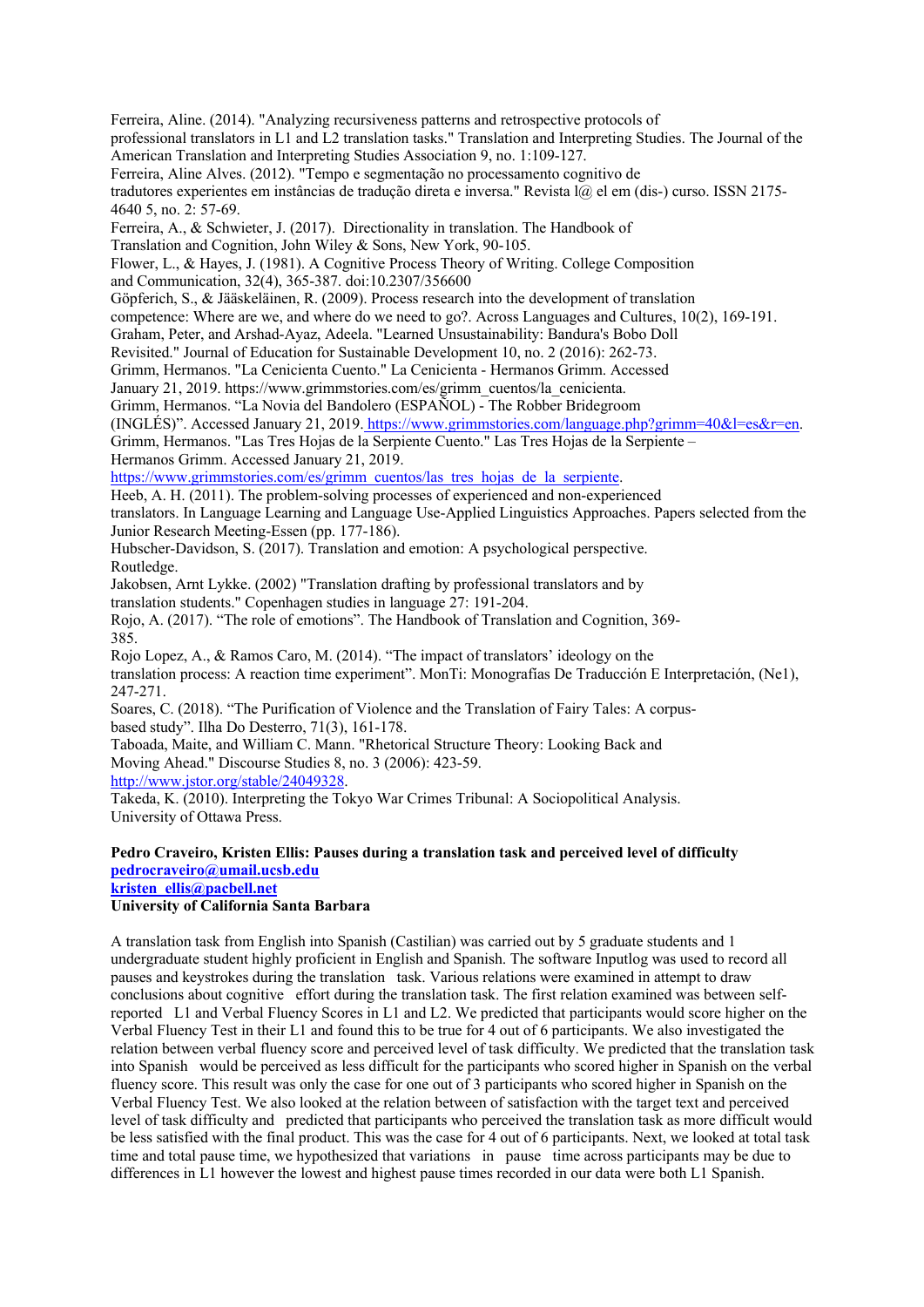Ferreira, Aline. (2014). "Analyzing recursiveness patterns and retrospective protocols of professional translators in L1 and L2 translation tasks." Translation and Interpreting Studies. The Journal of the American Translation and Interpreting Studies Association 9, no. 1:109-127.

Ferreira, Aline Alves. (2012). "Tempo e segmentação no processamento cognitivo de tradutores experientes em instâncias de tradução direta e inversa." Revista l@ el em (dis-) curso. ISSN 2175-4640 5, no. 2: 57-69.

Ferreira, A., & Schwieter, J. (2017). Directionality in translation. The Handbook of Translation and Cognition, John Wiley & Sons, New York, 90-105.

Flower, L., & Hayes, J. (1981). A Cognitive Process Theory of Writing. College Composition and Communication, 32(4), 365-387. doi:10.2307/356600

Göpferich, S., & Jääskeläinen, R. (2009). Process research into the development of translation competence: Where are we, and where do we need to go?. Across Languages and Cultures, 10(2), 169-191.

Graham, Peter, and Arshad-Ayaz, Adeela. "Learned Unsustainability: Bandura's Bobo Doll Revisited." Journal of Education for Sustainable Development 10, no. 2 (2016): 262-73.

Grimm, Hermanos. "La Cenicienta Cuento." La Cenicienta - Hermanos Grimm. Accessed January 21, 2019. https://www.grimmstories.com/es/grimm_cuentos/la_cenicienta.

Grimm, Hermanos. "La Novia del Bandolero (ESPAÑOL) - The Robber Bridegroom (INGLÉS)". Accessed January 21, 2019. https://www.grimmstories.com/language.php?grimm=40&l=es&r=en.

Grimm, Hermanos. "Las Tres Hojas de la Serpiente Cuento." Las Tres Hojas de la Serpiente – Hermanos Grimm. Accessed January 21, 2019. https://www.grimmstories.com/es/grimm_cuentos/las_tres_hojas_de_la_serpiente.

Heeb, A. H. (2011). The problem-solving processes of experienced and non-experienced translators. In Language Learning and Language Use-Applied Linguistics Approaches. Papers selected from the Junior Research Meeting-Essen (pp. 177-186).

Hubscher-Davidson, S. (2017). Translation and emotion: A psychological perspective. Routledge.

Jakobsen, Arnt Lykke. (2002) "Translation drafting by professional translators and by translation students." Copenhagen studies in language 27: 191-204.

Rojo, A. (2017). "The role of emotions". The Handbook of Translation and Cognition, 369-385.

Rojo Lopez, A., & Ramos Caro, M. (2014). "The impact of translators' ideology on the translation process: A reaction time experiment". MonTi: Monografías De Traducción E Interpretación, (Ne1), 247-271.

Soares, C. (2018). "The Purification of Violence and the Translation of Fairy Tales: A corpus-based study". Ilha Do Desterro, 71(3), 161-178.

Taboada, Maite, and William C. Mann. "Rhetorical Structure Theory: Looking Back and Moving Ahead." Discourse Studies 8, no. 3 (2006): 423-59. http://www.jstor.org/stable/24049328.

Takeda, K. (2010). Interpreting the Tokyo War Crimes Tribunal: A Sociopolitical Analysis. University of Ottawa Press.

**Pedro Craveiro, Kristen Ellis: Pauses during a translation task and perceived level of difficulty**
**pedrocraveiro@umail.ucsb.edu**
**kristen_ellis@pacbell.net**
**University of California Santa Barbara**

A translation task from English into Spanish (Castilian) was carried out by 5 graduate students and 1 undergraduate student highly proficient in English and Spanish. The software Inputlog was used to record all pauses and keystrokes during the translation task. Various relations were examined in attempt to draw conclusions about cognitive effort during the translation task. The first relation examined was between self-reported L1 and Verbal Fluency Scores in L1 and L2. We predicted that participants would score higher on the Verbal Fluency Test in their L1 and found this to be true for 4 out of 6 participants. We also investigated the relation between verbal fluency score and perceived level of task difficulty. We predicted that the translation task into Spanish would be perceived as less difficult for the participants who scored higher in Spanish on the verbal fluency score. This result was only the case for one out of 3 participants who scored higher in Spanish on the Verbal Fluency Test. We also looked at the relation between of satisfaction with the target text and perceived level of task difficulty and predicted that participants who perceived the translation task as more difficult would be less satisfied with the final product. This was the case for 4 out of 6 participants. Next, we looked at total task time and total pause time, we hypothesized that variations in pause time across participants may be due to differences in L1 however the lowest and highest pause times recorded in our data were both L1 Spanish.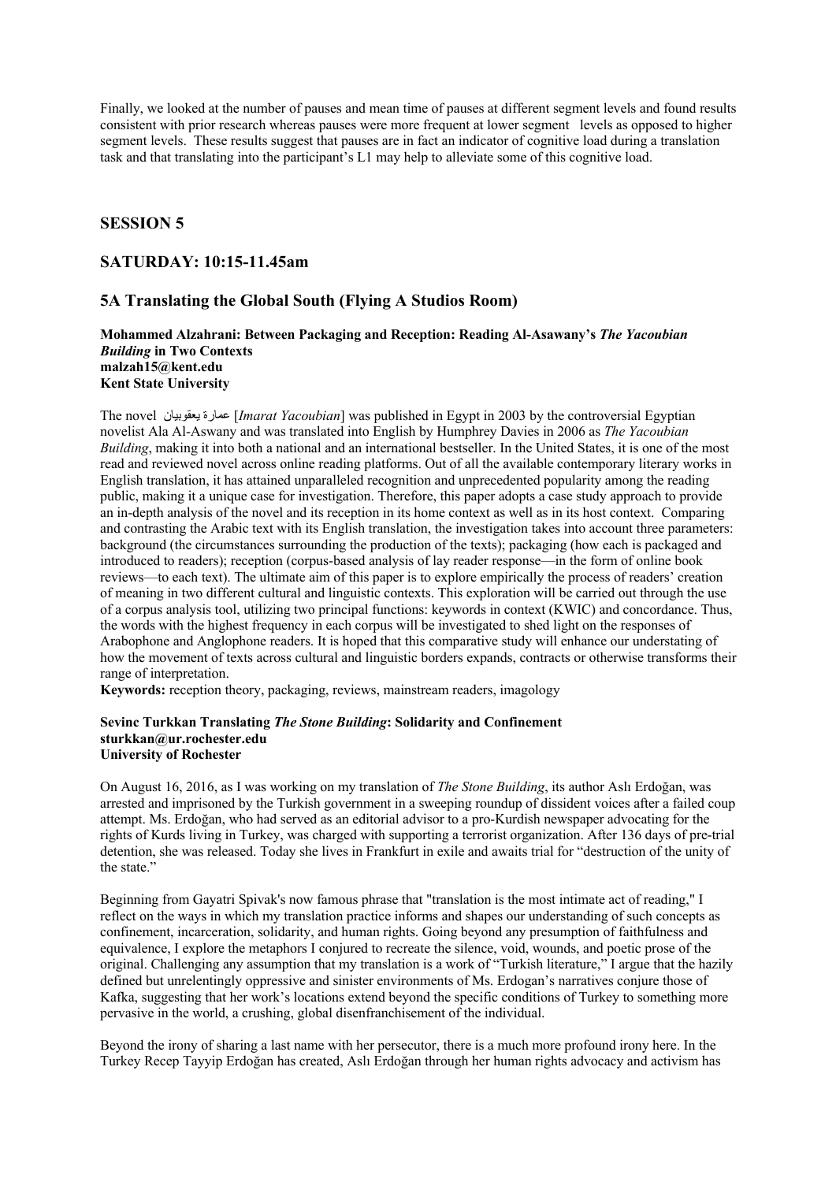Finally, we looked at the number of pauses and mean time of pauses at different segment levels and found results consistent with prior research whereas pauses were more frequent at lower segment levels as opposed to higher segment levels. These results suggest that pauses are in fact an indicator of cognitive load during a translation task and that translating into the participant's L1 may help to alleviate some of this cognitive load.

## SESSION 5

## SATURDAY: 10:15-11.45am

### 5A Translating the Global South (Flying A Studios Room)

**Mohammed Alzahrani: Between Packaging and Reception: Reading Al-Asawany's *The Yacoubian Building* in Two Contexts**
**malzah15@kent.edu**
**Kent State University**

The novel عمارة يعقوبيان [*Imarat Yacoubian*] was published in Egypt in 2003 by the controversial Egyptian novelist Ala Al-Aswany and was translated into English by Humphrey Davies in 2006 as *The Yacoubian Building*, making it into both a national and an international bestseller. In the United States, it is one of the most read and reviewed novel across online reading platforms. Out of all the available contemporary literary works in English translation, it has attained unparalleled recognition and unprecedented popularity among the reading public, making it a unique case for investigation. Therefore, this paper adopts a case study approach to provide an in-depth analysis of the novel and its reception in its home context as well as in its host context. Comparing and contrasting the Arabic text with its English translation, the investigation takes into account three parameters: background (the circumstances surrounding the production of the texts); packaging (how each is packaged and introduced to readers); reception (corpus-based analysis of lay reader response—in the form of online book reviews—to each text). The ultimate aim of this paper is to explore empirically the process of readers' creation of meaning in two different cultural and linguistic contexts. This exploration will be carried out through the use of a corpus analysis tool, utilizing two principal functions: keywords in context (KWIC) and concordance. Thus, the words with the highest frequency in each corpus will be investigated to shed light on the responses of Arabophone and Anglophone readers. It is hoped that this comparative study will enhance our understating of how the movement of texts across cultural and linguistic borders expands, contracts or otherwise transforms their range of interpretation.
**Keywords:** reception theory, packaging, reviews, mainstream readers, imagology

**Sevinc Turkkan Translating *The Stone Building*: Solidarity and Confinement**
**sturkkan@ur.rochester.edu**
**University of Rochester**

On August 16, 2016, as I was working on my translation of *The Stone Building*, its author Aslı Erdoğan, was arrested and imprisoned by the Turkish government in a sweeping roundup of dissident voices after a failed coup attempt. Ms. Erdoğan, who had served as an editorial advisor to a pro-Kurdish newspaper advocating for the rights of Kurds living in Turkey, was charged with supporting a terrorist organization. After 136 days of pre-trial detention, she was released. Today she lives in Frankfurt in exile and awaits trial for "destruction of the unity of the state."

Beginning from Gayatri Spivak's now famous phrase that "translation is the most intimate act of reading," I reflect on the ways in which my translation practice informs and shapes our understanding of such concepts as confinement, incarceration, solidarity, and human rights. Going beyond any presumption of faithfulness and equivalence, I explore the metaphors I conjured to recreate the silence, void, wounds, and poetic prose of the original. Challenging any assumption that my translation is a work of "Turkish literature," I argue that the hazily defined but unrelentingly oppressive and sinister environments of Ms. Erdogan's narratives conjure those of Kafka, suggesting that her work's locations extend beyond the specific conditions of Turkey to something more pervasive in the world, a crushing, global disenfranchisement of the individual.

Beyond the irony of sharing a last name with her persecutor, there is a much more profound irony here. In the Turkey Recep Tayyip Erdoğan has created, Aslı Erdoğan through her human rights advocacy and activism has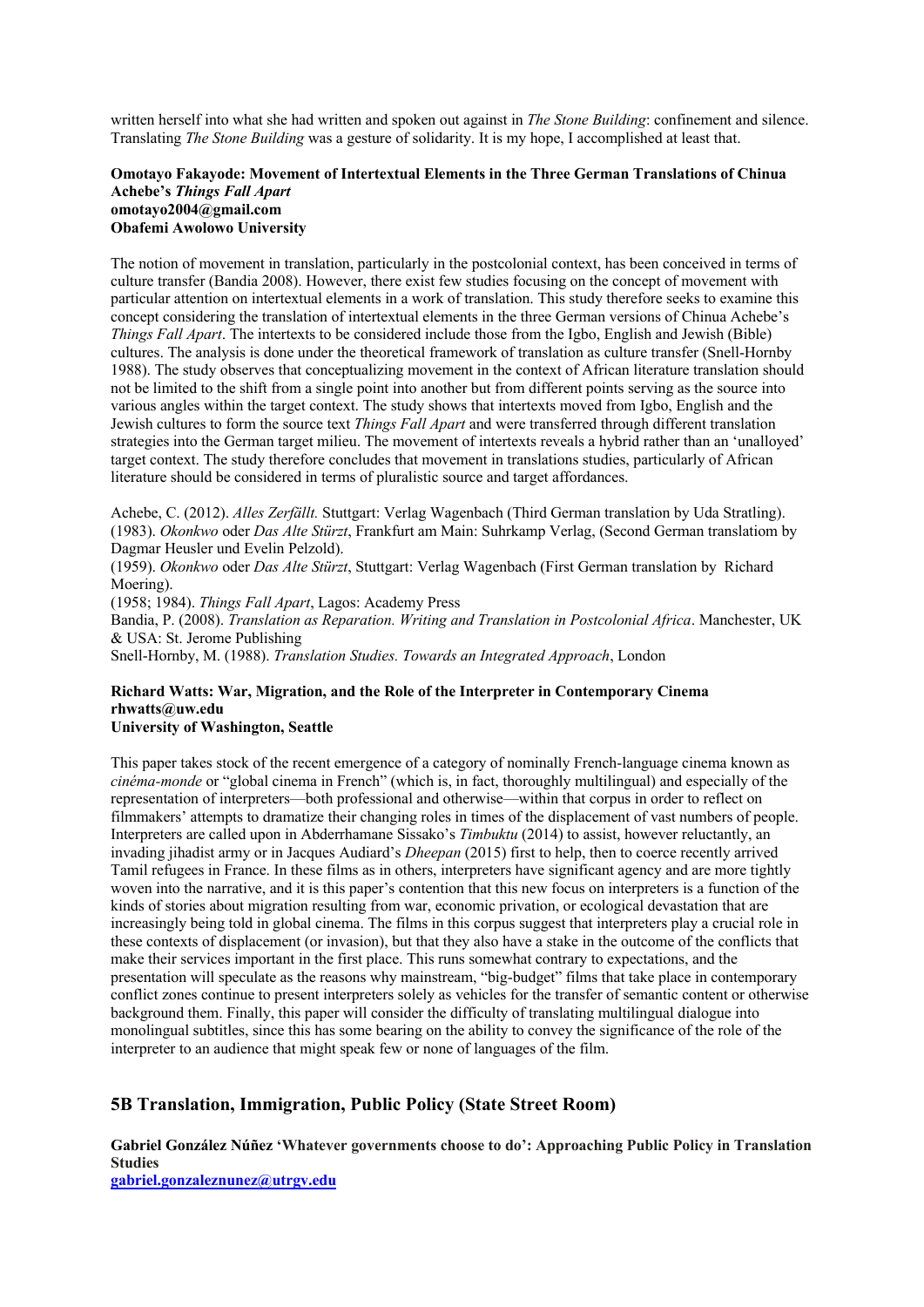written herself into what she had written and spoken out against in *The Stone Building*: confinement and silence. Translating *The Stone Building* was a gesture of solidarity. It is my hope, I accomplished at least that.

**Omotayo Fakayode: Movement of Intertextual Elements in the Three German Translations of Chinua Achebe's *Things Fall Apart***
**omotayo2004@gmail.com**
**Obafemi Awolowo University**

The notion of movement in translation, particularly in the postcolonial context, has been conceived in terms of culture transfer (Bandia 2008). However, there exist few studies focusing on the concept of movement with particular attention on intertextual elements in a work of translation. This study therefore seeks to examine this concept considering the translation of intertextual elements in the three German versions of Chinua Achebe's *Things Fall Apart*. The intertexts to be considered include those from the Igbo, English and Jewish (Bible) cultures. The analysis is done under the theoretical framework of translation as culture transfer (Snell-Hornby 1988). The study observes that conceptualizing movement in the context of African literature translation should not be limited to the shift from a single point into another but from different points serving as the source into various angles within the target context. The study shows that intertexts moved from Igbo, English and the Jewish cultures to form the source text *Things Fall Apart* and were transferred through different translation strategies into the German target milieu. The movement of intertexts reveals a hybrid rather than an 'unalloyed' target context. The study therefore concludes that movement in translations studies, particularly of African literature should be considered in terms of pluralistic source and target affordances.

Achebe, C. (2012). *Alles Zerfällt.* Stuttgart: Verlag Wagenbach (Third German translation by Uda Stratling).
(1983). *Okonkwo* oder *Das Alte Stürzt*, Frankfurt am Main: Suhrkamp Verlag, (Second German translatiom by Dagmar Heusler und Evelin Pelzold).
(1959). *Okonkwo* oder *Das Alte Stürzt*, Stuttgart: Verlag Wagenbach (First German translation by Richard Moering).
(1958; 1984). *Things Fall Apart*, Lagos: Academy Press
Bandia, P. (2008). *Translation as Reparation. Writing and Translation in Postcolonial Africa*. Manchester, UK & USA: St. Jerome Publishing
Snell-Hornby, M. (1988). *Translation Studies. Towards an Integrated Approach*, London

**Richard Watts: War, Migration, and the Role of the Interpreter in Contemporary Cinema**
**rhwatts@uw.edu**
**University of Washington, Seattle**

This paper takes stock of the recent emergence of a category of nominally French-language cinema known as *cinéma-monde* or "global cinema in French" (which is, in fact, thoroughly multilingual) and especially of the representation of interpreters—both professional and otherwise—within that corpus in order to reflect on filmmakers' attempts to dramatize their changing roles in times of the displacement of vast numbers of people. Interpreters are called upon in Abderrhamane Sissako's *Timbuktu* (2014) to assist, however reluctantly, an invading jihadist army or in Jacques Audiard's *Dheepan* (2015) first to help, then to coerce recently arrived Tamil refugees in France. In these films as in others, interpreters have significant agency and are more tightly woven into the narrative, and it is this paper's contention that this new focus on interpreters is a function of the kinds of stories about migration resulting from war, economic privation, or ecological devastation that are increasingly being told in global cinema. The films in this corpus suggest that interpreters play a crucial role in these contexts of displacement (or invasion), but that they also have a stake in the outcome of the conflicts that make their services important in the first place. This runs somewhat contrary to expectations, and the presentation will speculate as the reasons why mainstream, "big-budget" films that take place in contemporary conflict zones continue to present interpreters solely as vehicles for the transfer of semantic content or otherwise background them. Finally, this paper will consider the difficulty of translating multilingual dialogue into monolingual subtitles, since this has some bearing on the ability to convey the significance of the role of the interpreter to an audience that might speak few or none of languages of the film.

## 5B Translation, Immigration, Public Policy (State Street Room)

**Gabriel González Núñez 'Whatever governments choose to do': Approaching Public Policy in Translation Studies**
**gabriel.gonzaleznunez@utrgv.edu**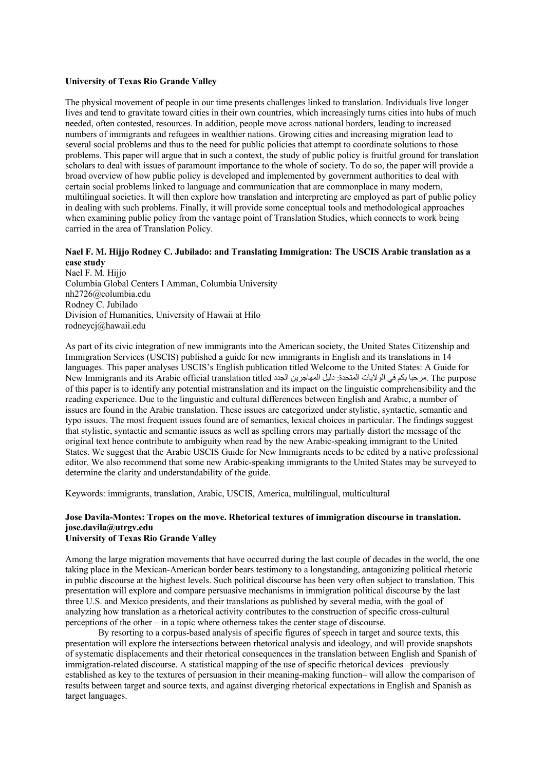**University of Texas Rio Grande Valley**

The physical movement of people in our time presents challenges linked to translation. Individuals live longer lives and tend to gravitate toward cities in their own countries, which increasingly turns cities into hubs of much needed, often contested, resources. In addition, people move across national borders, leading to increased numbers of immigrants and refugees in wealthier nations. Growing cities and increasing migration lead to several social problems and thus to the need for public policies that attempt to coordinate solutions to those problems. This paper will argue that in such a context, the study of public policy is fruitful ground for translation scholars to deal with issues of paramount importance to the whole of society. To do so, the paper will provide a broad overview of how public policy is developed and implemented by government authorities to deal with certain social problems linked to language and communication that are commonplace in many modern, multilingual societies. It will then explore how translation and interpreting are employed as part of public policy in dealing with such problems. Finally, it will provide some conceptual tools and methodological approaches when examining public policy from the vantage point of Translation Studies, which connects to work being carried in the area of Translation Policy.

**Nael F. M. Hijjo Rodney C. Jubilado: and Translating Immigration: The USCIS Arabic translation as a case study**

Nael F. M. Hijjo
Columbia Global Centers I Amman, Columbia University
nh2726@columbia.edu
Rodney C. Jubilado
Division of Humanities, University of Hawaii at Hilo
rodneycj@hawaii.edu

As part of its civic integration of new immigrants into the American society, the United States Citizenship and Immigration Services (USCIS) published a guide for new immigrants in English and its translations in 14 languages. This paper analyses USCIS's English publication titled Welcome to the United States: A Guide for New Immigrants and its Arabic official translation titled مرحبا بكم في الولايات المتحدة: دليل المهاجرين الجدد. The purpose of this paper is to identify any potential mistranslation and its impact on the linguistic comprehensibility and the reading experience. Due to the linguistic and cultural differences between English and Arabic, a number of issues are found in the Arabic translation. These issues are categorized under stylistic, syntactic, semantic and typo issues. The most frequent issues found are of semantics, lexical choices in particular. The findings suggest that stylistic, syntactic and semantic issues as well as spelling errors may partially distort the message of the original text hence contribute to ambiguity when read by the new Arabic-speaking immigrant to the United States. We suggest that the Arabic USCIS Guide for New Immigrants needs to be edited by a native professional editor. We also recommend that some new Arabic-speaking immigrants to the United States may be surveyed to determine the clarity and understandability of the guide.

Keywords: immigrants, translation, Arabic, USCIS, America, multilingual, multicultural

**Jose Davila-Montes: Tropes on the move. Rhetorical textures of immigration discourse in translation.**
**jose.davila@utrgv.edu**
**University of Texas Rio Grande Valley**

Among the large migration movements that have occurred during the last couple of decades in the world, the one taking place in the Mexican-American border bears testimony to a longstanding, antagonizing political rhetoric in public discourse at the highest levels. Such political discourse has been very often subject to translation. This presentation will explore and compare persuasive mechanisms in immigration political discourse by the last three U.S. and Mexico presidents, and their translations as published by several media, with the goal of analyzing how translation as a rhetorical activity contributes to the construction of specific cross-cultural perceptions of the other – in a topic where otherness takes the center stage of discourse.

By resorting to a corpus-based analysis of specific figures of speech in target and source texts, this presentation will explore the intersections between rhetorical analysis and ideology, and will provide snapshots of systematic displacements and their rhetorical consequences in the translation between English and Spanish of immigration-related discourse. A statistical mapping of the use of specific rhetorical devices –previously established as key to the textures of persuasion in their meaning-making function– will allow the comparison of results between target and source texts, and against diverging rhetorical expectations in English and Spanish as target languages.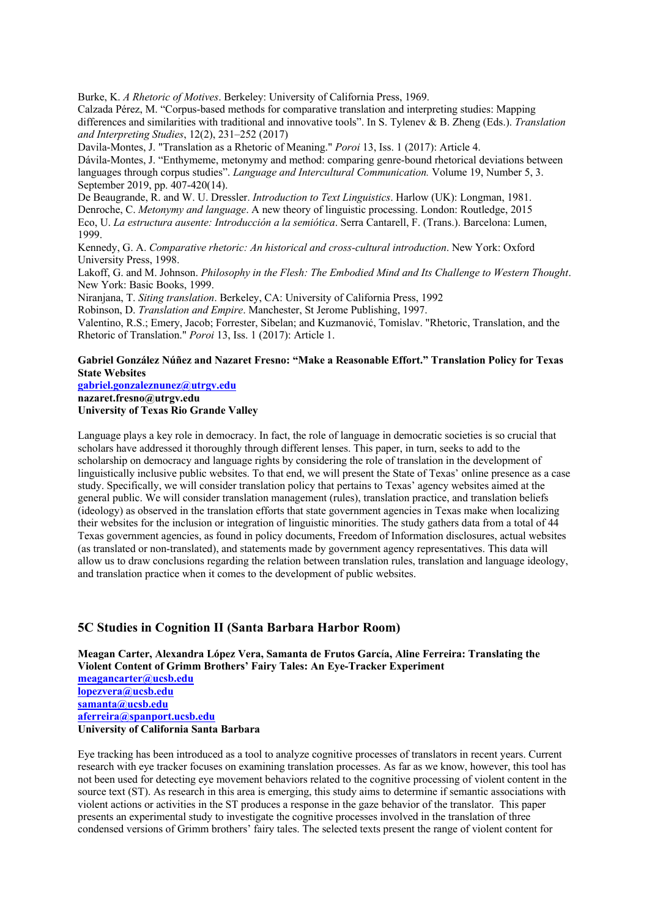Burke, K. *A Rhetoric of Motives*. Berkeley: University of California Press, 1969.
Calzada Pérez, M. "Corpus-based methods for comparative translation and interpreting studies: Mapping differences and similarities with traditional and innovative tools". In S. Tylenev & B. Zheng (Eds.). *Translation and Interpreting Studies*, 12(2), 231–252 (2017)
Davila-Montes, J. "Translation as a Rhetoric of Meaning." *Poroi* 13, Iss. 1 (2017): Article 4.
Dávila-Montes, J. "Enthymeme, metonymy and method: comparing genre-bound rhetorical deviations between languages through corpus studies". *Language and Intercultural Communication.* Volume 19, Number 5, 3. September 2019, pp. 407-420(14).
De Beaugrande, R. and W. U. Dressler. *Introduction to Text Linguistics*. Harlow (UK): Longman, 1981.
Denroche, C. *Metonymy and language*. A new theory of linguistic processing. London: Routledge, 2015
Eco, U. *La estructura ausente: Introducción a la semiótica*. Serra Cantarell, F. (Trans.). Barcelona: Lumen, 1999.
Kennedy, G. A. *Comparative rhetoric: An historical and cross-cultural introduction*. New York: Oxford University Press, 1998.
Lakoff, G. and M. Johnson. *Philosophy in the Flesh: The Embodied Mind and Its Challenge to Western Thought*. New York: Basic Books, 1999.
Niranjana, T. *Siting translation*. Berkeley, CA: University of California Press, 1992
Robinson, D. *Translation and Empire*. Manchester, St Jerome Publishing, 1997.
Valentino, R.S.; Emery, Jacob; Forrester, Sibelan; and Kuzmanović, Tomislav. "Rhetoric, Translation, and the Rhetoric of Translation." *Poroi* 13, Iss. 1 (2017): Article 1.

**Gabriel González Núñez and Nazaret Fresno: "Make a Reasonable Effort." Translation Policy for Texas State Websites**
**gabriel.gonzaleznunez@utrgv.edu**
**nazaret.fresno@utrgv.edu**
**University of Texas Rio Grande Valley**

Language plays a key role in democracy. In fact, the role of language in democratic societies is so crucial that scholars have addressed it thoroughly through different lenses. This paper, in turn, seeks to add to the scholarship on democracy and language rights by considering the role of translation in the development of linguistically inclusive public websites. To that end, we will present the State of Texas' online presence as a case study. Specifically, we will consider translation policy that pertains to Texas' agency websites aimed at the general public. We will consider translation management (rules), translation practice, and translation beliefs (ideology) as observed in the translation efforts that state government agencies in Texas make when localizing their websites for the inclusion or integration of linguistic minorities. The study gathers data from a total of 44 Texas government agencies, as found in policy documents, Freedom of Information disclosures, actual websites (as translated or non-translated), and statements made by government agency representatives. This data will allow us to draw conclusions regarding the relation between translation rules, translation and language ideology, and translation practice when it comes to the development of public websites.

## 5C Studies in Cognition II (Santa Barbara Harbor Room)

**Meagan Carter, Alexandra López Vera, Samanta de Frutos García, Aline Ferreira: Translating the Violent Content of Grimm Brothers' Fairy Tales: An Eye-Tracker Experiment**
**meagancarter@ucsb.edu**
**lopezvera@ucsb.edu**
**samanta@ucsb.edu**
**aferreira@spanport.ucsb.edu**
**University of California Santa Barbara**

Eye tracking has been introduced as a tool to analyze cognitive processes of translators in recent years. Current research with eye tracker focuses on examining translation processes. As far as we know, however, this tool has not been used for detecting eye movement behaviors related to the cognitive processing of violent content in the source text (ST). As research in this area is emerging, this study aims to determine if semantic associations with violent actions or activities in the ST produces a response in the gaze behavior of the translator. This paper presents an experimental study to investigate the cognitive processes involved in the translation of three condensed versions of Grimm brothers' fairy tales. The selected texts present the range of violent content for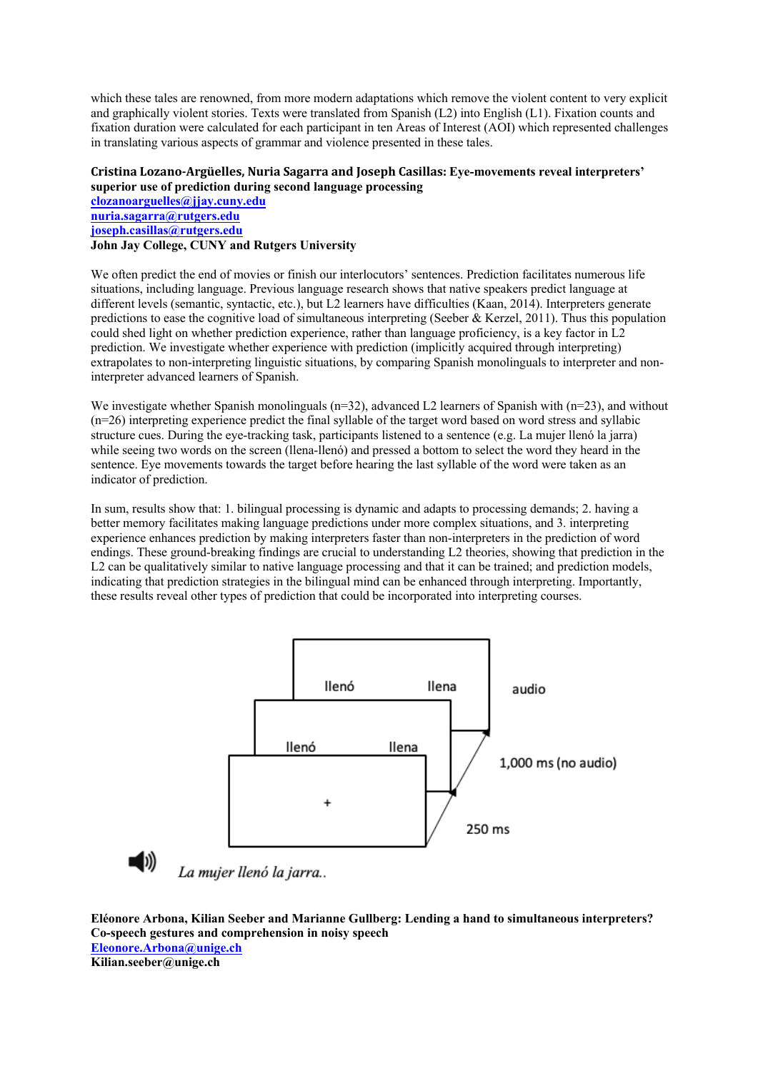which these tales are renowned, from more modern adaptations which remove the violent content to very explicit and graphically violent stories. Texts were translated from Spanish (L2) into English (L1). Fixation counts and fixation duration were calculated for each participant in ten Areas of Interest (AOI) which represented challenges in translating various aspects of grammar and violence presented in these tales.

**Cristina Lozano-Argüelles, Nuria Sagarra and Joseph Casillas: Eye-movements reveal interpreters' superior use of prediction during second language processing**
**clozanoarguelles@jjay.cuny.edu**
**nuria.sagarra@rutgers.edu**
**joseph.casillas@rutgers.edu**
**John Jay College, CUNY and Rutgers University**

We often predict the end of movies or finish our interlocutors' sentences. Prediction facilitates numerous life situations, including language. Previous language research shows that native speakers predict language at different levels (semantic, syntactic, etc.), but L2 learners have difficulties (Kaan, 2014). Interpreters generate predictions to ease the cognitive load of simultaneous interpreting (Seeber & Kerzel, 2011). Thus this population could shed light on whether prediction experience, rather than language proficiency, is a key factor in L2 prediction. We investigate whether experience with prediction (implicitly acquired through interpreting) extrapolates to non-interpreting linguistic situations, by comparing Spanish monolinguals to interpreter and non-interpreter advanced learners of Spanish.

We investigate whether Spanish monolinguals (n=32), advanced L2 learners of Spanish with (n=23), and without (n=26) interpreting experience predict the final syllable of the target word based on word stress and syllabic structure cues. During the eye-tracking task, participants listened to a sentence (e.g. La mujer llenó la jarra) while seeing two words on the screen (llena-llenó) and pressed a bottom to select the word they heard in the sentence. Eye movements towards the target before hearing the last syllable of the word were taken as an indicator of prediction.

In sum, results show that: 1. bilingual processing is dynamic and adapts to processing demands; 2. having a better memory facilitates making language predictions under more complex situations, and 3. interpreting experience enhances prediction by making interpreters faster than non-interpreters in the prediction of word endings. These ground-breaking findings are crucial to understanding L2 theories, showing that prediction in the L2 can be qualitatively similar to native language processing and that it can be trained; and prediction models, indicating that prediction strategies in the bilingual mind can be enhanced through interpreting. Importantly, these results reveal other types of prediction that could be incorporated into interpreting courses.

llenó llena audio

llenó llena 1,000 ms (no audio)

+ 250 ms

*La mujer llenó la jarra..*

**Eléonore Arbona, Kilian Seeber and Marianne Gullberg: Lending a hand to simultaneous interpreters? Co-speech gestures and comprehension in noisy speech**
**Eleonore.Arbona@unige.ch**
**Kilian.seeber@unige.ch**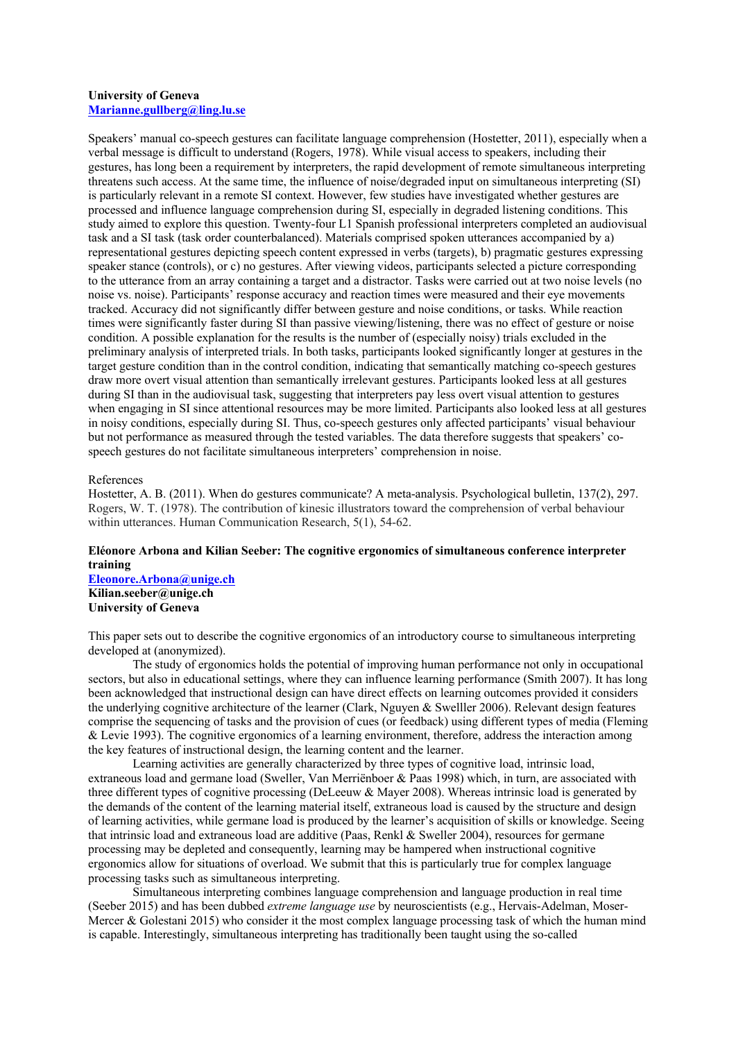**University of Geneva**
**Marianne.gullberg@ling.lu.se**

Speakers' manual co-speech gestures can facilitate language comprehension (Hostetter, 2011), especially when a verbal message is difficult to understand (Rogers, 1978). While visual access to speakers, including their gestures, has long been a requirement by interpreters, the rapid development of remote simultaneous interpreting threatens such access. At the same time, the influence of noise/degraded input on simultaneous interpreting (SI) is particularly relevant in a remote SI context. However, few studies have investigated whether gestures are processed and influence language comprehension during SI, especially in degraded listening conditions. This study aimed to explore this question. Twenty-four L1 Spanish professional interpreters completed an audiovisual task and a SI task (task order counterbalanced). Materials comprised spoken utterances accompanied by a) representational gestures depicting speech content expressed in verbs (targets), b) pragmatic gestures expressing speaker stance (controls), or c) no gestures. After viewing videos, participants selected a picture corresponding to the utterance from an array containing a target and a distractor. Tasks were carried out at two noise levels (no noise vs. noise). Participants' response accuracy and reaction times were measured and their eye movements tracked. Accuracy did not significantly differ between gesture and noise conditions, or tasks. While reaction times were significantly faster during SI than passive viewing/listening, there was no effect of gesture or noise condition. A possible explanation for the results is the number of (especially noisy) trials excluded in the preliminary analysis of interpreted trials. In both tasks, participants looked significantly longer at gestures in the target gesture condition than in the control condition, indicating that semantically matching co-speech gestures draw more overt visual attention than semantically irrelevant gestures. Participants looked less at all gestures during SI than in the audiovisual task, suggesting that interpreters pay less overt visual attention to gestures when engaging in SI since attentional resources may be more limited. Participants also looked less at all gestures in noisy conditions, especially during SI. Thus, co-speech gestures only affected participants' visual behaviour but not performance as measured through the tested variables. The data therefore suggests that speakers' co-speech gestures do not facilitate simultaneous interpreters' comprehension in noise.

References
Hostetter, A. B. (2011). When do gestures communicate? A meta-analysis. Psychological bulletin, 137(2), 297.
Rogers, W. T. (1978). The contribution of kinesic illustrators toward the comprehension of verbal behaviour within utterances. Human Communication Research, 5(1), 54-62.

**Eléonore Arbona and Kilian Seeber: The cognitive ergonomics of simultaneous conference interpreter training**
**Eleonore.Arbona@unige.ch**
**Kilian.seeber@unige.ch**
**University of Geneva**

This paper sets out to describe the cognitive ergonomics of an introductory course to simultaneous interpreting developed at (anonymized).

The study of ergonomics holds the potential of improving human performance not only in occupational sectors, but also in educational settings, where they can influence learning performance (Smith 2007). It has long been acknowledged that instructional design can have direct effects on learning outcomes provided it considers the underlying cognitive architecture of the learner (Clark, Nguyen & Swelller 2006). Relevant design features comprise the sequencing of tasks and the provision of cues (or feedback) using different types of media (Fleming & Levie 1993). The cognitive ergonomics of a learning environment, therefore, address the interaction among the key features of instructional design, the learning content and the learner.

Learning activities are generally characterized by three types of cognitive load, intrinsic load, extraneous load and germane load (Sweller, Van Merriënboer & Paas 1998) which, in turn, are associated with three different types of cognitive processing (DeLeeuw & Mayer 2008). Whereas intrinsic load is generated by the demands of the content of the learning material itself, extraneous load is caused by the structure and design of learning activities, while germane load is produced by the learner's acquisition of skills or knowledge. Seeing that intrinsic load and extraneous load are additive (Paas, Renkl & Sweller 2004), resources for germane processing may be depleted and consequently, learning may be hampered when instructional cognitive ergonomics allow for situations of overload. We submit that this is particularly true for complex language processing tasks such as simultaneous interpreting.

Simultaneous interpreting combines language comprehension and language production in real time (Seeber 2015) and has been dubbed *extreme language use* by neuroscientists (e.g., Hervais-Adelman, Moser-Mercer & Golestani 2015) who consider it the most complex language processing task of which the human mind is capable. Interestingly, simultaneous interpreting has traditionally been taught using the so-called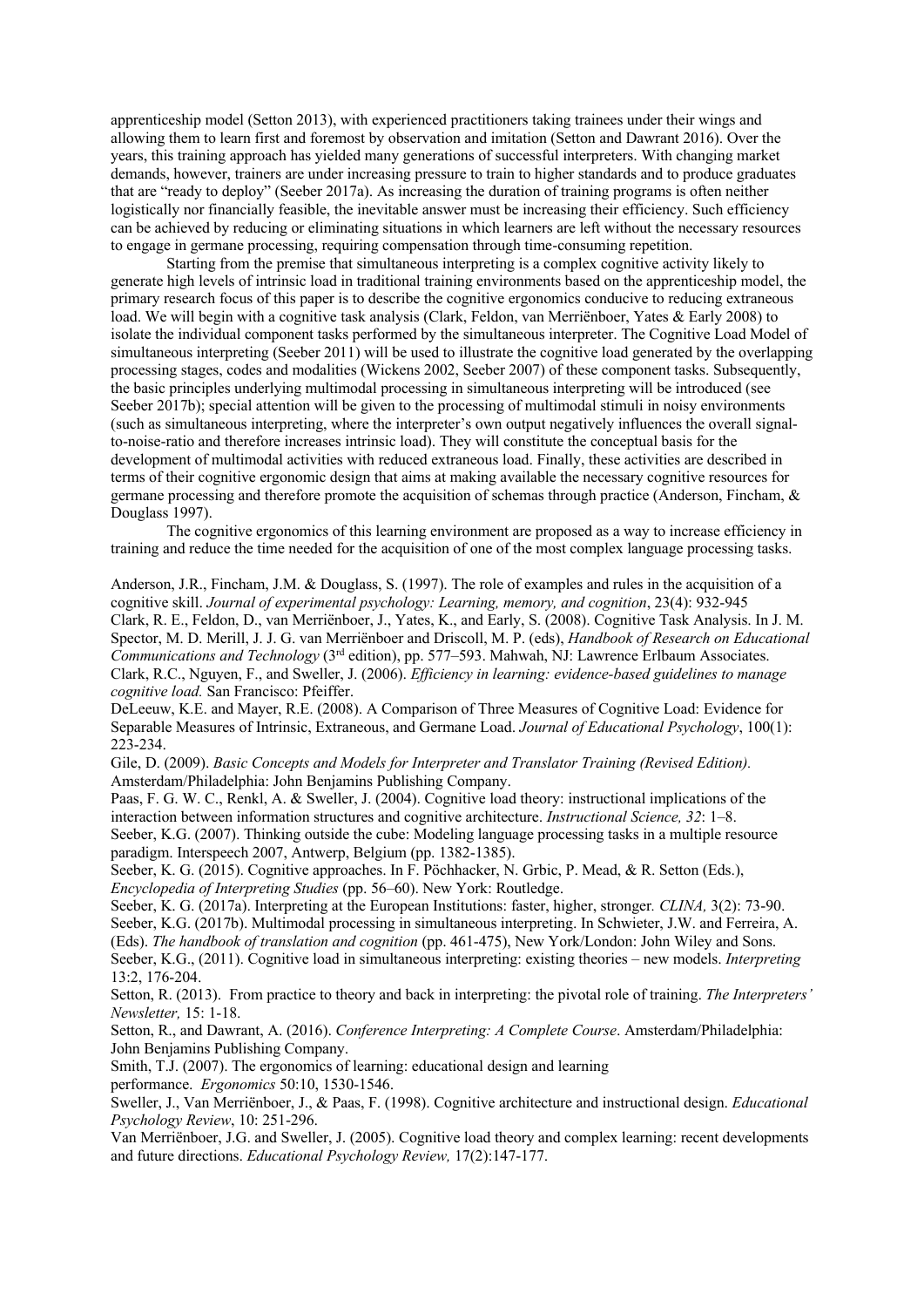apprenticeship model (Setton 2013), with experienced practitioners taking trainees under their wings and allowing them to learn first and foremost by observation and imitation (Setton and Dawrant 2016). Over the years, this training approach has yielded many generations of successful interpreters. With changing market demands, however, trainers are under increasing pressure to train to higher standards and to produce graduates that are "ready to deploy" (Seeber 2017a). As increasing the duration of training programs is often neither logistically nor financially feasible, the inevitable answer must be increasing their efficiency. Such efficiency can be achieved by reducing or eliminating situations in which learners are left without the necessary resources to engage in germane processing, requiring compensation through time-consuming repetition.

Starting from the premise that simultaneous interpreting is a complex cognitive activity likely to generate high levels of intrinsic load in traditional training environments based on the apprenticeship model, the primary research focus of this paper is to describe the cognitive ergonomics conducive to reducing extraneous load. We will begin with a cognitive task analysis (Clark, Feldon, van Merriënboer, Yates & Early 2008) to isolate the individual component tasks performed by the simultaneous interpreter. The Cognitive Load Model of simultaneous interpreting (Seeber 2011) will be used to illustrate the cognitive load generated by the overlapping processing stages, codes and modalities (Wickens 2002, Seeber 2007) of these component tasks. Subsequently, the basic principles underlying multimodal processing in simultaneous interpreting will be introduced (see Seeber 2017b); special attention will be given to the processing of multimodal stimuli in noisy environments (such as simultaneous interpreting, where the interpreter's own output negatively influences the overall signal-to-noise-ratio and therefore increases intrinsic load). They will constitute the conceptual basis for the development of multimodal activities with reduced extraneous load. Finally, these activities are described in terms of their cognitive ergonomic design that aims at making available the necessary cognitive resources for germane processing and therefore promote the acquisition of schemas through practice (Anderson, Fincham, & Douglass 1997).

The cognitive ergonomics of this learning environment are proposed as a way to increase efficiency in training and reduce the time needed for the acquisition of one of the most complex language processing tasks.

Anderson, J.R., Fincham, J.M. & Douglass, S. (1997). The role of examples and rules in the acquisition of a cognitive skill. *Journal of experimental psychology: Learning, memory, and cognition*, 23(4): 932-945

Clark, R. E., Feldon, D., van Merriënboer, J., Yates, K., and Early, S. (2008). Cognitive Task Analysis. In J. M. Spector, M. D. Merill, J. J. G. van Merriënboer and Driscoll, M. P. (eds), *Handbook of Research on Educational Communications and Technology* (3rd edition), pp. 577–593. Mahwah, NJ: Lawrence Erlbaum Associates.

Clark, R.C., Nguyen, F., and Sweller, J. (2006). *Efficiency in learning: evidence-based guidelines to manage cognitive load.* San Francisco: Pfeiffer.

DeLeeuw, K.E. and Mayer, R.E. (2008). A Comparison of Three Measures of Cognitive Load: Evidence for Separable Measures of Intrinsic, Extraneous, and Germane Load. *Journal of Educational Psychology*, 100(1): 223-234.

Gile, D. (2009). *Basic Concepts and Models for Interpreter and Translator Training (Revised Edition).* Amsterdam/Philadelphia: John Benjamins Publishing Company.

Paas, F. G. W. C., Renkl, A. & Sweller, J. (2004). Cognitive load theory: instructional implications of the interaction between information structures and cognitive architecture. *Instructional Science, 32*: 1–8.

Seeber, K.G. (2007). Thinking outside the cube: Modeling language processing tasks in a multiple resource paradigm. Interspeech 2007, Antwerp, Belgium (pp. 1382-1385).

Seeber, K. G. (2015). Cognitive approaches. In F. Pöchhacker, N. Grbic, P. Mead, & R. Setton (Eds.), *Encyclopedia of Interpreting Studies* (pp. 56–60). New York: Routledge.

Seeber, K. G. (2017a). Interpreting at the European Institutions: faster, higher, stronger*. CLINA,* 3(2): 73-90.

Seeber, K.G. (2017b). Multimodal processing in simultaneous interpreting. In Schwieter, J.W. and Ferreira, A. (Eds). *The handbook of translation and cognition* (pp. 461-475), New York/London: John Wiley and Sons.

Seeber, K.G., (2011). Cognitive load in simultaneous interpreting: existing theories – new models. *Interpreting* 13:2, 176-204.

Setton, R. (2013). From practice to theory and back in interpreting: the pivotal role of training. *The Interpreters' Newsletter,* 15: 1-18.

Setton, R., and Dawrant, A. (2016). *Conference Interpreting: A Complete Course*. Amsterdam/Philadelphia: John Benjamins Publishing Company.

Smith, T.J. (2007). The ergonomics of learning: educational design and learning performance. *Ergonomics* 50:10, 1530-1546.

Sweller, J., Van Merriënboer, J., & Paas, F. (1998). Cognitive architecture and instructional design. *Educational Psychology Review*, 10: 251-296.

Van Merriënboer, J.G. and Sweller, J. (2005). Cognitive load theory and complex learning: recent developments and future directions. *Educational Psychology Review,* 17(2):147-177.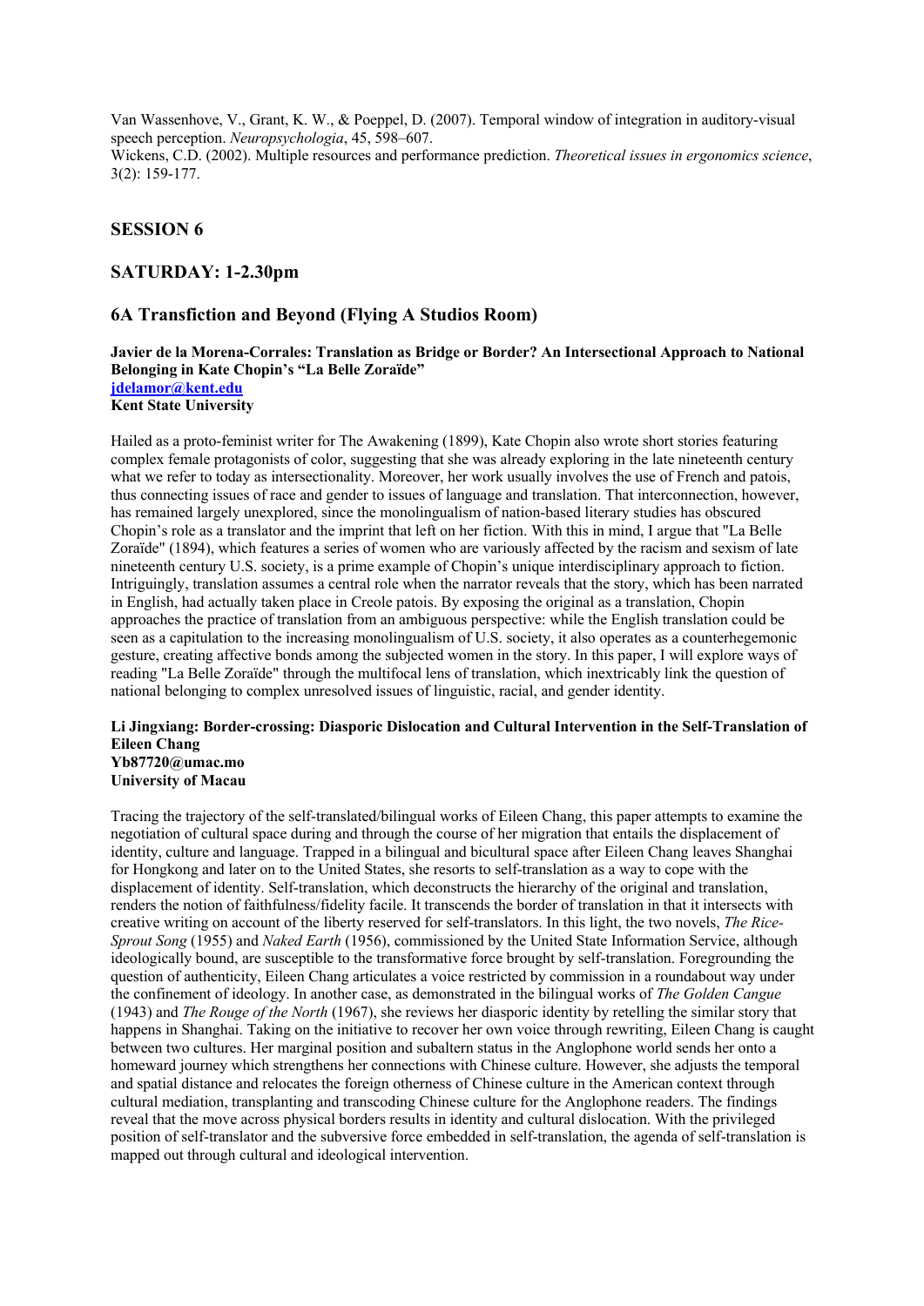Van Wassenhove, V., Grant, K. W., & Poeppel, D. (2007). Temporal window of integration in auditory-visual speech perception. *Neuropsychologia*, 45, 598–607.
Wickens, C.D. (2002). Multiple resources and performance prediction. *Theoretical issues in ergonomics science*, 3(2): 159-177.

## SESSION 6

## SATURDAY: 1-2.30pm

## 6A Transfiction and Beyond (Flying A Studios Room)

**Javier de la Morena-Corrales: Translation as Bridge or Border? An Intersectional Approach to National Belonging in Kate Chopin's "La Belle Zoraïde"**
**jdelamor@kent.edu**
**Kent State University**

Hailed as a proto-feminist writer for The Awakening (1899), Kate Chopin also wrote short stories featuring complex female protagonists of color, suggesting that she was already exploring in the late nineteenth century what we refer to today as intersectionality. Moreover, her work usually involves the use of French and patois, thus connecting issues of race and gender to issues of language and translation. That interconnection, however, has remained largely unexplored, since the monolingualism of nation-based literary studies has obscured Chopin's role as a translator and the imprint that left on her fiction. With this in mind, I argue that "La Belle Zoraïde" (1894), which features a series of women who are variously affected by the racism and sexism of late nineteenth century U.S. society, is a prime example of Chopin's unique interdisciplinary approach to fiction. Intriguingly, translation assumes a central role when the narrator reveals that the story, which has been narrated in English, had actually taken place in Creole patois. By exposing the original as a translation, Chopin approaches the practice of translation from an ambiguous perspective: while the English translation could be seen as a capitulation to the increasing monolingualism of U.S. society, it also operates as a counterhegemonic gesture, creating affective bonds among the subjected women in the story. In this paper, I will explore ways of reading "La Belle Zoraïde" through the multifocal lens of translation, which inextricably link the question of national belonging to complex unresolved issues of linguistic, racial, and gender identity.

**Li Jingxiang: Border-crossing: Diasporic Dislocation and Cultural Intervention in the Self-Translation of Eileen Chang**
**Yb87720@umac.mo**
**University of Macau**

Tracing the trajectory of the self-translated/bilingual works of Eileen Chang, this paper attempts to examine the negotiation of cultural space during and through the course of her migration that entails the displacement of identity, culture and language. Trapped in a bilingual and bicultural space after Eileen Chang leaves Shanghai for Hongkong and later on to the United States, she resorts to self-translation as a way to cope with the displacement of identity. Self-translation, which deconstructs the hierarchy of the original and translation, renders the notion of faithfulness/fidelity facile. It transcends the border of translation in that it intersects with creative writing on account of the liberty reserved for self-translators. In this light, the two novels, *The Rice-Sprout Song* (1955) and *Naked Earth* (1956), commissioned by the United State Information Service, although ideologically bound, are susceptible to the transformative force brought by self-translation. Foregrounding the question of authenticity, Eileen Chang articulates a voice restricted by commission in a roundabout way under the confinement of ideology. In another case, as demonstrated in the bilingual works of *The Golden Cangue* (1943) and *The Rouge of the North* (1967), she reviews her diasporic identity by retelling the similar story that happens in Shanghai. Taking on the initiative to recover her own voice through rewriting, Eileen Chang is caught between two cultures. Her marginal position and subaltern status in the Anglophone world sends her onto a homeward journey which strengthens her connections with Chinese culture. However, she adjusts the temporal and spatial distance and relocates the foreign otherness of Chinese culture in the American context through cultural mediation, transplanting and transcoding Chinese culture for the Anglophone readers. The findings reveal that the move across physical borders results in identity and cultural dislocation. With the privileged position of self-translator and the subversive force embedded in self-translation, the agenda of self-translation is mapped out through cultural and ideological intervention.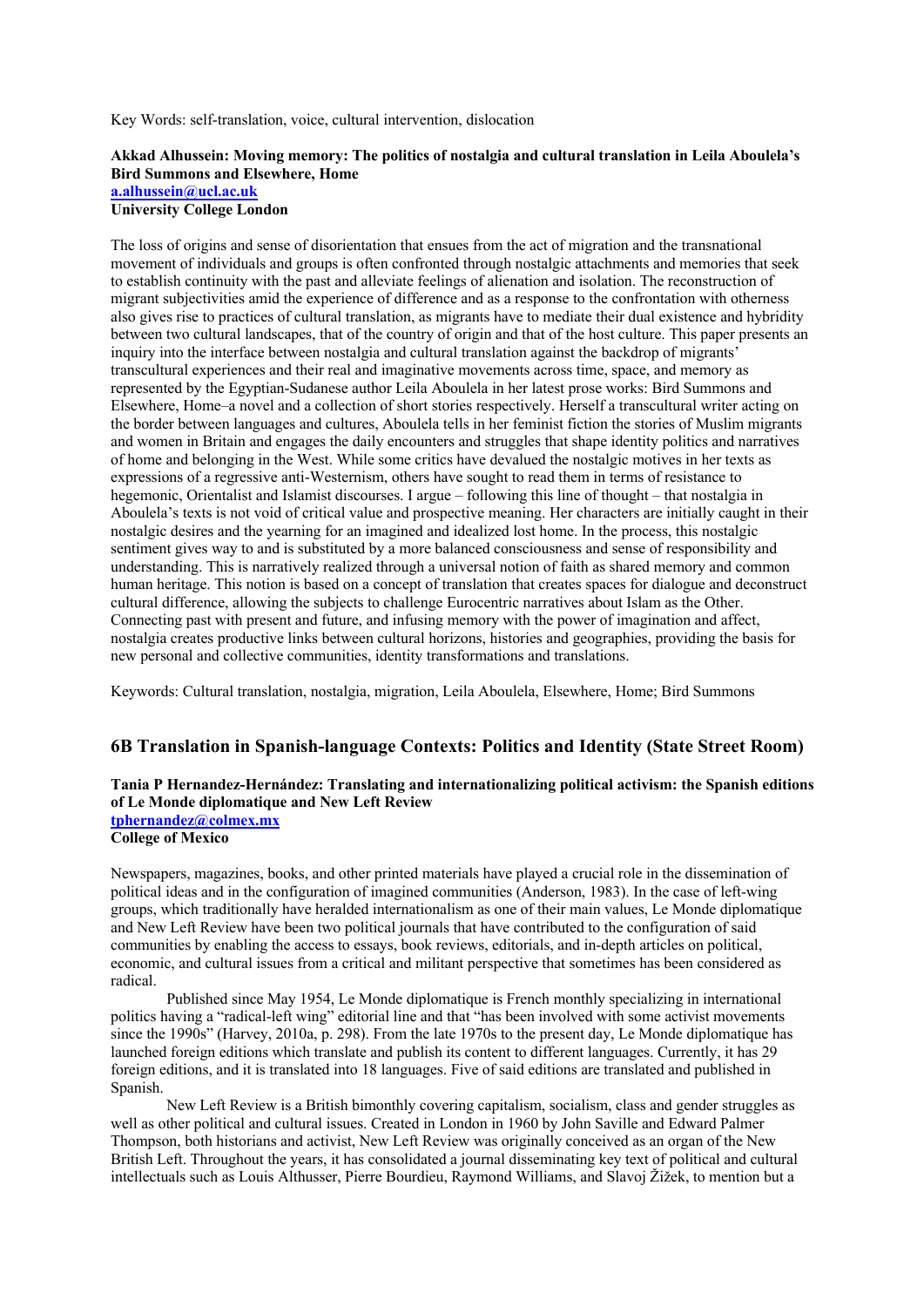Key Words: self-translation, voice, cultural intervention, dislocation

**Akkad Alhussein: Moving memory: The politics of nostalgia and cultural translation in Leila Aboulela's Bird Summons and Elsewhere, Home**
**a.alhussein@ucl.ac.uk**
**University College London**

The loss of origins and sense of disorientation that ensues from the act of migration and the transnational movement of individuals and groups is often confronted through nostalgic attachments and memories that seek to establish continuity with the past and alleviate feelings of alienation and isolation. The reconstruction of migrant subjectivities amid the experience of difference and as a response to the confrontation with otherness also gives rise to practices of cultural translation, as migrants have to mediate their dual existence and hybridity between two cultural landscapes, that of the country of origin and that of the host culture. This paper presents an inquiry into the interface between nostalgia and cultural translation against the backdrop of migrants' transcultural experiences and their real and imaginative movements across time, space, and memory as represented by the Egyptian-Sudanese author Leila Aboulela in her latest prose works: Bird Summons and Elsewhere, Home–a novel and a collection of short stories respectively. Herself a transcultural writer acting on the border between languages and cultures, Aboulela tells in her feminist fiction the stories of Muslim migrants and women in Britain and engages the daily encounters and struggles that shape identity politics and narratives of home and belonging in the West. While some critics have devalued the nostalgic motives in her texts as expressions of a regressive anti-Westernism, others have sought to read them in terms of resistance to hegemonic, Orientalist and Islamist discourses. I argue – following this line of thought – that nostalgia in Aboulela's texts is not void of critical value and prospective meaning. Her characters are initially caught in their nostalgic desires and the yearning for an imagined and idealized lost home. In the process, this nostalgic sentiment gives way to and is substituted by a more balanced consciousness and sense of responsibility and understanding. This is narratively realized through a universal notion of faith as shared memory and common human heritage. This notion is based on a concept of translation that creates spaces for dialogue and deconstruct cultural difference, allowing the subjects to challenge Eurocentric narratives about Islam as the Other. Connecting past with present and future, and infusing memory with the power of imagination and affect, nostalgia creates productive links between cultural horizons, histories and geographies, providing the basis for new personal and collective communities, identity transformations and translations.

Keywords: Cultural translation, nostalgia, migration, Leila Aboulela, Elsewhere, Home; Bird Summons

## 6B Translation in Spanish-language Contexts: Politics and Identity (State Street Room)

**Tania P Hernandez-Hernández: Translating and internationalizing political activism: the Spanish editions of Le Monde diplomatique and New Left Review**
**tphernandez@colmex.mx**
**College of Mexico**

Newspapers, magazines, books, and other printed materials have played a crucial role in the dissemination of political ideas and in the configuration of imagined communities (Anderson, 1983). In the case of left-wing groups, which traditionally have heralded internationalism as one of their main values, Le Monde diplomatique and New Left Review have been two political journals that have contributed to the configuration of said communities by enabling the access to essays, book reviews, editorials, and in-depth articles on political, economic, and cultural issues from a critical and militant perspective that sometimes has been considered as radical.

Published since May 1954, Le Monde diplomatique is French monthly specializing in international politics having a "radical-left wing" editorial line and that "has been involved with some activist movements since the 1990s" (Harvey, 2010a, p. 298). From the late 1970s to the present day, Le Monde diplomatique has launched foreign editions which translate and publish its content to different languages. Currently, it has 29 foreign editions, and it is translated into 18 languages. Five of said editions are translated and published in Spanish.

New Left Review is a British bimonthly covering capitalism, socialism, class and gender struggles as well as other political and cultural issues. Created in London in 1960 by John Saville and Edward Palmer Thompson, both historians and activist, New Left Review was originally conceived as an organ of the New British Left. Throughout the years, it has consolidated a journal disseminating key text of political and cultural intellectuals such as Louis Althusser, Pierre Bourdieu, Raymond Williams, and Slavoj Žižek, to mention but a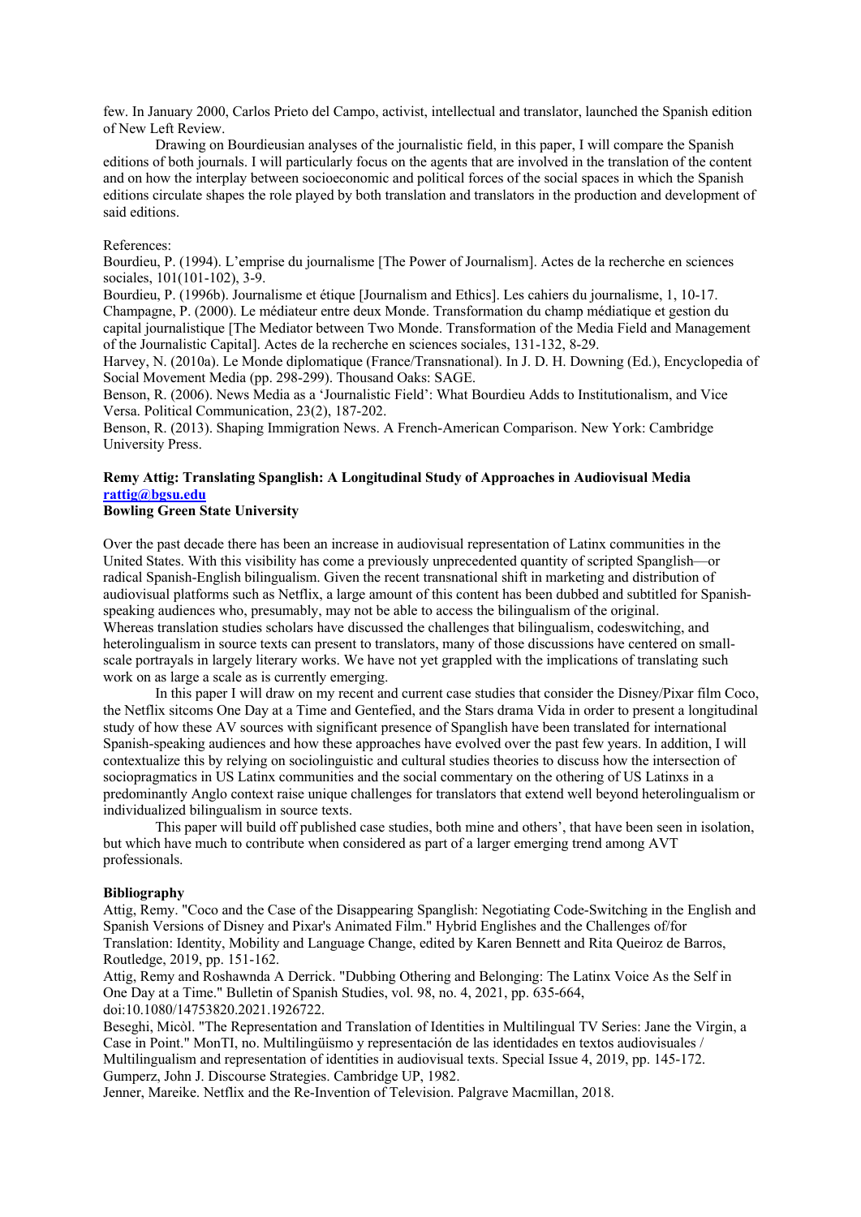few. In January 2000, Carlos Prieto del Campo, activist, intellectual and translator, launched the Spanish edition of New Left Review.

Drawing on Bourdieusian analyses of the journalistic field, in this paper, I will compare the Spanish editions of both journals. I will particularly focus on the agents that are involved in the translation of the content and on how the interplay between socioeconomic and political forces of the social spaces in which the Spanish editions circulate shapes the role played by both translation and translators in the production and development of said editions.

References:
Bourdieu, P. (1994). L'emprise du journalisme [The Power of Journalism]. Actes de la recherche en sciences sociales, 101(101-102), 3-9.
Bourdieu, P. (1996b). Journalisme et étique [Journalism and Ethics]. Les cahiers du journalisme, 1, 10-17.
Champagne, P. (2000). Le médiateur entre deux Monde. Transformation du champ médiatique et gestion du capital journalistique [The Mediator between Two Monde. Transformation of the Media Field and Management of the Journalistic Capital]. Actes de la recherche en sciences sociales, 131-132, 8-29.
Harvey, N. (2010a). Le Monde diplomatique (France/Transnational). In J. D. H. Downing (Ed.), Encyclopedia of Social Movement Media (pp. 298-299). Thousand Oaks: SAGE.
Benson, R. (2006). News Media as a 'Journalistic Field': What Bourdieu Adds to Institutionalism, and Vice Versa. Political Communication, 23(2), 187-202.
Benson, R. (2013). Shaping Immigration News. A French-American Comparison. New York: Cambridge University Press.

**Remy Attig: Translating Spanglish: A Longitudinal Study of Approaches in Audiovisual Media**
**rattig@bgsu.edu**
**Bowling Green State University**

Over the past decade there has been an increase in audiovisual representation of Latinx communities in the United States. With this visibility has come a previously unprecedented quantity of scripted Spanglish—or radical Spanish-English bilingualism. Given the recent transnational shift in marketing and distribution of audiovisual platforms such as Netflix, a large amount of this content has been dubbed and subtitled for Spanish-speaking audiences who, presumably, may not be able to access the bilingualism of the original.
Whereas translation studies scholars have discussed the challenges that bilingualism, codeswitching, and heterolingualism in source texts can present to translators, many of those discussions have centered on small-scale portrayals in largely literary works. We have not yet grappled with the implications of translating such work on as large a scale as is currently emerging.

In this paper I will draw on my recent and current case studies that consider the Disney/Pixar film Coco, the Netflix sitcoms One Day at a Time and Gentefied, and the Stars drama Vida in order to present a longitudinal study of how these AV sources with significant presence of Spanglish have been translated for international Spanish-speaking audiences and how these approaches have evolved over the past few years. In addition, I will contextualize this by relying on sociolinguistic and cultural studies theories to discuss how the intersection of sociopragmatics in US Latinx communities and the social commentary on the othering of US Latinxs in a predominantly Anglo context raise unique challenges for translators that extend well beyond heterolingualism or individualized bilingualism in source texts.

This paper will build off published case studies, both mine and others', that have been seen in isolation, but which have much to contribute when considered as part of a larger emerging trend among AVT professionals.

**Bibliography**
Attig, Remy. "Coco and the Case of the Disappearing Spanglish: Negotiating Code-Switching in the English and Spanish Versions of Disney and Pixar's Animated Film." Hybrid Englishes and the Challenges of/for Translation: Identity, Mobility and Language Change, edited by Karen Bennett and Rita Queiroz de Barros, Routledge, 2019, pp. 151-162.
Attig, Remy and Roshawnda A Derrick. "Dubbing Othering and Belonging: The Latinx Voice As the Self in One Day at a Time." Bulletin of Spanish Studies, vol. 98, no. 4, 2021, pp. 635-664, doi:10.1080/14753820.2021.1926722.
Beseghi, Micòl. "The Representation and Translation of Identities in Multilingual TV Series: Jane the Virgin, a Case in Point." MonTI, no. Multilingüismo y representación de las identidades en textos audiovisuales / Multilingualism and representation of identities in audiovisual texts. Special Issue 4, 2019, pp. 145-172.
Gumperz, John J. Discourse Strategies. Cambridge UP, 1982.
Jenner, Mareike. Netflix and the Re-Invention of Television. Palgrave Macmillan, 2018.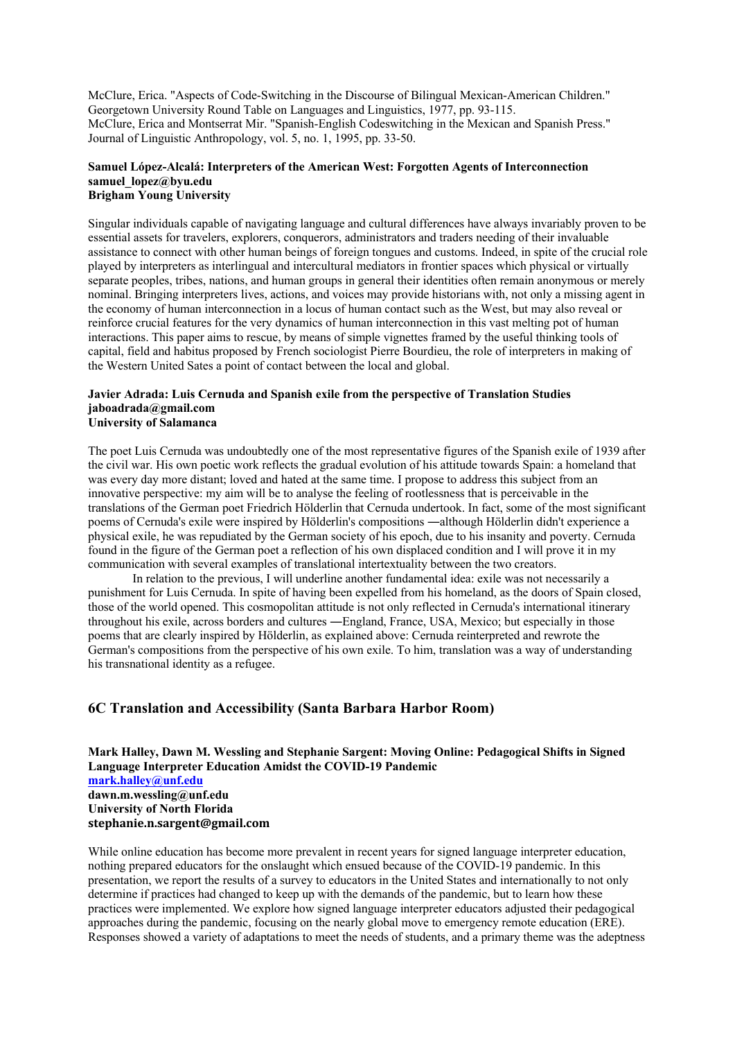McClure, Erica. "Aspects of Code-Switching in the Discourse of Bilingual Mexican-American Children." Georgetown University Round Table on Languages and Linguistics, 1977, pp. 93-115.
McClure, Erica and Montserrat Mir. "Spanish-English Codeswitching in the Mexican and Spanish Press." Journal of Linguistic Anthropology, vol. 5, no. 1, 1995, pp. 33-50.

**Samuel López-Alcalá: Interpreters of the American West: Forgotten Agents of Interconnection**
**samuel_lopez@byu.edu**
**Brigham Young University**

Singular individuals capable of navigating language and cultural differences have always invariably proven to be essential assets for travelers, explorers, conquerors, administrators and traders needing of their invaluable assistance to connect with other human beings of foreign tongues and customs. Indeed, in spite of the crucial role played by interpreters as interlingual and intercultural mediators in frontier spaces which physical or virtually separate peoples, tribes, nations, and human groups in general their identities often remain anonymous or merely nominal. Bringing interpreters lives, actions, and voices may provide historians with, not only a missing agent in the economy of human interconnection in a locus of human contact such as the West, but may also reveal or reinforce crucial features for the very dynamics of human interconnection in this vast melting pot of human interactions. This paper aims to rescue, by means of simple vignettes framed by the useful thinking tools of capital, field and habitus proposed by French sociologist Pierre Bourdieu, the role of interpreters in making of the Western United Sates a point of contact between the local and global.

**Javier Adrada: Luis Cernuda and Spanish exile from the perspective of Translation Studies**
**jaboadrada@gmail.com**
**University of Salamanca**

The poet Luis Cernuda was undoubtedly one of the most representative figures of the Spanish exile of 1939 after the civil war. His own poetic work reflects the gradual evolution of his attitude towards Spain: a homeland that was every day more distant; loved and hated at the same time. I propose to address this subject from an innovative perspective: my aim will be to analyse the feeling of rootlessness that is perceivable in the translations of the German poet Friedrich Hölderlin that Cernuda undertook. In fact, some of the most significant poems of Cernuda's exile were inspired by Hölderlin's compositions ―although Hölderlin didn't experience a physical exile, he was repudiated by the German society of his epoch, due to his insanity and poverty. Cernuda found in the figure of the German poet a reflection of his own displaced condition and I will prove it in my communication with several examples of translational intertextuality between the two creators.

In relation to the previous, I will underline another fundamental idea: exile was not necessarily a punishment for Luis Cernuda. In spite of having been expelled from his homeland, as the doors of Spain closed, those of the world opened. This cosmopolitan attitude is not only reflected in Cernuda's international itinerary throughout his exile, across borders and cultures ―England, France, USA, Mexico; but especially in those poems that are clearly inspired by Hölderlin, as explained above: Cernuda reinterpreted and rewrote the German's compositions from the perspective of his own exile. To him, translation was a way of understanding his transnational identity as a refugee.

## 6C Translation and Accessibility (Santa Barbara Harbor Room)

**Mark Halley, Dawn M. Wessling and Stephanie Sargent: Moving Online: Pedagogical Shifts in Signed Language Interpreter Education Amidst the COVID-19 Pandemic**
**mark.halley@unf.edu**
**dawn.m.wessling@unf.edu**
**University of North Florida**
**stephanie.n.sargent@gmail.com**

While online education has become more prevalent in recent years for signed language interpreter education, nothing prepared educators for the onslaught which ensued because of the COVID-19 pandemic. In this presentation, we report the results of a survey to educators in the United States and internationally to not only determine if practices had changed to keep up with the demands of the pandemic, but to learn how these practices were implemented. We explore how signed language interpreter educators adjusted their pedagogical approaches during the pandemic, focusing on the nearly global move to emergency remote education (ERE). Responses showed a variety of adaptations to meet the needs of students, and a primary theme was the adeptness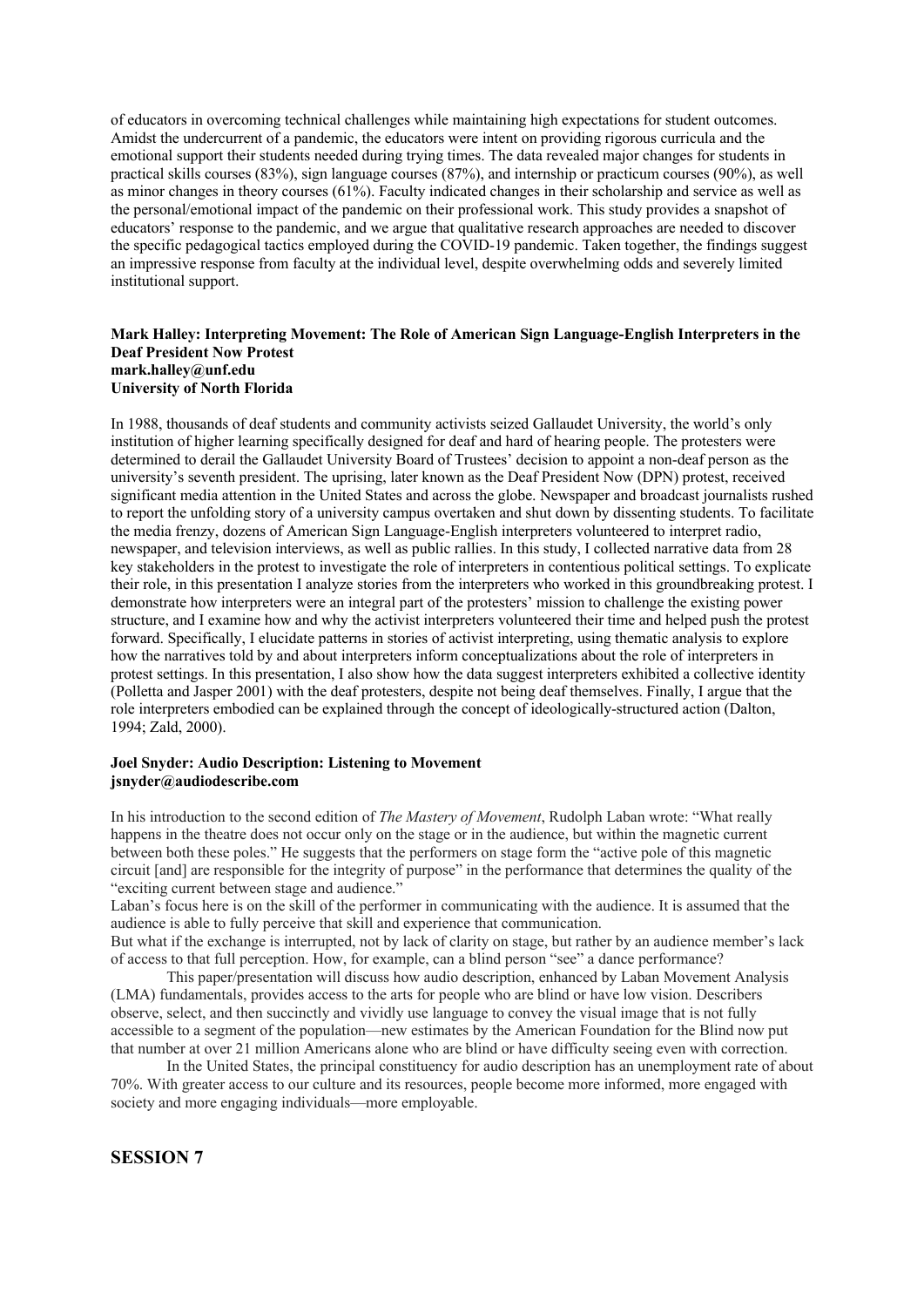of educators in overcoming technical challenges while maintaining high expectations for student outcomes. Amidst the undercurrent of a pandemic, the educators were intent on providing rigorous curricula and the emotional support their students needed during trying times. The data revealed major changes for students in practical skills courses (83%), sign language courses (87%), and internship or practicum courses (90%), as well as minor changes in theory courses (61%). Faculty indicated changes in their scholarship and service as well as the personal/emotional impact of the pandemic on their professional work. This study provides a snapshot of educators' response to the pandemic, and we argue that qualitative research approaches are needed to discover the specific pedagogical tactics employed during the COVID-19 pandemic. Taken together, the findings suggest an impressive response from faculty at the individual level, despite overwhelming odds and severely limited institutional support.

**Mark Halley: Interpreting Movement: The Role of American Sign Language-English Interpreters in the Deaf President Now Protest**
**mark.halley@unf.edu**
**University of North Florida**

In 1988, thousands of deaf students and community activists seized Gallaudet University, the world's only institution of higher learning specifically designed for deaf and hard of hearing people. The protesters were determined to derail the Gallaudet University Board of Trustees' decision to appoint a non-deaf person as the university's seventh president. The uprising, later known as the Deaf President Now (DPN) protest, received significant media attention in the United States and across the globe. Newspaper and broadcast journalists rushed to report the unfolding story of a university campus overtaken and shut down by dissenting students. To facilitate the media frenzy, dozens of American Sign Language-English interpreters volunteered to interpret radio, newspaper, and television interviews, as well as public rallies. In this study, I collected narrative data from 28 key stakeholders in the protest to investigate the role of interpreters in contentious political settings. To explicate their role, in this presentation I analyze stories from the interpreters who worked in this groundbreaking protest. I demonstrate how interpreters were an integral part of the protesters' mission to challenge the existing power structure, and I examine how and why the activist interpreters volunteered their time and helped push the protest forward. Specifically, I elucidate patterns in stories of activist interpreting, using thematic analysis to explore how the narratives told by and about interpreters inform conceptualizations about the role of interpreters in protest settings. In this presentation, I also show how the data suggest interpreters exhibited a collective identity (Polletta and Jasper 2001) with the deaf protesters, despite not being deaf themselves. Finally, I argue that the role interpreters embodied can be explained through the concept of ideologically-structured action (Dalton, 1994; Zald, 2000).

**Joel Snyder: Audio Description: Listening to Movement**
**jsnyder@audiodescribe.com**

In his introduction to the second edition of *The Mastery of Movement*, Rudolph Laban wrote: "What really happens in the theatre does not occur only on the stage or in the audience, but within the magnetic current between both these poles." He suggests that the performers on stage form the "active pole of this magnetic circuit [and] are responsible for the integrity of purpose" in the performance that determines the quality of the "exciting current between stage and audience."

Laban's focus here is on the skill of the performer in communicating with the audience. It is assumed that the audience is able to fully perceive that skill and experience that communication.

But what if the exchange is interrupted, not by lack of clarity on stage, but rather by an audience member's lack of access to that full perception. How, for example, can a blind person "see" a dance performance?

This paper/presentation will discuss how audio description, enhanced by Laban Movement Analysis (LMA) fundamentals, provides access to the arts for people who are blind or have low vision. Describers observe, select, and then succinctly and vividly use language to convey the visual image that is not fully accessible to a segment of the population—new estimates by the American Foundation for the Blind now put that number at over 21 million Americans alone who are blind or have difficulty seeing even with correction.

In the United States, the principal constituency for audio description has an unemployment rate of about 70%. With greater access to our culture and its resources, people become more informed, more engaged with society and more engaging individuals—more employable.

## SESSION 7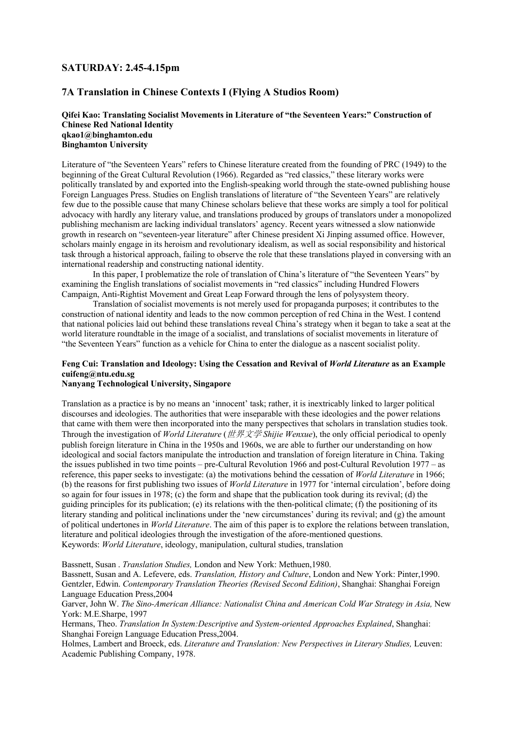## SATURDAY: 2.45-4.15pm

## 7A Translation in Chinese Contexts I (Flying A Studios Room)

**Qifei Kao: Translating Socialist Movements in Literature of "the Seventeen Years:" Construction of Chinese Red National Identity**
**qkao1@binghamton.edu**
**Binghamton University**

Literature of "the Seventeen Years" refers to Chinese literature created from the founding of PRC (1949) to the beginning of the Great Cultural Revolution (1966). Regarded as "red classics," these literary works were politically translated by and exported into the English-speaking world through the state-owned publishing house Foreign Languages Press. Studies on English translations of literature of "the Seventeen Years" are relatively few due to the possible cause that many Chinese scholars believe that these works are simply a tool for political advocacy with hardly any literary value, and translations produced by groups of translators under a monopolized publishing mechanism are lacking individual translators' agency. Recent years witnessed a slow nationwide growth in research on "seventeen-year literature" after Chinese president Xi Jinping assumed office. However, scholars mainly engage in its heroism and revolutionary idealism, as well as social responsibility and historical task through a historical approach, failing to observe the role that these translations played in conversing with an international readership and constructing national identity.

In this paper, I problematize the role of translation of China's literature of "the Seventeen Years" by examining the English translations of socialist movements in "red classics" including Hundred Flowers Campaign, Anti-Rightist Movement and Great Leap Forward through the lens of polysystem theory.

Translation of socialist movements is not merely used for propaganda purposes; it contributes to the construction of national identity and leads to the now common perception of red China in the West. I contend that national policies laid out behind these translations reveal China's strategy when it began to take a seat at the world literature roundtable in the image of a socialist, and translations of socialist movements in literature of "the Seventeen Years" function as a vehicle for China to enter the dialogue as a nascent socialist polity.

**Feng Cui: Translation and Ideology: Using the Cessation and Revival of *World Literature* as an Example**
**cuifeng@ntu.edu.sg**
**Nanyang Technological University, Singapore**

Translation as a practice is by no means an 'innocent' task; rather, it is inextricably linked to larger political discourses and ideologies. The authorities that were inseparable with these ideologies and the power relations that came with them were then incorporated into the many perspectives that scholars in translation studies took. Through the investigation of *World Literature* (*世界文学 Shijie Wenxue*), the only official periodical to openly publish foreign literature in China in the 1950s and 1960s, we are able to further our understanding on how ideological and social factors manipulate the introduction and translation of foreign literature in China. Taking the issues published in two time points – pre-Cultural Revolution 1966 and post-Cultural Revolution 1977 – as reference, this paper seeks to investigate: (a) the motivations behind the cessation of *World Literature* in 1966; (b) the reasons for first publishing two issues of *World Literature* in 1977 for 'internal circulation', before doing so again for four issues in 1978; (c) the form and shape that the publication took during its revival; (d) the guiding principles for its publication; (e) its relations with the then-political climate; (f) the positioning of its literary standing and political inclinations under the 'new circumstances' during its revival; and (g) the amount of political undertones in *World Literature*. The aim of this paper is to explore the relations between translation, literature and political ideologies through the investigation of the afore-mentioned questions.
Keywords: *World Literature*, ideology, manipulation, cultural studies, translation

Bassnett, Susan . *Translation Studies,* London and New York: Methuen,1980.
Bassnett, Susan and A. Lefevere, eds. *Translation, History and Culture*, London and New York: Pinter,1990.
Gentzler, Edwin. *Contemporary Translation Theories (Revised Second Edition)*, Shanghai: Shanghai Foreign Language Education Press,2004
Garver, John W. *The Sino-American Alliance: Nationalist China and American Cold War Strategy in Asia,* New York: M.E.Sharpe, 1997
Hermans, Theo. *Translation In System:Descriptive and System-oriented Approaches Explained*, Shanghai: Shanghai Foreign Language Education Press,2004.
Holmes, Lambert and Broeck, eds. *Literature and Translation: New Perspectives in Literary Studies,* Leuven: Academic Publishing Company, 1978.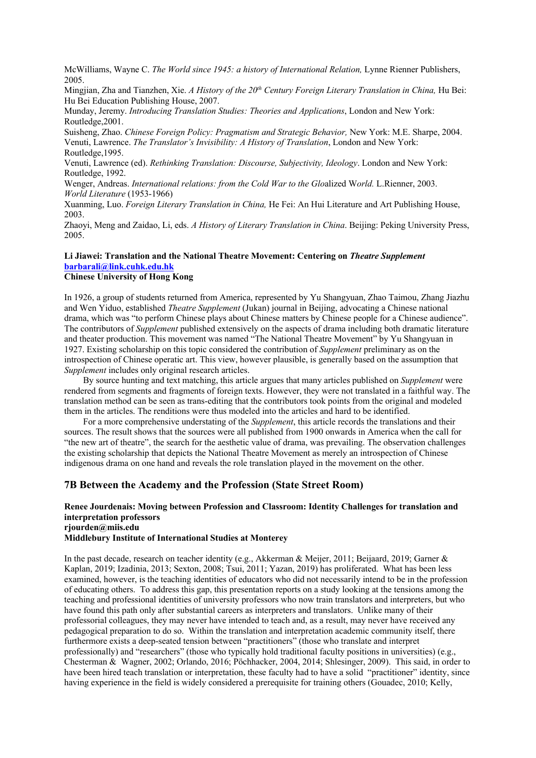McWilliams, Wayne C. *The World since 1945: a history of International Relation,* Lynne Rienner Publishers, 2005.

Mingjian, Zha and Tianzhen, Xie. *A History of the 20th Century Foreign Literary Translation in China,* Hu Bei: Hu Bei Education Publishing House, 2007.

Munday, Jeremy. *Introducing Translation Studies: Theories and Applications*, London and New York: Routledge,2001.

Suisheng, Zhao. *Chinese Foreign Policy: Pragmatism and Strategic Behavior,* New York: M.E. Sharpe, 2004.

Venuti, Lawrence. *The Translator's Invisibility: A History of Translation*, London and New York: Routledge,1995.

Venuti, Lawrence (ed). *Rethinking Translation: Discourse, Subjectivity, Ideology*. London and New York: Routledge, 1992.

Wenger, Andreas. *International relations: from the Cold War to the Glo*alized W*orld.* L.Rienner, 2003.

*World Literature* (1953-1966)

Xuanming, Luo. *Foreign Literary Translation in China,* He Fei: An Hui Literature and Art Publishing House, 2003.

Zhaoyi, Meng and Zaidao, Li, eds. *A History of Literary Translation in China*. Beijing: Peking University Press, 2005.

**Li Jiawei: Translation and the National Theatre Movement: Centering on *Theatre Supplement***
**barbarali@link.cuhk.edu.hk**
**Chinese University of Hong Kong**

In 1926, a group of students returned from America, represented by Yu Shangyuan, Zhao Taimou, Zhang Jiazhu and Wen Yiduo, established *Theatre Supplement* (Jukan) journal in Beijing, advocating a Chinese national drama, which was "to perform Chinese plays about Chinese matters by Chinese people for a Chinese audience". The contributors of *Supplement* published extensively on the aspects of drama including both dramatic literature and theater production. This movement was named "The National Theatre Movement" by Yu Shangyuan in 1927. Existing scholarship on this topic considered the contribution of *Supplement* preliminary as on the introspection of Chinese operatic art. This view, however plausible, is generally based on the assumption that *Supplement* includes only original research articles.

By source hunting and text matching, this article argues that many articles published on *Supplement* were rendered from segments and fragments of foreign texts. However, they were not translated in a faithful way. The translation method can be seen as trans-editing that the contributors took points from the original and modeled them in the articles. The renditions were thus modeled into the articles and hard to be identified.

For a more comprehensive understating of the *Supplement*, this article records the translations and their sources. The result shows that the sources were all published from 1900 onwards in America when the call for "the new art of theatre", the search for the aesthetic value of drama, was prevailing. The observation challenges the existing scholarship that depicts the National Theatre Movement as merely an introspection of Chinese indigenous drama on one hand and reveals the role translation played in the movement on the other.

## 7B Between the Academy and the Profession (State Street Room)

**Renee Jourdenais: Moving between Profession and Classroom: Identity Challenges for translation and interpretation professors**
**rjourden@miis.edu**
**Middlebury Institute of International Studies at Monterey**

In the past decade, research on teacher identity (e.g., Akkerman & Meijer, 2011; Beijaard, 2019; Garner & Kaplan, 2019; Izadinia, 2013; Sexton, 2008; Tsui, 2011; Yazan, 2019) has proliferated. What has been less examined, however, is the teaching identities of educators who did not necessarily intend to be in the profession of educating others. To address this gap, this presentation reports on a study looking at the tensions among the teaching and professional identities of university professors who now train translators and interpreters, but who have found this path only after substantial careers as interpreters and translators. Unlike many of their professorial colleagues, they may never have intended to teach and, as a result, may never have received any pedagogical preparation to do so. Within the translation and interpretation academic community itself, there furthermore exists a deep-seated tension between "practitioners" (those who translate and interpret professionally) and "researchers" (those who typically hold traditional faculty positions in universities) (e.g., Chesterman & Wagner, 2002; Orlando, 2016; Pöchhacker, 2004, 2014; Shlesinger, 2009). This said, in order to have been hired teach translation or interpretation, these faculty had to have a solid "practitioner" identity, since having experience in the field is widely considered a prerequisite for training others (Gouadec, 2010; Kelly,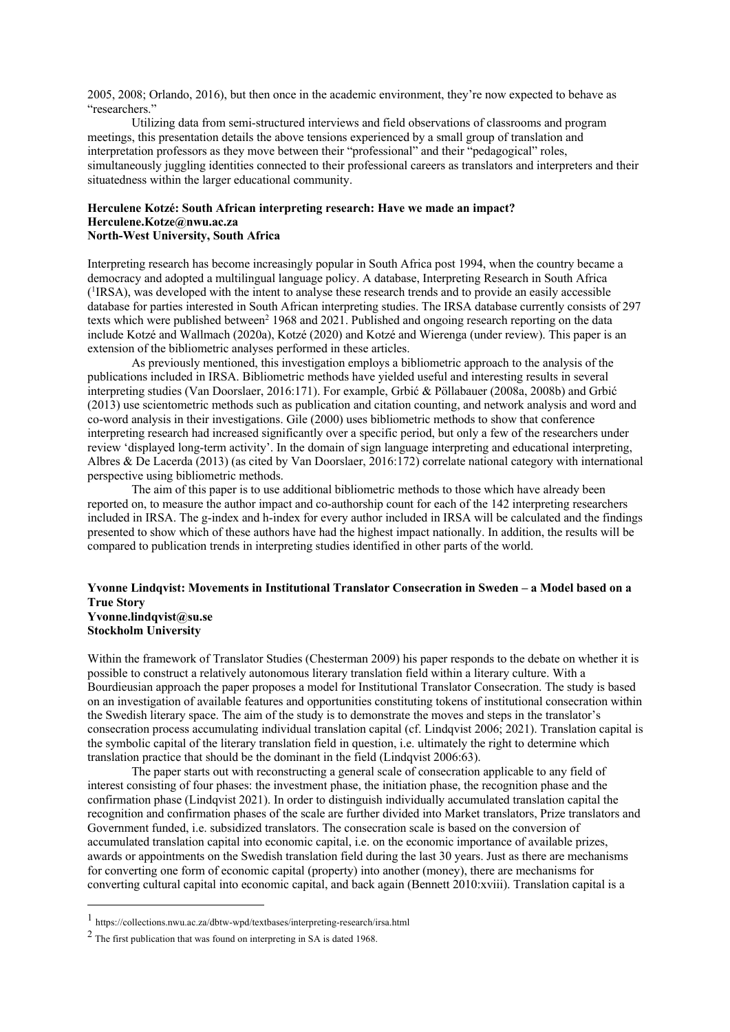2005, 2008; Orlando, 2016), but then once in the academic environment, they're now expected to behave as "researchers."

Utilizing data from semi-structured interviews and field observations of classrooms and program meetings, this presentation details the above tensions experienced by a small group of translation and interpretation professors as they move between their "professional" and their "pedagogical" roles, simultaneously juggling identities connected to their professional careers as translators and interpreters and their situatedness within the larger educational community.

**Herculene Kotzé: South African interpreting research: Have we made an impact?**
**Herculene.Kotze@nwu.ac.za**
**North-West University, South Africa**

Interpreting research has become increasingly popular in South Africa post 1994, when the country became a democracy and adopted a multilingual language policy. A database, Interpreting Research in South Africa ([1]IRSA), was developed with the intent to analyse these research trends and to provide an easily accessible database for parties interested in South African interpreting studies. The IRSA database currently consists of 297 texts which were published between[2] 1968 and 2021. Published and ongoing research reporting on the data include Kotzé and Wallmach (2020a), Kotzé (2020) and Kotzé and Wierenga (under review). This paper is an extension of the bibliometric analyses performed in these articles.

As previously mentioned, this investigation employs a bibliometric approach to the analysis of the publications included in IRSA. Bibliometric methods have yielded useful and interesting results in several interpreting studies (Van Doorslaer, 2016:171). For example, Grbić & Pöllabauer (2008a, 2008b) and Grbić (2013) use scientometric methods such as publication and citation counting, and network analysis and word and co-word analysis in their investigations. Gile (2000) uses bibliometric methods to show that conference interpreting research had increased significantly over a specific period, but only a few of the researchers under review 'displayed long-term activity'. In the domain of sign language interpreting and educational interpreting, Albres & De Lacerda (2013) (as cited by Van Doorslaer, 2016:172) correlate national category with international perspective using bibliometric methods.

The aim of this paper is to use additional bibliometric methods to those which have already been reported on, to measure the author impact and co-authorship count for each of the 142 interpreting researchers included in IRSA. The g-index and h-index for every author included in IRSA will be calculated and the findings presented to show which of these authors have had the highest impact nationally. In addition, the results will be compared to publication trends in interpreting studies identified in other parts of the world.

**Yvonne Lindqvist: Movements in Institutional Translator Consecration in Sweden – a Model based on a True Story**
**Yvonne.lindqvist@su.se**
**Stockholm University**

Within the framework of Translator Studies (Chesterman 2009) his paper responds to the debate on whether it is possible to construct a relatively autonomous literary translation field within a literary culture. With a Bourdieusian approach the paper proposes a model for Institutional Translator Consecration. The study is based on an investigation of available features and opportunities constituting tokens of institutional consecration within the Swedish literary space. The aim of the study is to demonstrate the moves and steps in the translator's consecration process accumulating individual translation capital (cf. Lindqvist 2006; 2021). Translation capital is the symbolic capital of the literary translation field in question, i.e. ultimately the right to determine which translation practice that should be the dominant in the field (Lindqvist 2006:63).

The paper starts out with reconstructing a general scale of consecration applicable to any field of interest consisting of four phases: the investment phase, the initiation phase, the recognition phase and the confirmation phase (Lindqvist 2021). In order to distinguish individually accumulated translation capital the recognition and confirmation phases of the scale are further divided into Market translators, Prize translators and Government funded, i.e. subsidized translators. The consecration scale is based on the conversion of accumulated translation capital into economic capital, i.e. on the economic importance of available prizes, awards or appointments on the Swedish translation field during the last 30 years. Just as there are mechanisms for converting one form of economic capital (property) into another (money), there are mechanisms for converting cultural capital into economic capital, and back again (Bennett 2010:xviii). Translation capital is a

[1] https://collections.nwu.ac.za/dbtw-wpd/textbases/interpreting-research/irsa.html

[2] The first publication that was found on interpreting in SA is dated 1968.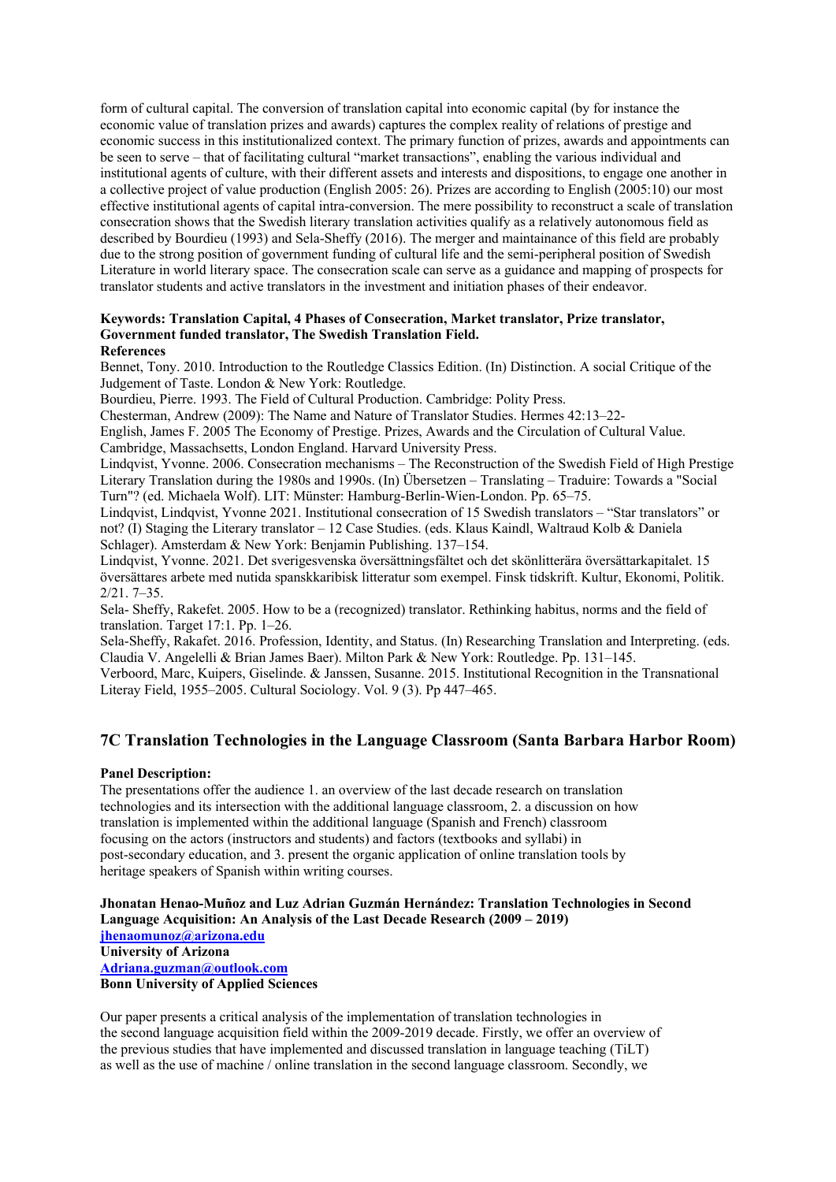form of cultural capital. The conversion of translation capital into economic capital (by for instance the economic value of translation prizes and awards) captures the complex reality of relations of prestige and economic success in this institutionalized context. The primary function of prizes, awards and appointments can be seen to serve – that of facilitating cultural "market transactions", enabling the various individual and institutional agents of culture, with their different assets and interests and dispositions, to engage one another in a collective project of value production (English 2005: 26). Prizes are according to English (2005:10) our most effective institutional agents of capital intra-conversion. The mere possibility to reconstruct a scale of translation consecration shows that the Swedish literary translation activities qualify as a relatively autonomous field as described by Bourdieu (1993) and Sela-Sheffy (2016). The merger and maintainance of this field are probably due to the strong position of government funding of cultural life and the semi-peripheral position of Swedish Literature in world literary space. The consecration scale can serve as a guidance and mapping of prospects for translator students and active translators in the investment and initiation phases of their endeavor.

**Keywords: Translation Capital, 4 Phases of Consecration, Market translator, Prize translator, Government funded translator, The Swedish Translation Field.**

**References**

Bennet, Tony. 2010. Introduction to the Routledge Classics Edition. (In) Distinction. A social Critique of the Judgement of Taste. London & New York: Routledge.

Bourdieu, Pierre. 1993. The Field of Cultural Production. Cambridge: Polity Press.

Chesterman, Andrew (2009): The Name and Nature of Translator Studies. Hermes 42:13–22-

English, James F. 2005 The Economy of Prestige. Prizes, Awards and the Circulation of Cultural Value. Cambridge, Massachsetts, London England. Harvard University Press.

Lindqvist, Yvonne. 2006. Consecration mechanisms – The Reconstruction of the Swedish Field of High Prestige Literary Translation during the 1980s and 1990s. (In) Übersetzen – Translating – Traduire: Towards a "Social Turn"? (ed. Michaela Wolf). LIT: Münster: Hamburg-Berlin-Wien-London. Pp. 65–75.

Lindqvist, Lindqvist, Yvonne 2021. Institutional consecration of 15 Swedish translators – "Star translators" or not? (I) Staging the Literary translator – 12 Case Studies. (eds. Klaus Kaindl, Waltraud Kolb & Daniela Schlager). Amsterdam & New York: Benjamin Publishing. 137–154.

Lindqvist, Yvonne. 2021. Det sverigesvenska översättningsfältet och det skönlitterära översättarkapitalet. 15 översättares arbete med nutida spanskkaribisk litteratur som exempel. Finsk tidskrift. Kultur, Ekonomi, Politik. 2/21. 7–35.

Sela- Sheffy, Rakefet. 2005. How to be a (recognized) translator. Rethinking habitus, norms and the field of translation. Target 17:1. Pp. 1–26.

Sela-Sheffy, Rakafet. 2016. Profession, Identity, and Status. (In) Researching Translation and Interpreting. (eds. Claudia V. Angelelli & Brian James Baer). Milton Park & New York: Routledge. Pp. 131–145.

Verboord, Marc, Kuipers, Giselinde. & Janssen, Susanne. 2015. Institutional Recognition in the Transnational Literay Field, 1955–2005. Cultural Sociology. Vol. 9 (3). Pp 447–465.

## 7C Translation Technologies in the Language Classroom (Santa Barbara Harbor Room)

**Panel Description:**

The presentations offer the audience 1. an overview of the last decade research on translation technologies and its intersection with the additional language classroom, 2. a discussion on how translation is implemented within the additional language (Spanish and French) classroom focusing on the actors (instructors and students) and factors (textbooks and syllabi) in post-secondary education, and 3. present the organic application of online translation tools by heritage speakers of Spanish within writing courses.

**Jhonatan Henao-Muñoz and Luz Adrian Guzmán Hernández: Translation Technologies in Second Language Acquisition: An Analysis of the Last Decade Research (2009 – 2019)**
jhenaomunoz@arizona.edu
**University of Arizona**
Adriana.guzman@outlook.com
**Bonn University of Applied Sciences**

Our paper presents a critical analysis of the implementation of translation technologies in the second language acquisition field within the 2009-2019 decade. Firstly, we offer an overview of the previous studies that have implemented and discussed translation in language teaching (TiLT) as well as the use of machine / online translation in the second language classroom. Secondly, we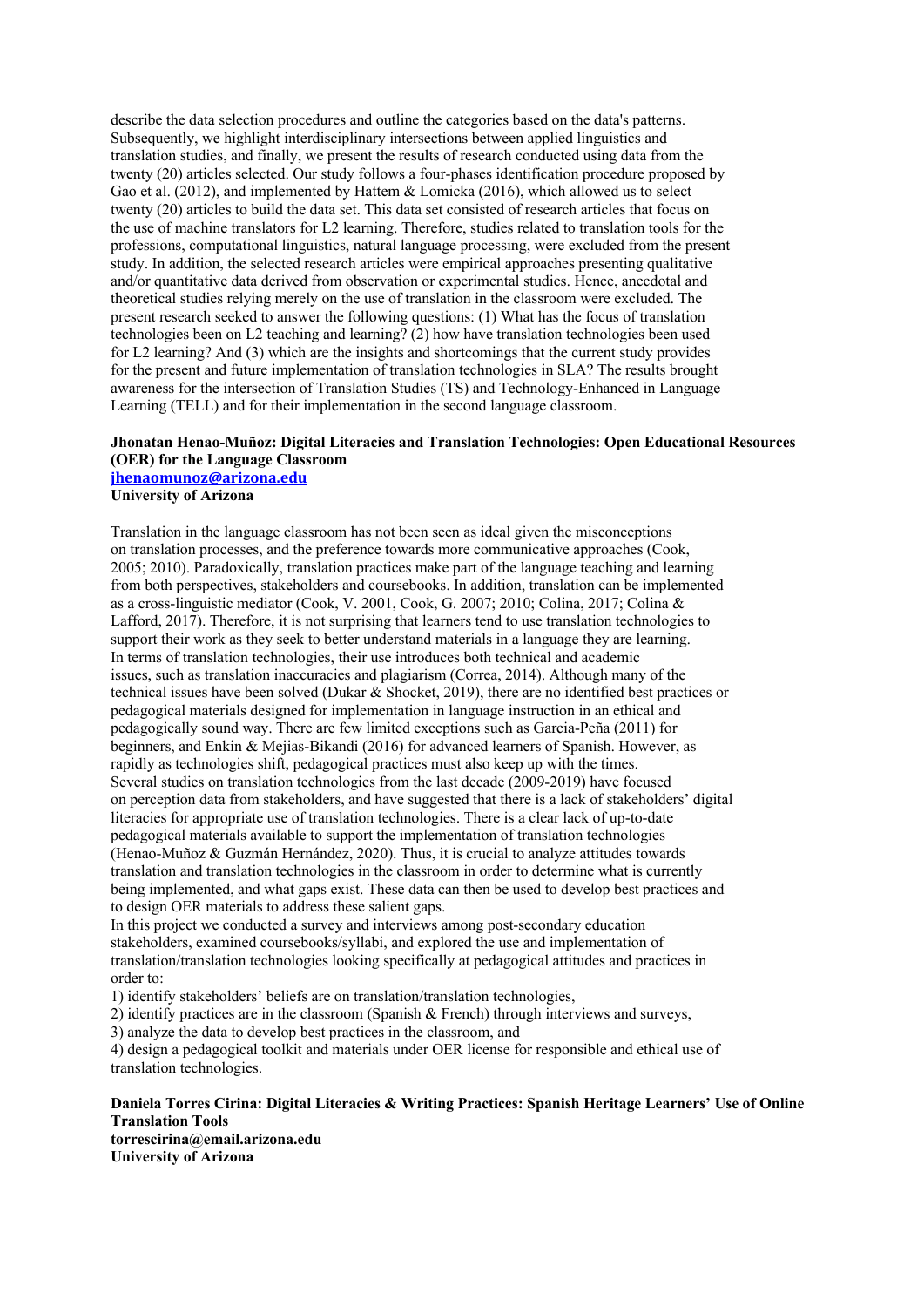describe the data selection procedures and outline the categories based on the data's patterns. Subsequently, we highlight interdisciplinary intersections between applied linguistics and translation studies, and finally, we present the results of research conducted using data from the twenty (20) articles selected. Our study follows a four-phases identification procedure proposed by Gao et al. (2012), and implemented by Hattem & Lomicka (2016), which allowed us to select twenty (20) articles to build the data set. This data set consisted of research articles that focus on the use of machine translators for L2 learning. Therefore, studies related to translation tools for the professions, computational linguistics, natural language processing, were excluded from the present study. In addition, the selected research articles were empirical approaches presenting qualitative and/or quantitative data derived from observation or experimental studies. Hence, anecdotal and theoretical studies relying merely on the use of translation in the classroom were excluded. The present research sought to answer the following questions: (1) What has the focus of translation technologies been on L2 teaching and learning? (2) how have translation technologies been used for L2 learning? And (3) which are the insights and shortcomings that the current study provides for the present and future implementation of translation technologies in SLA? The results brought awareness for the intersection of Translation Studies (TS) and Technology-Enhanced in Language Learning (TELL) and for their implementation in the second language classroom.

**Jhonatan Henao-Muñoz: Digital Literacies and Translation Technologies: Open Educational Resources (OER) for the Language Classroom**
**jhenaomunoz@arizona.edu**
**University of Arizona**

Translation in the language classroom has not been seen as ideal given the misconceptions on translation processes, and the preference towards more communicative approaches (Cook, 2005; 2010). Paradoxically, translation practices make part of the language teaching and learning from both perspectives, stakeholders and coursebooks. In addition, translation can be implemented as a cross-linguistic mediator (Cook, V. 2001, Cook, G. 2007; 2010; Colina, 2017; Colina & Lafford, 2017). Therefore, it is not surprising that learners tend to use translation technologies to support their work as they seek to better understand materials in a language they are learning. In terms of translation technologies, their use introduces both technical and academic issues, such as translation inaccuracies and plagiarism (Correa, 2014). Although many of the technical issues have been solved (Dukar & Shocket, 2019), there are no identified best practices or pedagogical materials designed for implementation in language instruction in an ethical and pedagogically sound way. There are few limited exceptions such as Garcia-Peña (2011) for beginners, and Enkin & Mejias-Bikandi (2016) for advanced learners of Spanish. However, as rapidly as technologies shift, pedagogical practices must also keep up with the times. Several studies on translation technologies from the last decade (2009-2019) have focused on perception data from stakeholders, and have suggested that there is a lack of stakeholders' digital literacies for appropriate use of translation technologies. There is a clear lack of up-to-date pedagogical materials available to support the implementation of translation technologies (Henao-Muñoz & Guzmán Hernández, 2020). Thus, it is crucial to analyze attitudes towards translation and translation technologies in the classroom in order to determine what is currently being implemented, and what gaps exist. These data can then be used to develop best practices and to design OER materials to address these salient gaps.
In this project we conducted a survey and interviews among post-secondary education stakeholders, examined coursebooks/syllabi, and explored the use and implementation of translation/translation technologies looking specifically at pedagogical attitudes and practices in order to:
1) identify stakeholders' beliefs are on translation/translation technologies,
2) identify practices are in the classroom (Spanish & French) through interviews and surveys,
3) analyze the data to develop best practices in the classroom, and
4) design a pedagogical toolkit and materials under OER license for responsible and ethical use of translation technologies.

**Daniela Torres Cirina: Digital Literacies & Writing Practices: Spanish Heritage Learners' Use of Online Translation Tools**
**torrescirina@email.arizona.edu**
**University of Arizona**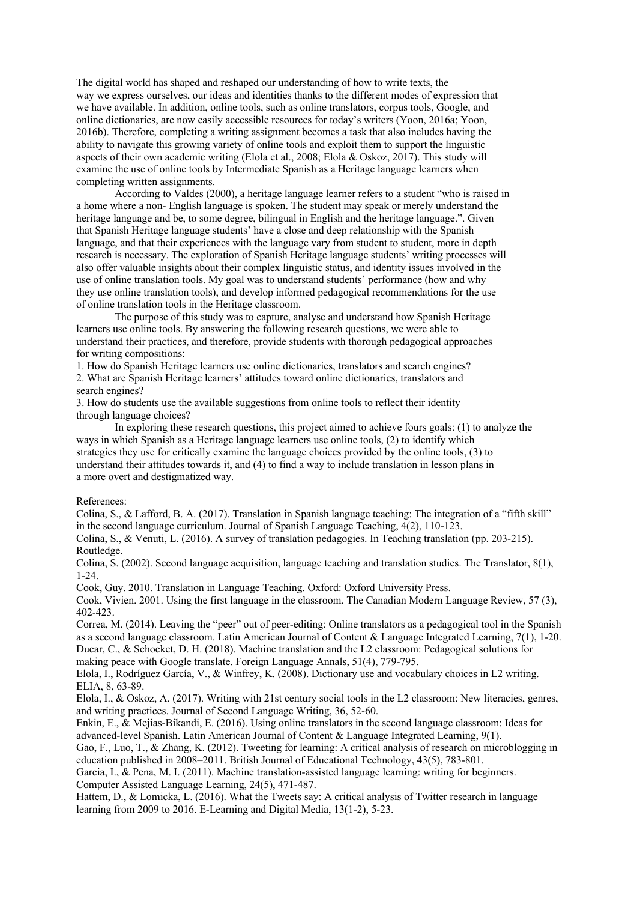The digital world has shaped and reshaped our understanding of how to write texts, the way we express ourselves, our ideas and identities thanks to the different modes of expression that we have available. In addition, online tools, such as online translators, corpus tools, Google, and online dictionaries, are now easily accessible resources for today's writers (Yoon, 2016a; Yoon, 2016b). Therefore, completing a writing assignment becomes a task that also includes having the ability to navigate this growing variety of online tools and exploit them to support the linguistic aspects of their own academic writing (Elola et al., 2008; Elola & Oskoz, 2017). This study will examine the use of online tools by Intermediate Spanish as a Heritage language learners when completing written assignments.

According to Valdes (2000), a heritage language learner refers to a student "who is raised in a home where a non- English language is spoken. The student may speak or merely understand the heritage language and be, to some degree, bilingual in English and the heritage language.". Given that Spanish Heritage language students' have a close and deep relationship with the Spanish language, and that their experiences with the language vary from student to student, more in depth research is necessary. The exploration of Spanish Heritage language students' writing processes will also offer valuable insights about their complex linguistic status, and identity issues involved in the use of online translation tools. My goal was to understand students' performance (how and why they use online translation tools), and develop informed pedagogical recommendations for the use of online translation tools in the Heritage classroom.

The purpose of this study was to capture, analyse and understand how Spanish Heritage learners use online tools. By answering the following research questions, we were able to understand their practices, and therefore, provide students with thorough pedagogical approaches for writing compositions:

1. How do Spanish Heritage learners use online dictionaries, translators and search engines?
2. What are Spanish Heritage learners' attitudes toward online dictionaries, translators and search engines?
3. How do students use the available suggestions from online tools to reflect their identity through language choices?

In exploring these research questions, this project aimed to achieve fours goals: (1) to analyze the ways in which Spanish as a Heritage language learners use online tools, (2) to identify which strategies they use for critically examine the language choices provided by the online tools, (3) to understand their attitudes towards it, and (4) to find a way to include translation in lesson plans in a more overt and destigmatized way.

References:

Colina, S., & Lafford, B. A. (2017). Translation in Spanish language teaching: The integration of a "fifth skill" in the second language curriculum. Journal of Spanish Language Teaching, 4(2), 110-123.

Colina, S., & Venuti, L. (2016). A survey of translation pedagogies. In Teaching translation (pp. 203-215). Routledge.

Colina, S. (2002). Second language acquisition, language teaching and translation studies. The Translator, 8(1), 1-24.

Cook, Guy. 2010. Translation in Language Teaching. Oxford: Oxford University Press.

Cook, Vivien. 2001. Using the first language in the classroom. The Canadian Modern Language Review, 57 (3), 402-423.

Correa, M. (2014). Leaving the "peer" out of peer-editing: Online translators as a pedagogical tool in the Spanish as a second language classroom. Latin American Journal of Content & Language Integrated Learning, 7(1), 1-20.

Ducar, C., & Schocket, D. H. (2018). Machine translation and the L2 classroom: Pedagogical solutions for making peace with Google translate. Foreign Language Annals, 51(4), 779-795.

Elola, I., Rodríguez García, V., & Winfrey, K. (2008). Dictionary use and vocabulary choices in L2 writing. ELIA, 8, 63-89.

Elola, I., & Oskoz, A. (2017). Writing with 21st century social tools in the L2 classroom: New literacies, genres, and writing practices. Journal of Second Language Writing, 36, 52-60.

Enkin, E., & Mejías-Bikandi, E. (2016). Using online translators in the second language classroom: Ideas for advanced-level Spanish. Latin American Journal of Content & Language Integrated Learning, 9(1).

Gao, F., Luo, T., & Zhang, K. (2012). Tweeting for learning: A critical analysis of research on microblogging in education published in 2008–2011. British Journal of Educational Technology, 43(5), 783-801.

Garcia, I., & Pena, M. I. (2011). Machine translation-assisted language learning: writing for beginners. Computer Assisted Language Learning, 24(5), 471-487.

Hattem, D., & Lomicka, L. (2016). What the Tweets say: A critical analysis of Twitter research in language learning from 2009 to 2016. E-Learning and Digital Media, 13(1-2), 5-23.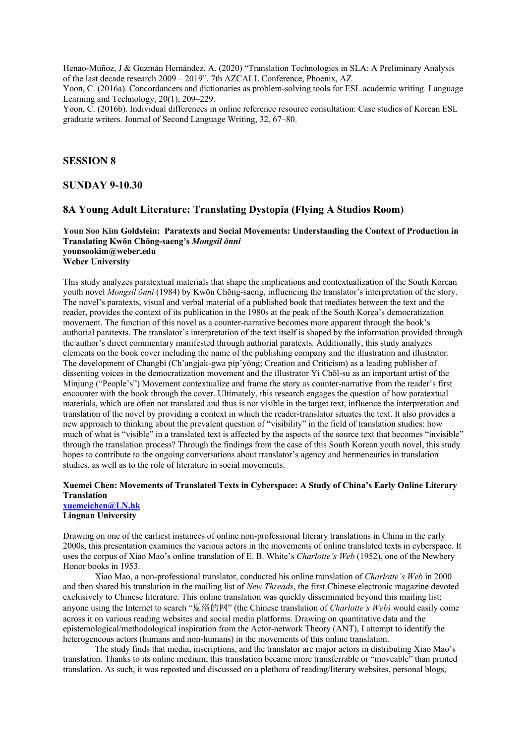Henao-Muñoz, J & Guzmán Hernández, A. (2020) "Translation Technologies in SLA: A Preliminary Analysis of the last decade research 2009 – 2019". 7th AZCALL Conference, Phoenix, AZ

Yoon, C. (2016a). Concordancers and dictionaries as problem-solving tools for ESL academic writing. Language Learning and Technology, 20(1), 209–229.

Yoon, C. (2016b). Individual differences in online reference resource consultation: Case studies of Korean ESL graduate writers. Journal of Second Language Writing, 32, 67–80.

## SESSION 8

## SUNDAY 9-10.30

### 8A Young Adult Literature: Translating Dystopia (Flying A Studios Room)

**Youn Soo Kim Goldstein: Paratexts and Social Movements: Understanding the Context of Production in Translating Kwŏn Chŏng-saeng's *Mongsil ŏnni***
**younsookim@weber.edu**
**Weber University**

This study analyzes paratextual materials that shape the implications and contextualization of the South Korean youth novel *Mongsil ŏnni* (1984) by Kwŏn Chŏng-saeng, influencing the translator's interpretation of the story. The novel's paratexts, visual and verbal material of a published book that mediates between the text and the reader, provides the context of its publication in the 1980s at the peak of the South Korea's democratization movement. The function of this novel as a counter-narrative becomes more apparent through the book's authorial paratexts. The translator's interpretation of the text itself is shaped by the information provided through the author's direct commentary manifested through authorial paratexts. Additionally, this study analyzes elements on the book cover including the name of the publishing company and the illustration and illustrator. The development of Changbi (Ch'angjak-gwa pip'yŏng; Creation and Criticism) as a leading publisher of dissenting voices in the democratization movement and the illustrator Yi Chŏl-su as an important artist of the Minjung ("People's") Movement contextualize and frame the story as counter-narrative from the reader's first encounter with the book through the cover. Ultimately, this research engages the question of how paratextual materials, which are often not translated and thus is not visible in the target text, influence the interpretation and translation of the novel by providing a context in which the reader-translator situates the text. It also provides a new approach to thinking about the prevalent question of "visibility" in the field of translation studies: how much of what is "visible" in a translated text is affected by the aspects of the source text that becomes "invisible" through the translation process? Through the findings from the case of this South Korean youth novel, this study hopes to contribute to the ongoing conversations about translator's agency and hermeneutics in translation studies, as well as to the role of literature in social movements.

**Xuemei Chen: Movements of Translated Texts in Cyberspace: A Study of China's Early Online Literary Translation**
**xuemeichen@LN.hk**
**Lingnan University**

Drawing on one of the earliest instances of online non-professional literary translations in China in the early 2000s, this presentation examines the various actors in the movements of online translated texts in cyberspace. It uses the corpus of Xiao Mao's online translation of E. B. White's *Charlotte's Web* (1952), one of the Newbery Honor books in 1953.

Xiao Mao, a non-professional translator, conducted his online translation of *Charlotte's Web* in 2000 and then shared his translation in the mailing list of *New Threads*, the first Chinese electronic magazine devoted exclusively to Chinese literature. This online translation was quickly disseminated beyond this mailing list; anyone using the Internet to search "夏洛的网" (the Chinese translation of *Charlotte's Web)* would easily come across it on various reading websites and social media platforms. Drawing on quantitative data and the epistemological/methodological inspiration from the Actor-network Theory (ANT), I attempt to identify the heterogeneous actors (humans and non-humans) in the movements of this online translation.

The study finds that media, inscriptions, and the translator are major actors in distributing Xiao Mao's translation. Thanks to its online medium, this translation became more transferrable or "moveable" than printed translation. As such, it was reposted and discussed on a plethora of reading/literary websites, personal blogs,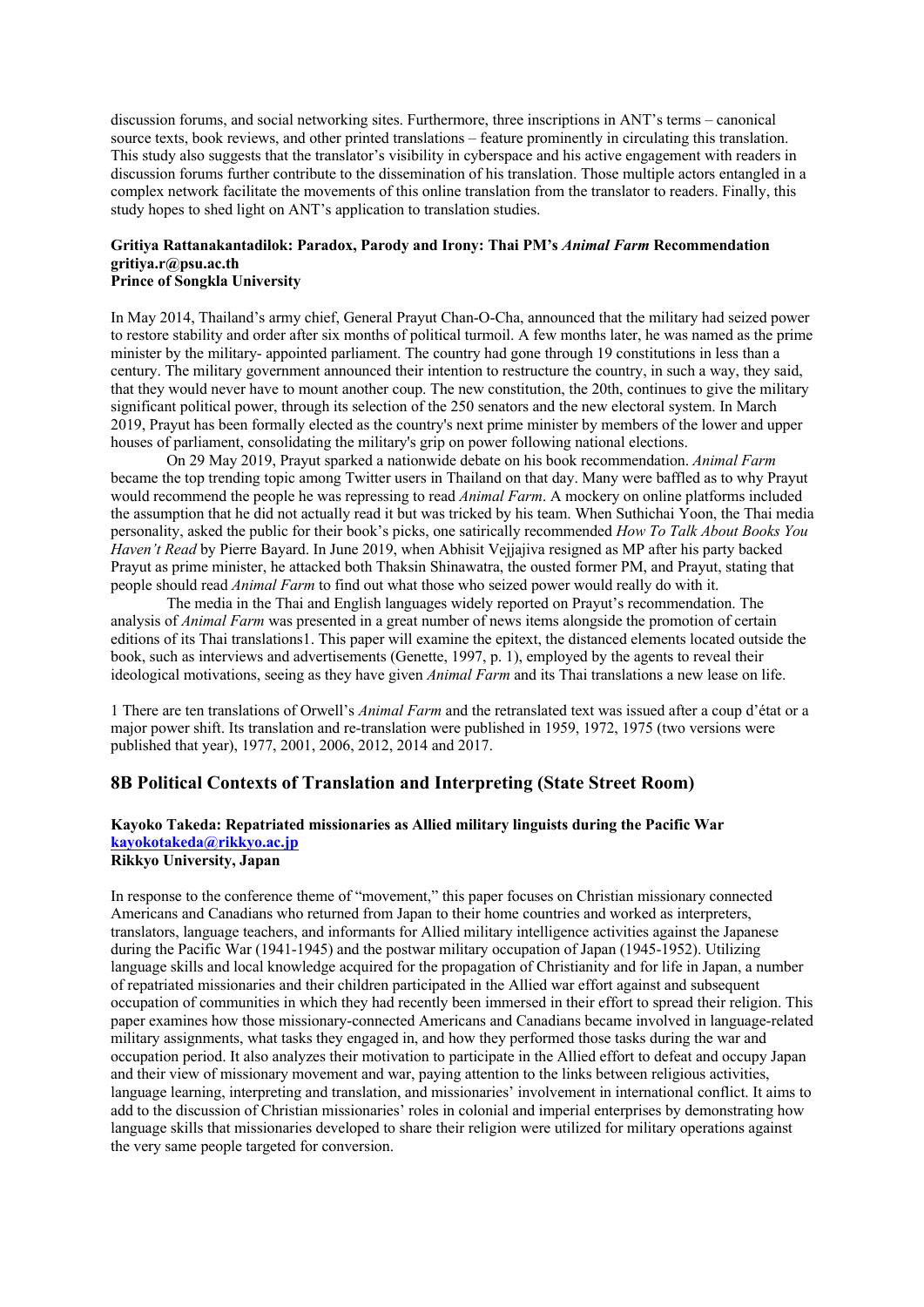discussion forums, and social networking sites. Furthermore, three inscriptions in ANT's terms – canonical source texts, book reviews, and other printed translations – feature prominently in circulating this translation. This study also suggests that the translator's visibility in cyberspace and his active engagement with readers in discussion forums further contribute to the dissemination of his translation. Those multiple actors entangled in a complex network facilitate the movements of this online translation from the translator to readers. Finally, this study hopes to shed light on ANT's application to translation studies.

**Gritiya Rattanakantadilok: Paradox, Parody and Irony: Thai PM's *Animal Farm* Recommendation**
**gritiya.r@psu.ac.th**
**Prince of Songkla University**

In May 2014, Thailand's army chief, General Prayut Chan-O-Cha, announced that the military had seized power to restore stability and order after six months of political turmoil. A few months later, he was named as the prime minister by the military- appointed parliament. The country had gone through 19 constitutions in less than a century. The military government announced their intention to restructure the country, in such a way, they said, that they would never have to mount another coup. The new constitution, the 20th, continues to give the military significant political power, through its selection of the 250 senators and the new electoral system. In March 2019, Prayut has been formally elected as the country's next prime minister by members of the lower and upper houses of parliament, consolidating the military's grip on power following national elections.

On 29 May 2019, Prayut sparked a nationwide debate on his book recommendation. *Animal Farm* became the top trending topic among Twitter users in Thailand on that day. Many were baffled as to why Prayut would recommend the people he was repressing to read *Animal Farm*. A mockery on online platforms included the assumption that he did not actually read it but was tricked by his team. When Suthichai Yoon, the Thai media personality, asked the public for their book's picks, one satirically recommended *How To Talk About Books You Haven't Read* by Pierre Bayard. In June 2019, when Abhisit Vejjajiva resigned as MP after his party backed Prayut as prime minister, he attacked both Thaksin Shinawatra, the ousted former PM, and Prayut, stating that people should read *Animal Farm* to find out what those who seized power would really do with it.

The media in the Thai and English languages widely reported on Prayut's recommendation. The analysis of *Animal Farm* was presented in a great number of news items alongside the promotion of certain editions of its Thai translations[1]. This paper will examine the epitext, the distanced elements located outside the book, such as interviews and advertisements (Genette, 1997, p. 1), employed by the agents to reveal their ideological motivations, seeing as they have given *Animal Farm* and its Thai translations a new lease on life.

1 There are ten translations of Orwell's *Animal Farm* and the retranslated text was issued after a coup d'état or a major power shift. Its translation and re-translation were published in 1959, 1972, 1975 (two versions were published that year), 1977, 2001, 2006, 2012, 2014 and 2017.

## 8B Political Contexts of Translation and Interpreting (State Street Room)

**Kayoko Takeda: Repatriated missionaries as Allied military linguists during the Pacific War**
**kayokotakeda@rikkyo.ac.jp**
**Rikkyo University, Japan**

In response to the conference theme of "movement," this paper focuses on Christian missionary connected Americans and Canadians who returned from Japan to their home countries and worked as interpreters, translators, language teachers, and informants for Allied military intelligence activities against the Japanese during the Pacific War (1941-1945) and the postwar military occupation of Japan (1945-1952). Utilizing language skills and local knowledge acquired for the propagation of Christianity and for life in Japan, a number of repatriated missionaries and their children participated in the Allied war effort against and subsequent occupation of communities in which they had recently been immersed in their effort to spread their religion. This paper examines how those missionary-connected Americans and Canadians became involved in language-related military assignments, what tasks they engaged in, and how they performed those tasks during the war and occupation period. It also analyzes their motivation to participate in the Allied effort to defeat and occupy Japan and their view of missionary movement and war, paying attention to the links between religious activities, language learning, interpreting and translation, and missionaries' involvement in international conflict. It aims to add to the discussion of Christian missionaries' roles in colonial and imperial enterprises by demonstrating how language skills that missionaries developed to share their religion were utilized for military operations against the very same people targeted for conversion.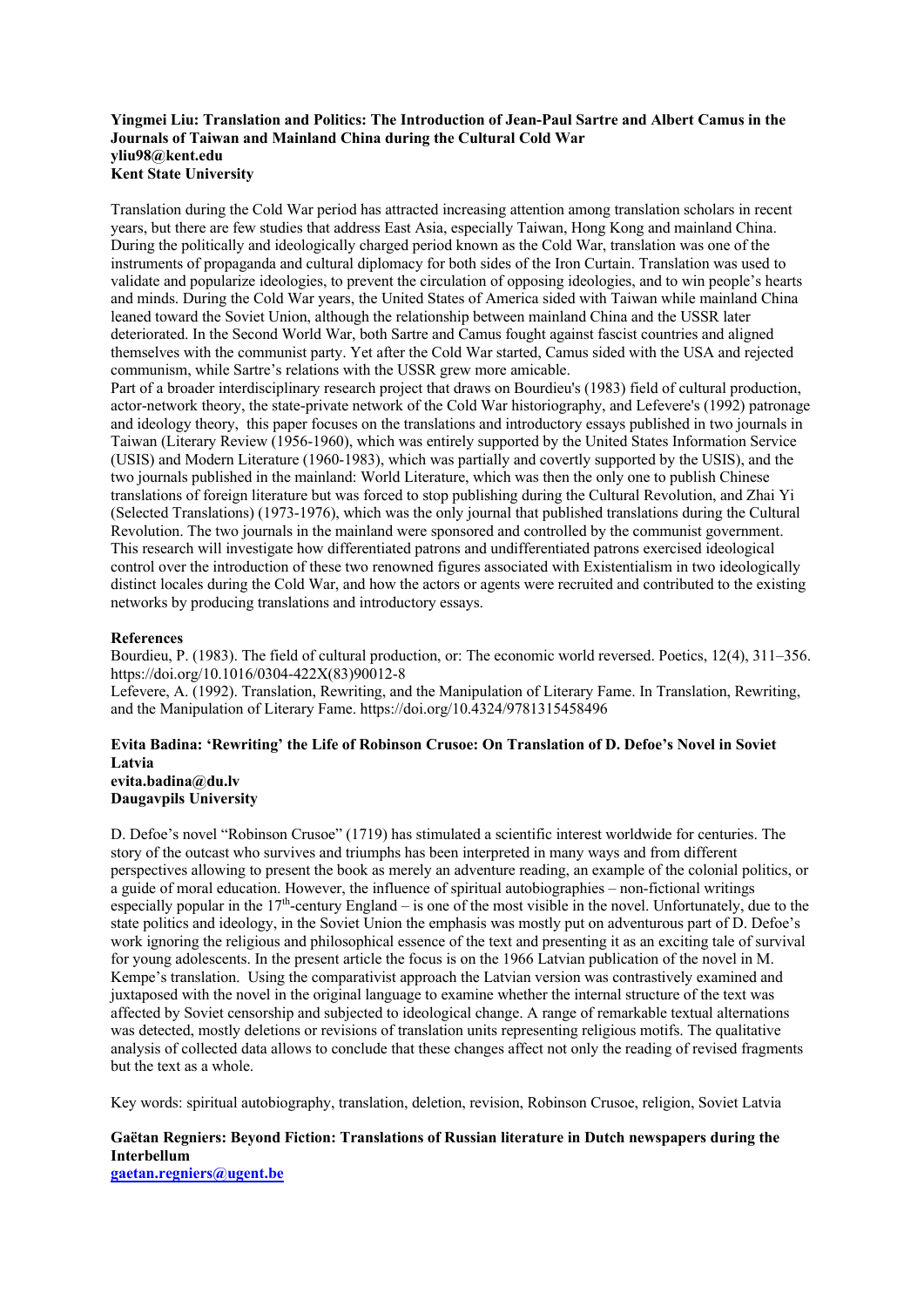**Yingmei Liu: Translation and Politics: The Introduction of Jean-Paul Sartre and Albert Camus in the Journals of Taiwan and Mainland China during the Cultural Cold War**
**yliu98@kent.edu**
**Kent State University**

Translation during the Cold War period has attracted increasing attention among translation scholars in recent years, but there are few studies that address East Asia, especially Taiwan, Hong Kong and mainland China. During the politically and ideologically charged period known as the Cold War, translation was one of the instruments of propaganda and cultural diplomacy for both sides of the Iron Curtain. Translation was used to validate and popularize ideologies, to prevent the circulation of opposing ideologies, and to win people's hearts and minds. During the Cold War years, the United States of America sided with Taiwan while mainland China leaned toward the Soviet Union, although the relationship between mainland China and the USSR later deteriorated. In the Second World War, both Sartre and Camus fought against fascist countries and aligned themselves with the communist party. Yet after the Cold War started, Camus sided with the USA and rejected communism, while Sartre's relations with the USSR grew more amicable.
Part of a broader interdisciplinary research project that draws on Bourdieu's (1983) field of cultural production, actor-network theory, the state-private network of the Cold War historiography, and Lefevere's (1992) patronage and ideology theory, this paper focuses on the translations and introductory essays published in two journals in Taiwan (Literary Review (1956-1960), which was entirely supported by the United States Information Service (USIS) and Modern Literature (1960-1983), which was partially and covertly supported by the USIS), and the two journals published in the mainland: World Literature, which was then the only one to publish Chinese translations of foreign literature but was forced to stop publishing during the Cultural Revolution, and Zhai Yi (Selected Translations) (1973-1976), which was the only journal that published translations during the Cultural Revolution. The two journals in the mainland were sponsored and controlled by the communist government. This research will investigate how differentiated patrons and undifferentiated patrons exercised ideological control over the introduction of these two renowned figures associated with Existentialism in two ideologically distinct locales during the Cold War, and how the actors or agents were recruited and contributed to the existing networks by producing translations and introductory essays.

**References**
Bourdieu, P. (1983). The field of cultural production, or: The economic world reversed. Poetics, 12(4), 311–356. https://doi.org/10.1016/0304-422X(83)90012-8
Lefevere, A. (1992). Translation, Rewriting, and the Manipulation of Literary Fame. In Translation, Rewriting, and the Manipulation of Literary Fame. https://doi.org/10.4324/9781315458496

**Evita Badina: 'Rewriting' the Life of Robinson Crusoe: On Translation of D. Defoe's Novel in Soviet Latvia**
**evita.badina@du.lv**
**Daugavpils University**

D. Defoe's novel "Robinson Crusoe" (1719) has stimulated a scientific interest worldwide for centuries. The story of the outcast who survives and triumphs has been interpreted in many ways and from different perspectives allowing to present the book as merely an adventure reading, an example of the colonial politics, or a guide of moral education. However, the influence of spiritual autobiographies – non-fictional writings especially popular in the 17th-century England – is one of the most visible in the novel. Unfortunately, due to the state politics and ideology, in the Soviet Union the emphasis was mostly put on adventurous part of D. Defoe's work ignoring the religious and philosophical essence of the text and presenting it as an exciting tale of survival for young adolescents. In the present article the focus is on the 1966 Latvian publication of the novel in M. Kempe's translation. Using the comparativist approach the Latvian version was contrastively examined and juxtaposed with the novel in the original language to examine whether the internal structure of the text was affected by Soviet censorship and subjected to ideological change. A range of remarkable textual alternations was detected, mostly deletions or revisions of translation units representing religious motifs. The qualitative analysis of collected data allows to conclude that these changes affect not only the reading of revised fragments but the text as a whole.

Key words: spiritual autobiography, translation, deletion, revision, Robinson Crusoe, religion, Soviet Latvia

**Gaëtan Regniers: Beyond Fiction: Translations of Russian literature in Dutch newspapers during the Interbellum**
**gaetan.regniers@ugent.be**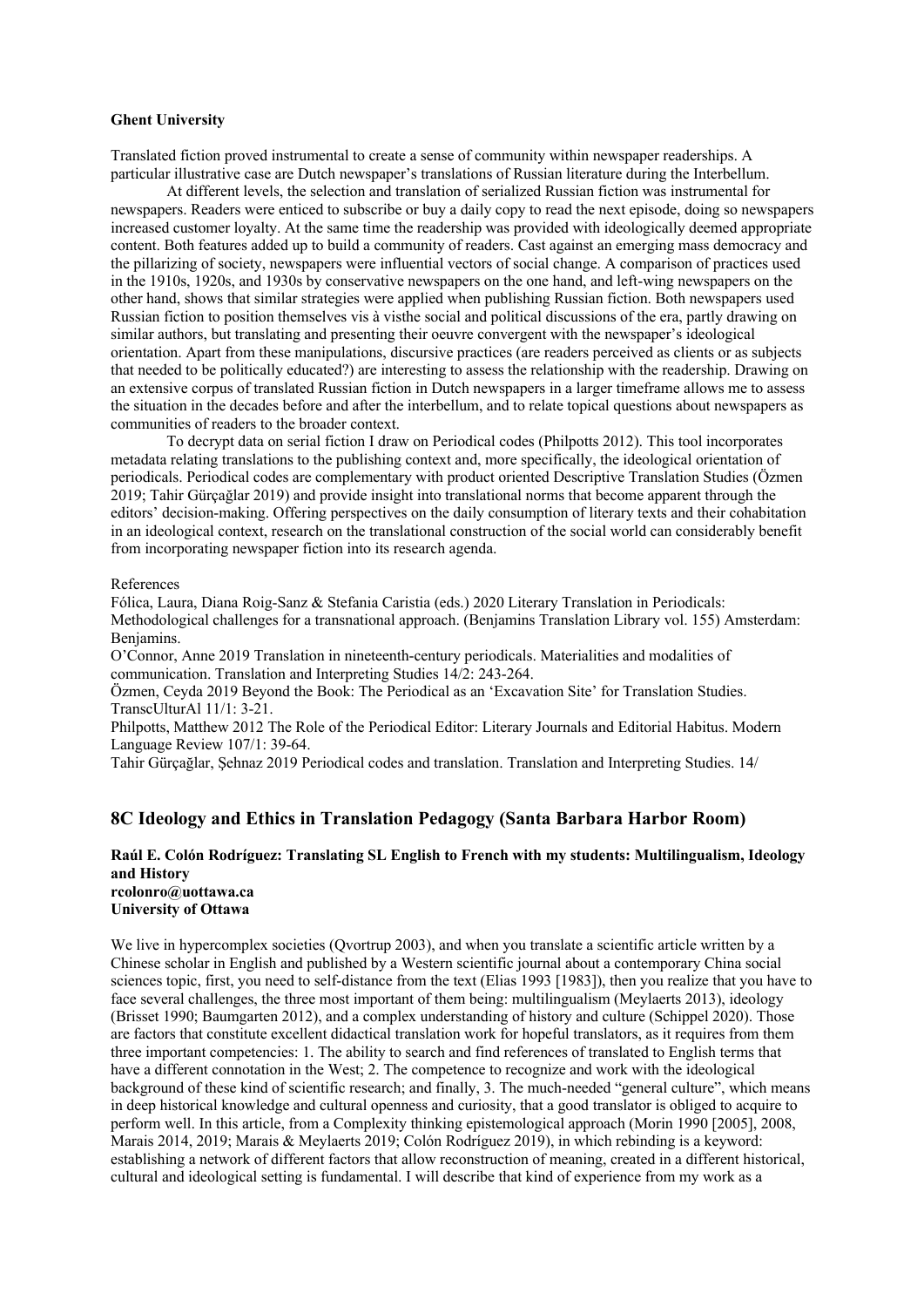**Ghent University**

Translated fiction proved instrumental to create a sense of community within newspaper readerships. A particular illustrative case are Dutch newspaper's translations of Russian literature during the Interbellum.

At different levels, the selection and translation of serialized Russian fiction was instrumental for newspapers. Readers were enticed to subscribe or buy a daily copy to read the next episode, doing so newspapers increased customer loyalty. At the same time the readership was provided with ideologically deemed appropriate content. Both features added up to build a community of readers. Cast against an emerging mass democracy and the pillarizing of society, newspapers were influential vectors of social change. A comparison of practices used in the 1910s, 1920s, and 1930s by conservative newspapers on the one hand, and left-wing newspapers on the other hand, shows that similar strategies were applied when publishing Russian fiction. Both newspapers used Russian fiction to position themselves vis à visthe social and political discussions of the era, partly drawing on similar authors, but translating and presenting their oeuvre convergent with the newspaper's ideological orientation. Apart from these manipulations, discursive practices (are readers perceived as clients or as subjects that needed to be politically educated?) are interesting to assess the relationship with the readership. Drawing on an extensive corpus of translated Russian fiction in Dutch newspapers in a larger timeframe allows me to assess the situation in the decades before and after the interbellum, and to relate topical questions about newspapers as communities of readers to the broader context.

To decrypt data on serial fiction I draw on Periodical codes (Philpotts 2012). This tool incorporates metadata relating translations to the publishing context and, more specifically, the ideological orientation of periodicals. Periodical codes are complementary with product oriented Descriptive Translation Studies (Özmen 2019; Tahir Gürçağlar 2019) and provide insight into translational norms that become apparent through the editors' decision-making. Offering perspectives on the daily consumption of literary texts and their cohabitation in an ideological context, research on the translational construction of the social world can considerably benefit from incorporating newspaper fiction into its research agenda.

References

Fólica, Laura, Diana Roig-Sanz & Stefania Caristia (eds.) 2020 Literary Translation in Periodicals: Methodological challenges for a transnational approach. (Benjamins Translation Library vol. 155) Amsterdam: Benjamins.

O'Connor, Anne 2019 Translation in nineteenth-century periodicals. Materialities and modalities of communication. Translation and Interpreting Studies 14/2: 243-264.

Özmen, Ceyda 2019 Beyond the Book: The Periodical as an 'Excavation Site' for Translation Studies. TranscUlturAl 11/1: 3-21.

Philpotts, Matthew 2012 The Role of the Periodical Editor: Literary Journals and Editorial Habitus. Modern Language Review 107/1: 39-64.

Tahir Gürçağlar, Şehnaz 2019 Periodical codes and translation. Translation and Interpreting Studies. 14/

## 8C Ideology and Ethics in Translation Pedagogy (Santa Barbara Harbor Room)

**Raúl E. Colón Rodríguez: Translating SL English to French with my students: Multilingualism, Ideology and History**
**rcolonro@uottawa.ca**
**University of Ottawa**

We live in hypercomplex societies (Qvortrup 2003), and when you translate a scientific article written by a Chinese scholar in English and published by a Western scientific journal about a contemporary China social sciences topic, first, you need to self-distance from the text (Elias 1993 [1983]), then you realize that you have to face several challenges, the three most important of them being: multilingualism (Meylaerts 2013), ideology (Brisset 1990; Baumgarten 2012), and a complex understanding of history and culture (Schippel 2020). Those are factors that constitute excellent didactical translation work for hopeful translators, as it requires from them three important competencies: 1. The ability to search and find references of translated to English terms that have a different connotation in the West; 2. The competence to recognize and work with the ideological background of these kind of scientific research; and finally, 3. The much-needed "general culture", which means in deep historical knowledge and cultural openness and curiosity, that a good translator is obliged to acquire to perform well. In this article, from a Complexity thinking epistemological approach (Morin 1990 [2005], 2008, Marais 2014, 2019; Marais & Meylaerts 2019; Colón Rodríguez 2019), in which rebinding is a keyword: establishing a network of different factors that allow reconstruction of meaning, created in a different historical, cultural and ideological setting is fundamental. I will describe that kind of experience from my work as a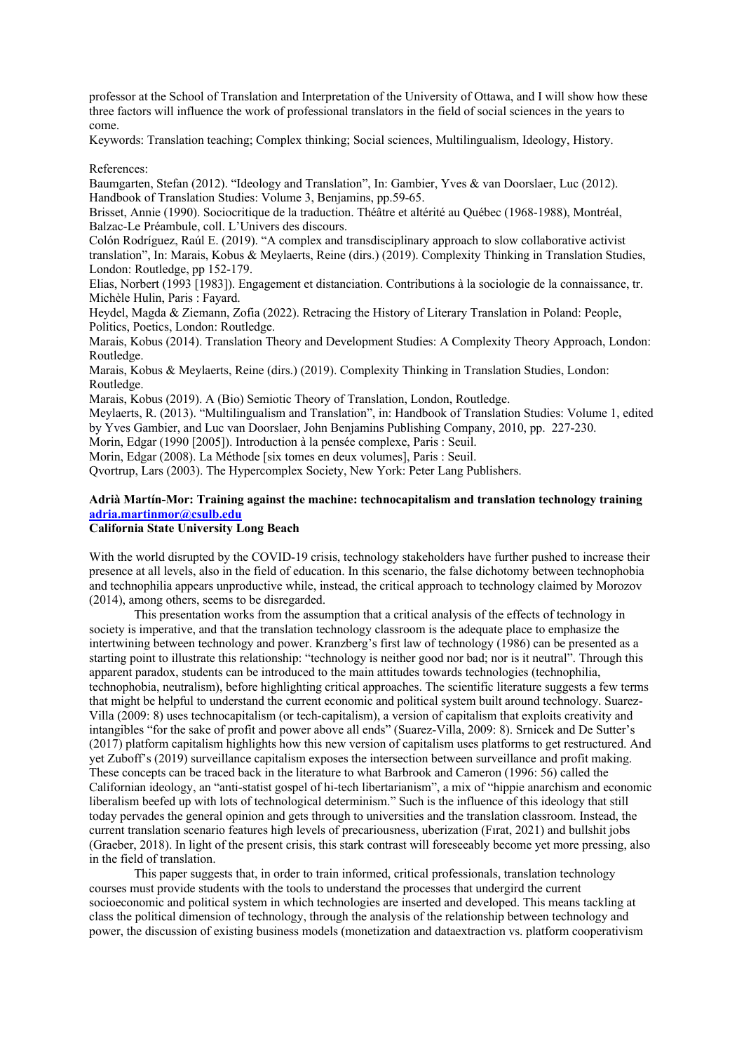professor at the School of Translation and Interpretation of the University of Ottawa, and I will show how these three factors will influence the work of professional translators in the field of social sciences in the years to come.

Keywords: Translation teaching; Complex thinking; Social sciences, Multilingualism, Ideology, History.

References:

Baumgarten, Stefan (2012). "Ideology and Translation", In: Gambier, Yves & van Doorslaer, Luc (2012). Handbook of Translation Studies: Volume 3, Benjamins, pp.59-65.

Brisset, Annie (1990). Sociocritique de la traduction. Théâtre et altérité au Québec (1968-1988), Montréal, Balzac-Le Préambule, coll. L'Univers des discours.

Colón Rodríguez, Raúl E. (2019). "A complex and transdisciplinary approach to slow collaborative activist translation", In: Marais, Kobus & Meylaerts, Reine (dirs.) (2019). Complexity Thinking in Translation Studies, London: Routledge, pp 152-179.

Elias, Norbert (1993 [1983]). Engagement et distanciation. Contributions à la sociologie de la connaissance, tr. Michèle Hulin, Paris : Fayard.

Heydel, Magda & Ziemann, Zofia (2022). Retracing the History of Literary Translation in Poland: People, Politics, Poetics, London: Routledge.

Marais, Kobus (2014). Translation Theory and Development Studies: A Complexity Theory Approach, London: Routledge.

Marais, Kobus & Meylaerts, Reine (dirs.) (2019). Complexity Thinking in Translation Studies, London: Routledge.

Marais, Kobus (2019). A (Bio) Semiotic Theory of Translation, London, Routledge.

Meylaerts, R. (2013). "Multilingualism and Translation", in: Handbook of Translation Studies: Volume 1, edited by Yves Gambier, and Luc van Doorslaer, John Benjamins Publishing Company, 2010, pp. 227-230.

Morin, Edgar (1990 [2005]). Introduction à la pensée complexe, Paris : Seuil.

Morin, Edgar (2008). La Méthode [six tomes en deux volumes], Paris : Seuil.

Qvortrup, Lars (2003). The Hypercomplex Society, New York: Peter Lang Publishers.

**Adrià Martín-Mor: Training against the machine: technocapitalism and translation technology training**
**adria.martinmor@csulb.edu**
**California State University Long Beach**

With the world disrupted by the COVID-19 crisis, technology stakeholders have further pushed to increase their presence at all levels, also in the field of education. In this scenario, the false dichotomy between technophobia and technophilia appears unproductive while, instead, the critical approach to technology claimed by Morozov (2014), among others, seems to be disregarded.

This presentation works from the assumption that a critical analysis of the effects of technology in society is imperative, and that the translation technology classroom is the adequate place to emphasize the intertwining between technology and power. Kranzberg's first law of technology (1986) can be presented as a starting point to illustrate this relationship: "technology is neither good nor bad; nor is it neutral". Through this apparent paradox, students can be introduced to the main attitudes towards technologies (technophilia, technophobia, neutralism), before highlighting critical approaches. The scientific literature suggests a few terms that might be helpful to understand the current economic and political system built around technology. Suarez-Villa (2009: 8) uses technocapitalism (or tech-capitalism), a version of capitalism that exploits creativity and intangibles "for the sake of profit and power above all ends" (Suarez-Villa, 2009: 8). Srnicek and De Sutter's (2017) platform capitalism highlights how this new version of capitalism uses platforms to get restructured. And yet Zuboff's (2019) surveillance capitalism exposes the intersection between surveillance and profit making. These concepts can be traced back in the literature to what Barbrook and Cameron (1996: 56) called the Californian ideology, an "anti-statist gospel of hi-tech libertarianism", a mix of "hippie anarchism and economic liberalism beefed up with lots of technological determinism." Such is the influence of this ideology that still today pervades the general opinion and gets through to universities and the translation classroom. Instead, the current translation scenario features high levels of precariousness, uberization (Fırat, 2021) and bullshit jobs (Graeber, 2018). In light of the present crisis, this stark contrast will foreseeably become yet more pressing, also in the field of translation.

This paper suggests that, in order to train informed, critical professionals, translation technology courses must provide students with the tools to understand the processes that undergird the current socioeconomic and political system in which technologies are inserted and developed. This means tackling at class the political dimension of technology, through the analysis of the relationship between technology and power, the discussion of existing business models (monetization and dataextraction vs. platform cooperativism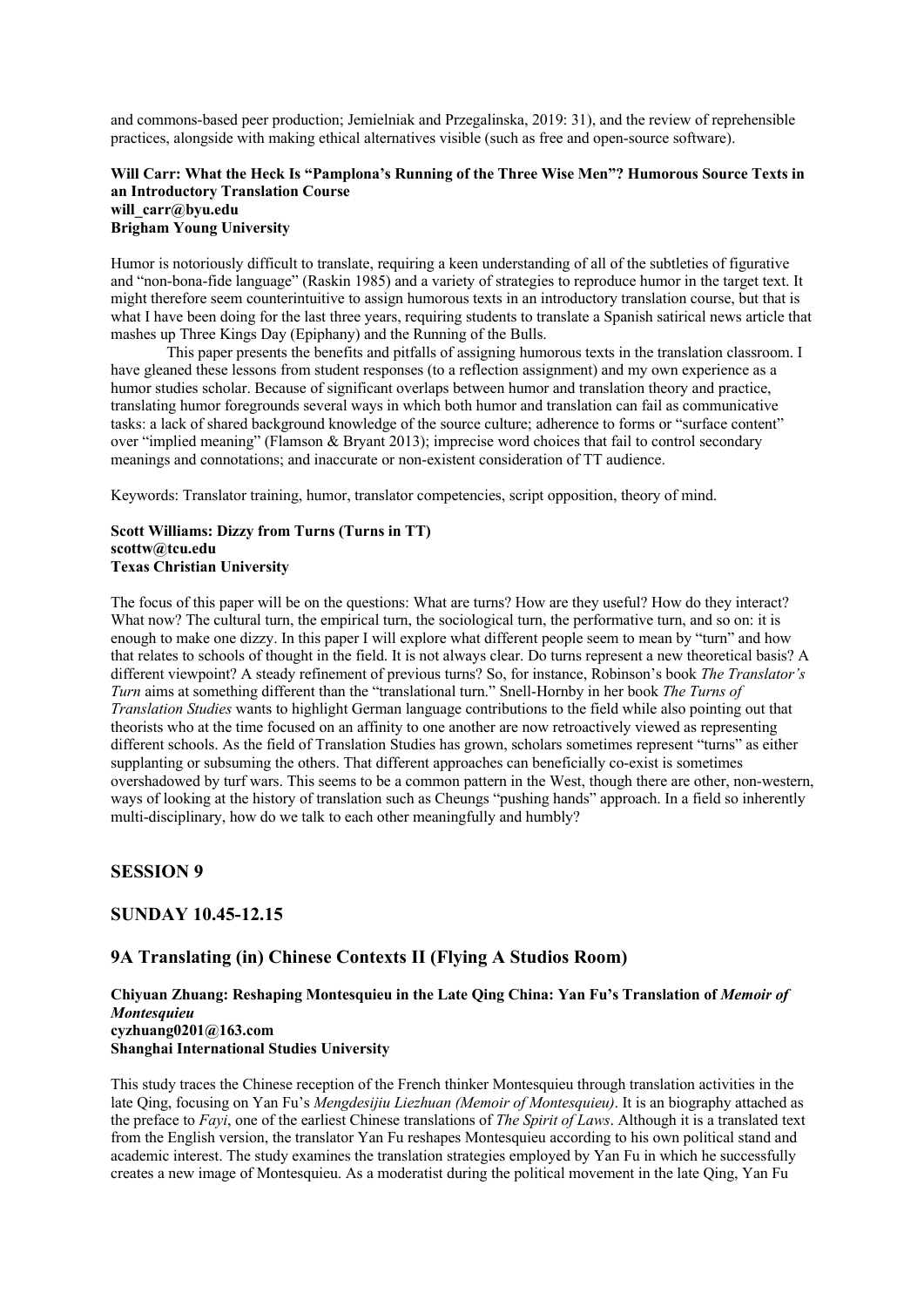and commons-based peer production; Jemielniak and Przegalinska, 2019: 31), and the review of reprehensible practices, alongside with making ethical alternatives visible (such as free and open-source software).

**Will Carr: What the Heck Is "Pamplona's Running of the Three Wise Men"? Humorous Source Texts in an Introductory Translation Course**
**will_carr@byu.edu**
**Brigham Young University**

Humor is notoriously difficult to translate, requiring a keen understanding of all of the subtleties of figurative and "non-bona-fide language" (Raskin 1985) and a variety of strategies to reproduce humor in the target text. It might therefore seem counterintuitive to assign humorous texts in an introductory translation course, but that is what I have been doing for the last three years, requiring students to translate a Spanish satirical news article that mashes up Three Kings Day (Epiphany) and the Running of the Bulls.

This paper presents the benefits and pitfalls of assigning humorous texts in the translation classroom. I have gleaned these lessons from student responses (to a reflection assignment) and my own experience as a humor studies scholar. Because of significant overlaps between humor and translation theory and practice, translating humor foregrounds several ways in which both humor and translation can fail as communicative tasks: a lack of shared background knowledge of the source culture; adherence to forms or "surface content" over "implied meaning" (Flamson & Bryant 2013); imprecise word choices that fail to control secondary meanings and connotations; and inaccurate or non-existent consideration of TT audience.

Keywords: Translator training, humor, translator competencies, script opposition, theory of mind.

**Scott Williams: Dizzy from Turns (Turns in TT)**
**scottw@tcu.edu**
**Texas Christian University**

The focus of this paper will be on the questions: What are turns? How are they useful? How do they interact? What now? The cultural turn, the empirical turn, the sociological turn, the performative turn, and so on: it is enough to make one dizzy. In this paper I will explore what different people seem to mean by "turn" and how that relates to schools of thought in the field. It is not always clear. Do turns represent a new theoretical basis? A different viewpoint? A steady refinement of previous turns? So, for instance, Robinson's book *The Translator's Turn* aims at something different than the "translational turn." Snell-Hornby in her book *The Turns of Translation Studies* wants to highlight German language contributions to the field while also pointing out that theorists who at the time focused on an affinity to one another are now retroactively viewed as representing different schools. As the field of Translation Studies has grown, scholars sometimes represent "turns" as either supplanting or subsuming the others. That different approaches can beneficially co-exist is sometimes overshadowed by turf wars. This seems to be a common pattern in the West, though there are other, non-western, ways of looking at the history of translation such as Cheungs "pushing hands" approach. In a field so inherently multi-disciplinary, how do we talk to each other meaningfully and humbly?

## SESSION 9

## SUNDAY 10.45-12.15

## 9A Translating (in) Chinese Contexts II (Flying A Studios Room)

**Chiyuan Zhuang: Reshaping Montesquieu in the Late Qing China: Yan Fu's Translation of *Memoir of Montesquieu***
**cyzhuang0201@163.com**
**Shanghai International Studies University**

This study traces the Chinese reception of the French thinker Montesquieu through translation activities in the late Qing, focusing on Yan Fu's *Mengdesijiu Liezhuan (Memoir of Montesquieu)*. It is an biography attached as the preface to *Fayi*, one of the earliest Chinese translations of *The Spirit of Laws*. Although it is a translated text from the English version, the translator Yan Fu reshapes Montesquieu according to his own political stand and academic interest. The study examines the translation strategies employed by Yan Fu in which he successfully creates a new image of Montesquieu. As a moderatist during the political movement in the late Qing, Yan Fu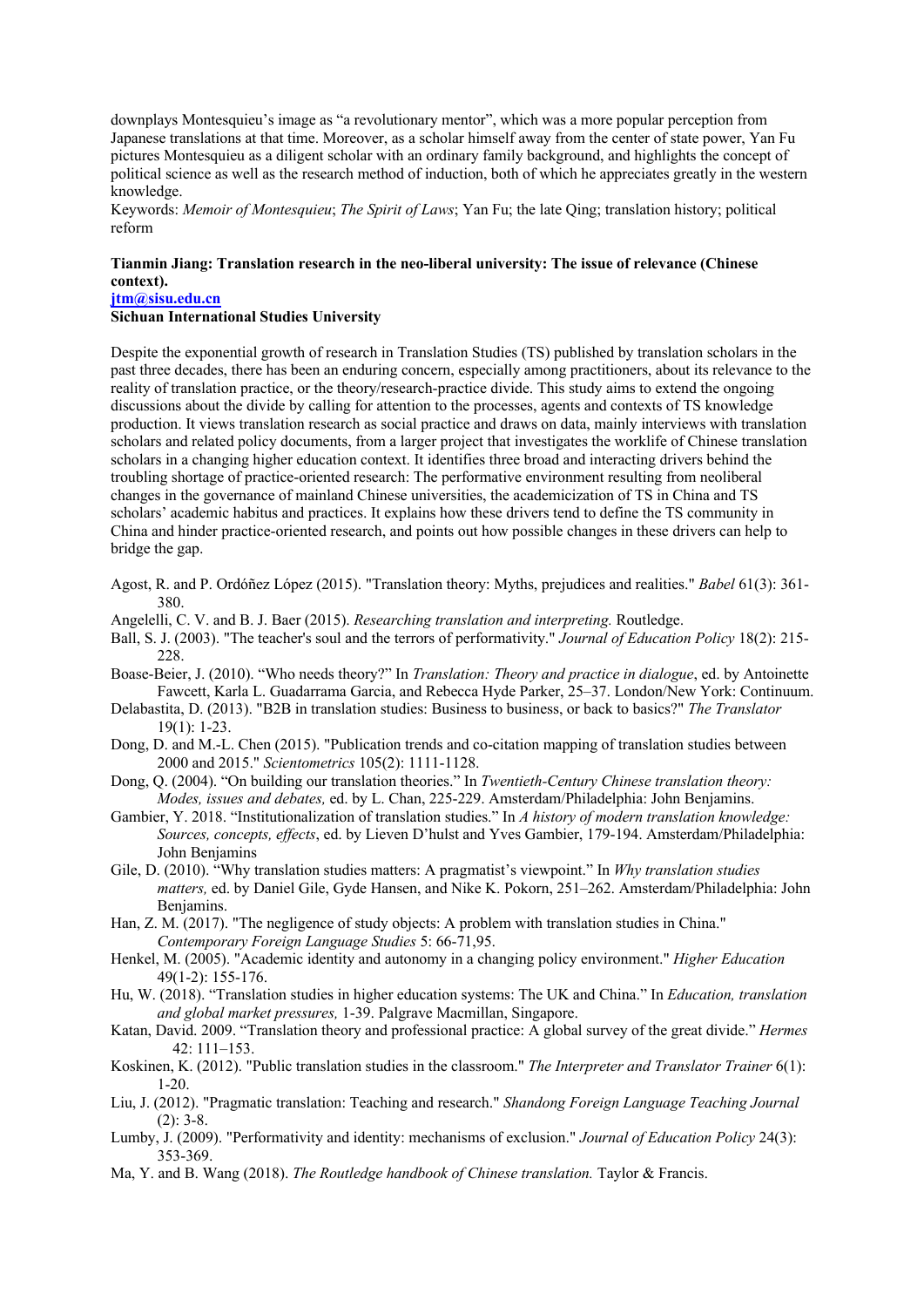downplays Montesquieu's image as "a revolutionary mentor", which was a more popular perception from Japanese translations at that time. Moreover, as a scholar himself away from the center of state power, Yan Fu pictures Montesquieu as a diligent scholar with an ordinary family background, and highlights the concept of political science as well as the research method of induction, both of which he appreciates greatly in the western knowledge.

Keywords: *Memoir of Montesquieu*; *The Spirit of Laws*; Yan Fu; the late Qing; translation history; political reform

**Tianmin Jiang: Translation research in the neo-liberal university: The issue of relevance (Chinese context).**
**jtm@sisu.edu.cn**
**Sichuan International Studies University**

Despite the exponential growth of research in Translation Studies (TS) published by translation scholars in the past three decades, there has been an enduring concern, especially among practitioners, about its relevance to the reality of translation practice, or the theory/research-practice divide. This study aims to extend the ongoing discussions about the divide by calling for attention to the processes, agents and contexts of TS knowledge production. It views translation research as social practice and draws on data, mainly interviews with translation scholars and related policy documents, from a larger project that investigates the worklife of Chinese translation scholars in a changing higher education context. It identifies three broad and interacting drivers behind the troubling shortage of practice-oriented research: The performative environment resulting from neoliberal changes in the governance of mainland Chinese universities, the academicization of TS in China and TS scholars' academic habitus and practices. It explains how these drivers tend to define the TS community in China and hinder practice-oriented research, and points out how possible changes in these drivers can help to bridge the gap.

Agost, R. and P. Ordóñez López (2015). "Translation theory: Myths, prejudices and realities." *Babel* 61(3): 361-380.

Angelelli, C. V. and B. J. Baer (2015). *Researching translation and interpreting.* Routledge.

Ball, S. J. (2003). "The teacher's soul and the terrors of performativity." *Journal of Education Policy* 18(2): 215-228.

Boase-Beier, J. (2010). "Who needs theory?" In *Translation: Theory and practice in dialogue*, ed. by Antoinette Fawcett, Karla L. Guadarrama Garcia, and Rebecca Hyde Parker, 25–37. London/New York: Continuum.

Delabastita, D. (2013). "B2B in translation studies: Business to business, or back to basics?" *The Translator* 19(1): 1-23.

Dong, D. and M.-L. Chen (2015). "Publication trends and co-citation mapping of translation studies between 2000 and 2015." *Scientometrics* 105(2): 1111-1128.

Dong, Q. (2004). "On building our translation theories." In *Twentieth-Century Chinese translation theory: Modes, issues and debates,* ed. by L. Chan, 225-229. Amsterdam/Philadelphia: John Benjamins.

Gambier, Y. 2018. "Institutionalization of translation studies." In *A history of modern translation knowledge: Sources, concepts, effects*, ed. by Lieven D'hulst and Yves Gambier, 179-194. Amsterdam/Philadelphia: John Benjamins

Gile, D. (2010). "Why translation studies matters: A pragmatist's viewpoint." In *Why translation studies matters,* ed. by Daniel Gile, Gyde Hansen, and Nike K. Pokorn, 251–262. Amsterdam/Philadelphia: John Benjamins.

Han, Z. M. (2017). "The negligence of study objects: A problem with translation studies in China." *Contemporary Foreign Language Studies* 5: 66-71,95.

Henkel, M. (2005). "Academic identity and autonomy in a changing policy environment." *Higher Education* 49(1-2): 155-176.

Hu, W. (2018). "Translation studies in higher education systems: The UK and China." In *Education, translation and global market pressures,* 1-39. Palgrave Macmillan, Singapore.

Katan, David. 2009. "Translation theory and professional practice: A global survey of the great divide." *Hermes* 42: 111–153.

Koskinen, K. (2012). "Public translation studies in the classroom." *The Interpreter and Translator Trainer* 6(1): 1-20.

Liu, J. (2012). "Pragmatic translation: Teaching and research." *Shandong Foreign Language Teaching Journal* (2): 3-8.

Lumby, J. (2009). "Performativity and identity: mechanisms of exclusion." *Journal of Education Policy* 24(3): 353-369.

Ma, Y. and B. Wang (2018). *The Routledge handbook of Chinese translation.* Taylor & Francis.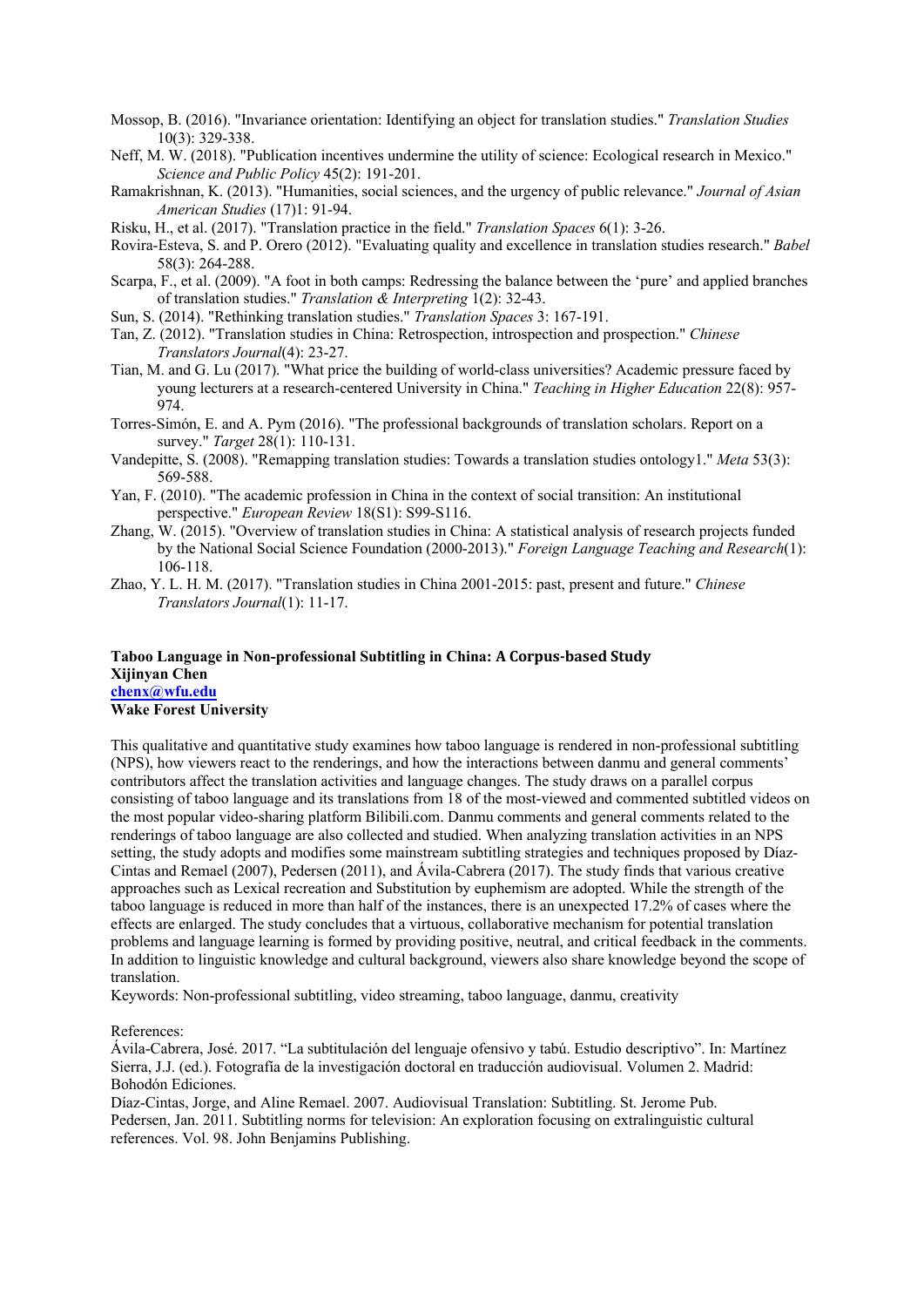Mossop, B. (2016). "Invariance orientation: Identifying an object for translation studies." *Translation Studies* 10(3): 329-338.

Neff, M. W. (2018). "Publication incentives undermine the utility of science: Ecological research in Mexico." *Science and Public Policy* 45(2): 191-201.

Ramakrishnan, K. (2013). "Humanities, social sciences, and the urgency of public relevance." *Journal of Asian American Studies* (17)1: 91-94.

Risku, H., et al. (2017). "Translation practice in the field." *Translation Spaces* 6(1): 3-26.

Rovira-Esteva, S. and P. Orero (2012). "Evaluating quality and excellence in translation studies research." *Babel* 58(3): 264-288.

Scarpa, F., et al. (2009). "A foot in both camps: Redressing the balance between the 'pure' and applied branches of translation studies." *Translation & Interpreting* 1(2): 32-43.

Sun, S. (2014). "Rethinking translation studies." *Translation Spaces* 3: 167-191.

Tan, Z. (2012). "Translation studies in China: Retrospection, introspection and prospection." *Chinese Translators Journal*(4): 23-27.

Tian, M. and G. Lu (2017). "What price the building of world-class universities? Academic pressure faced by young lecturers at a research-centered University in China." *Teaching in Higher Education* 22(8): 957-974.

Torres-Simón, E. and A. Pym (2016). "The professional backgrounds of translation scholars. Report on a survey." *Target* 28(1): 110-131.

Vandepitte, S. (2008). "Remapping translation studies: Towards a translation studies ontology1." *Meta* 53(3): 569-588.

Yan, F. (2010). "The academic profession in China in the context of social transition: An institutional perspective." *European Review* 18(S1): S99-S116.

Zhang, W. (2015). "Overview of translation studies in China: A statistical analysis of research projects funded by the National Social Science Foundation (2000-2013)." *Foreign Language Teaching and Research*(1): 106-118.

Zhao, Y. L. H. M. (2017). "Translation studies in China 2001-2015: past, present and future." *Chinese Translators Journal*(1): 11-17.

**Taboo Language in Non-professional Subtitling in China: A Corpus-based Study**
**Xijinyan Chen**
**chenx@wfu.edu**
**Wake Forest University**

This qualitative and quantitative study examines how taboo language is rendered in non-professional subtitling (NPS), how viewers react to the renderings, and how the interactions between danmu and general comments' contributors affect the translation activities and language changes. The study draws on a parallel corpus consisting of taboo language and its translations from 18 of the most-viewed and commented subtitled videos on the most popular video-sharing platform Bilibili.com. Danmu comments and general comments related to the renderings of taboo language are also collected and studied. When analyzing translation activities in an NPS setting, the study adopts and modifies some mainstream subtitling strategies and techniques proposed by Díaz-Cintas and Remael (2007), Pedersen (2011), and Ávila-Cabrera (2017). The study finds that various creative approaches such as Lexical recreation and Substitution by euphemism are adopted. While the strength of the taboo language is reduced in more than half of the instances, there is an unexpected 17.2% of cases where the effects are enlarged. The study concludes that a virtuous, collaborative mechanism for potential translation problems and language learning is formed by providing positive, neutral, and critical feedback in the comments. In addition to linguistic knowledge and cultural background, viewers also share knowledge beyond the scope of translation.

Keywords: Non-professional subtitling, video streaming, taboo language, danmu, creativity

References:

Ávila-Cabrera, José. 2017. "La subtitulación del lenguaje ofensivo y tabú. Estudio descriptivo". In: Martínez Sierra, J.J. (ed.). Fotografía de la investigación doctoral en traducción audiovisual. Volumen 2. Madrid: Bohodón Ediciones.

Díaz-Cintas, Jorge, and Aline Remael. 2007. Audiovisual Translation: Subtitling. St. Jerome Pub.

Pedersen, Jan. 2011. Subtitling norms for television: An exploration focusing on extralinguistic cultural references. Vol. 98. John Benjamins Publishing.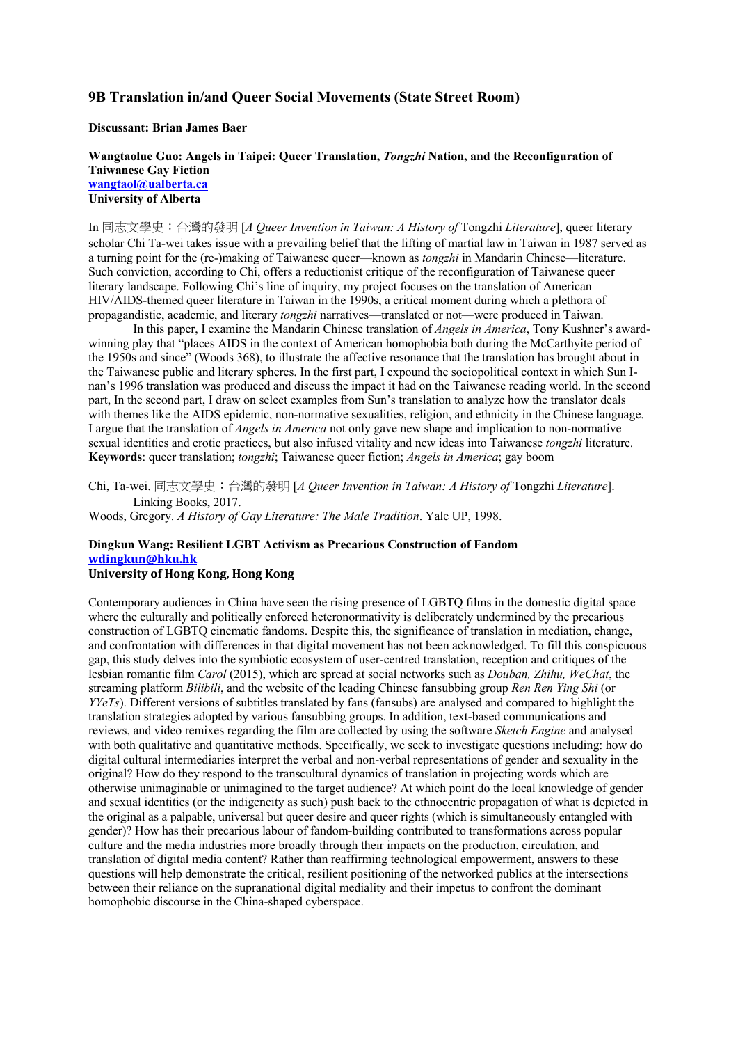## 9B Translation in/and Queer Social Movements (State Street Room)

**Discussant: Brian James Baer**

**Wangtaolue Guo: Angels in Taipei: Queer Translation, *Tongzhi* Nation, and the Reconfiguration of Taiwanese Gay Fiction**
**wangtaol@ualberta.ca**
**University of Alberta**

In 同志文學史：台灣的發明 [*A Queer Invention in Taiwan: A History of* Tongzhi *Literature*], queer literary scholar Chi Ta-wei takes issue with a prevailing belief that the lifting of martial law in Taiwan in 1987 served as a turning point for the (re-)making of Taiwanese queer—known as *tongzhi* in Mandarin Chinese—literature. Such conviction, according to Chi, offers a reductionist critique of the reconfiguration of Taiwanese queer literary landscape. Following Chi's line of inquiry, my project focuses on the translation of American HIV/AIDS-themed queer literature in Taiwan in the 1990s, a critical moment during which a plethora of propagandistic, academic, and literary *tongzhi* narratives—translated or not—were produced in Taiwan.

In this paper, I examine the Mandarin Chinese translation of *Angels in America*, Tony Kushner's award-winning play that "places AIDS in the context of American homophobia both during the McCarthyite period of the 1950s and since" (Woods 368), to illustrate the affective resonance that the translation has brought about in the Taiwanese public and literary spheres. In the first part, I expound the sociopolitical context in which Sun I-nan's 1996 translation was produced and discuss the impact it had on the Taiwanese reading world. In the second part, In the second part, I draw on select examples from Sun's translation to analyze how the translator deals with themes like the AIDS epidemic, non-normative sexualities, religion, and ethnicity in the Chinese language. I argue that the translation of *Angels in America* not only gave new shape and implication to non-normative sexual identities and erotic practices, but also infused vitality and new ideas into Taiwanese *tongzhi* literature.
**Keywords**: queer translation; *tongzhi*; Taiwanese queer fiction; *Angels in America*; gay boom

Chi, Ta-wei. 同志文學史：台灣的發明 [*A Queer Invention in Taiwan: A History of* Tongzhi *Literature*]. Linking Books, 2017.
Woods, Gregory. *A History of Gay Literature: The Male Tradition*. Yale UP, 1998.

**Dingkun Wang: Resilient LGBT Activism as Precarious Construction of Fandom**
**wdingkun@hku.hk**
**University of Hong Kong, Hong Kong**

Contemporary audiences in China have seen the rising presence of LGBTQ films in the domestic digital space where the culturally and politically enforced heteronormativity is deliberately undermined by the precarious construction of LGBTQ cinematic fandoms. Despite this, the significance of translation in mediation, change, and confrontation with differences in that digital movement has not been acknowledged. To fill this conspicuous gap, this study delves into the symbiotic ecosystem of user-centred translation, reception and critiques of the lesbian romantic film *Carol* (2015), which are spread at social networks such as *Douban, Zhihu, WeChat*, the streaming platform *Bilibili*, and the website of the leading Chinese fansubbing group *Ren Ren Ying Shi* (or *YYeTs*). Different versions of subtitles translated by fans (fansubs) are analysed and compared to highlight the translation strategies adopted by various fansubbing groups. In addition, text-based communications and reviews, and video remixes regarding the film are collected by using the software *Sketch Engine* and analysed with both qualitative and quantitative methods. Specifically, we seek to investigate questions including: how do digital cultural intermediaries interpret the verbal and non-verbal representations of gender and sexuality in the original? How do they respond to the transcultural dynamics of translation in projecting words which are otherwise unimaginable or unimagined to the target audience? At which point do the local knowledge of gender and sexual identities (or the indigeneity as such) push back to the ethnocentric propagation of what is depicted in the original as a palpable, universal but queer desire and queer rights (which is simultaneously entangled with gender)? How has their precarious labour of fandom-building contributed to transformations across popular culture and the media industries more broadly through their impacts on the production, circulation, and translation of digital media content? Rather than reaffirming technological empowerment, answers to these questions will help demonstrate the critical, resilient positioning of the networked publics at the intersections between their reliance on the supranational digital mediality and their impetus to confront the dominant homophobic discourse in the China-shaped cyberspace.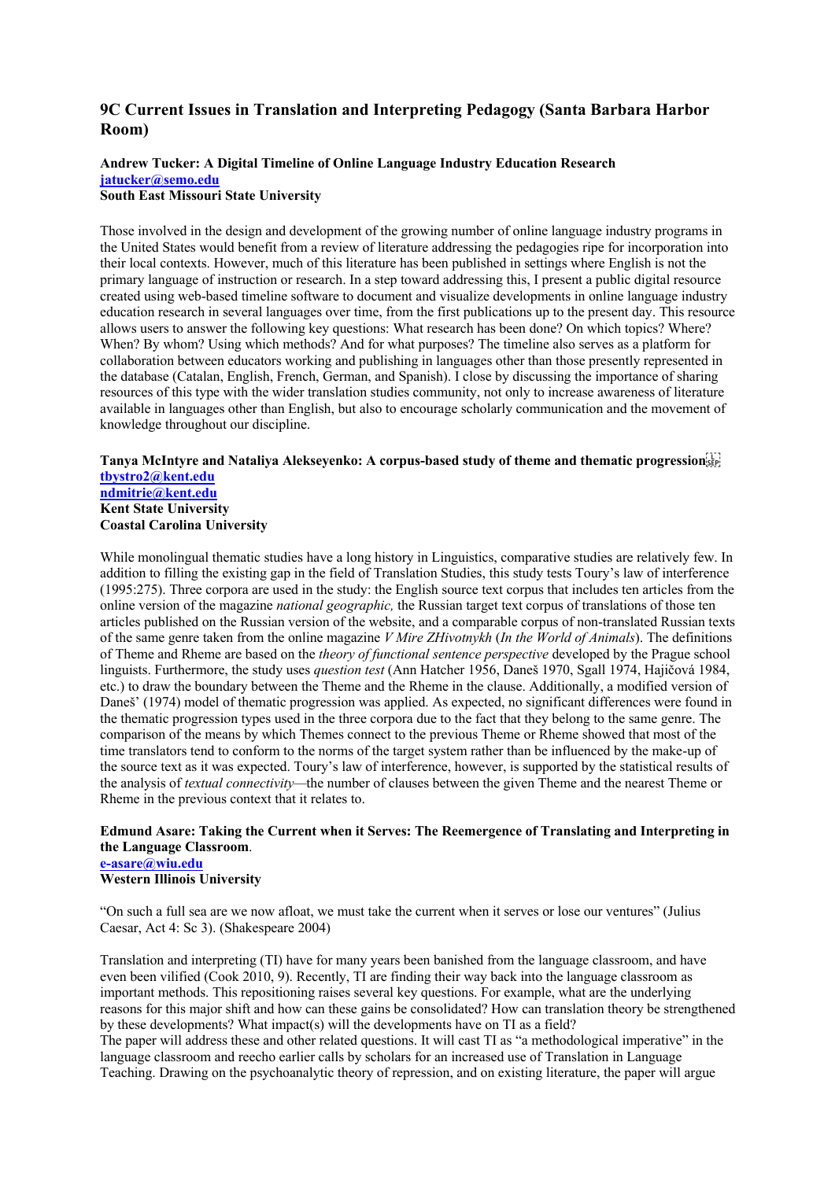## 9C Current Issues in Translation and Interpreting Pedagogy (Santa Barbara Harbor Room)

**Andrew Tucker: A Digital Timeline of Online Language Industry Education Research**
**jatucker@semo.edu**
**South East Missouri State University**

Those involved in the design and development of the growing number of online language industry programs in the United States would benefit from a review of literature addressing the pedagogies ripe for incorporation into their local contexts. However, much of this literature has been published in settings where English is not the primary language of instruction or research. In a step toward addressing this, I present a public digital resource created using web-based timeline software to document and visualize developments in online language industry education research in several languages over time, from the first publications up to the present day. This resource allows users to answer the following key questions: What research has been done? On which topics? Where? When? By whom? Using which methods? And for what purposes? The timeline also serves as a platform for collaboration between educators working and publishing in languages other than those presently represented in the database (Catalan, English, French, German, and Spanish). I close by discussing the importance of sharing resources of this type with the wider translation studies community, not only to increase awareness of literature available in languages other than English, but also to encourage scholarly communication and the movement of knowledge throughout our discipline.

**Tanya McIntyre and Nataliya Alekseyenko: A corpus-based study of theme and thematic progression**
**tbystro2@kent.edu**
**ndmitrie@kent.edu**
**Kent State University**
**Coastal Carolina University**

While monolingual thematic studies have a long history in Linguistics, comparative studies are relatively few. In addition to filling the existing gap in the field of Translation Studies, this study tests Toury's law of interference (1995:275). Three corpora are used in the study: the English source text corpus that includes ten articles from the online version of the magazine *national geographic,* the Russian target text corpus of translations of those ten articles published on the Russian version of the website, and a comparable corpus of non-translated Russian texts of the same genre taken from the online magazine *V Mire ZHivotnykh* (*In the World of Animals*). The definitions of Theme and Rheme are based on the *theory of functional sentence perspective* developed by the Prague school linguists. Furthermore, the study uses *question test* (Ann Hatcher 1956, Daneš 1970, Sgall 1974, Hajičová 1984, etc.) to draw the boundary between the Theme and the Rheme in the clause. Additionally, a modified version of Daneš' (1974) model of thematic progression was applied. As expected, no significant differences were found in the thematic progression types used in the three corpora due to the fact that they belong to the same genre. The comparison of the means by which Themes connect to the previous Theme or Rheme showed that most of the time translators tend to conform to the norms of the target system rather than be influenced by the make-up of the source text as it was expected. Toury's law of interference, however, is supported by the statistical results of the analysis of *textual connectivity*—the number of clauses between the given Theme and the nearest Theme or Rheme in the previous context that it relates to.

**Edmund Asare: Taking the Current when it Serves: The Reemergence of Translating and Interpreting in the Language Classroom**.
**e-asare@wiu.edu**
**Western Illinois University**

"On such a full sea are we now afloat, we must take the current when it serves or lose our ventures" (Julius Caesar, Act 4: Sc 3). (Shakespeare 2004)

Translation and interpreting (TI) have for many years been banished from the language classroom, and have even been vilified (Cook 2010, 9). Recently, TI are finding their way back into the language classroom as important methods. This repositioning raises several key questions. For example, what are the underlying reasons for this major shift and how can these gains be consolidated? How can translation theory be strengthened by these developments? What impact(s) will the developments have on TI as a field?
The paper will address these and other related questions. It will cast TI as "a methodological imperative" in the language classroom and reecho earlier calls by scholars for an increased use of Translation in Language Teaching. Drawing on the psychoanalytic theory of repression, and on existing literature, the paper will argue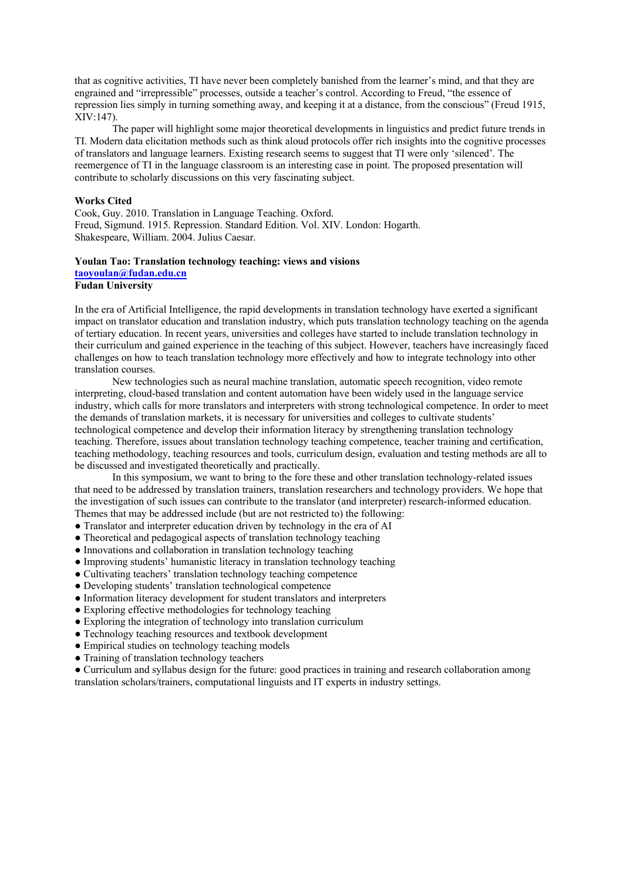that as cognitive activities, TI have never been completely banished from the learner's mind, and that they are engrained and "irrepressible" processes, outside a teacher's control. According to Freud, "the essence of repression lies simply in turning something away, and keeping it at a distance, from the conscious" (Freud 1915, XIV:147).

The paper will highlight some major theoretical developments in linguistics and predict future trends in TI. Modern data elicitation methods such as think aloud protocols offer rich insights into the cognitive processes of translators and language learners. Existing research seems to suggest that TI were only 'silenced'. The reemergence of TI in the language classroom is an interesting case in point. The proposed presentation will contribute to scholarly discussions on this very fascinating subject.

**Works Cited**

Cook, Guy. 2010. Translation in Language Teaching. Oxford.
Freud, Sigmund. 1915. Repression. Standard Edition. Vol. XIV. London: Hogarth.
Shakespeare, William. 2004. Julius Caesar.

**Youlan Tao: Translation technology teaching: views and visions**
**taoyoulan@fudan.edu.cn**
**Fudan University**

In the era of Artificial Intelligence, the rapid developments in translation technology have exerted a significant impact on translator education and translation industry, which puts translation technology teaching on the agenda of tertiary education. In recent years, universities and colleges have started to include translation technology in their curriculum and gained experience in the teaching of this subject. However, teachers have increasingly faced challenges on how to teach translation technology more effectively and how to integrate technology into other translation courses.

New technologies such as neural machine translation, automatic speech recognition, video remote interpreting, cloud-based translation and content automation have been widely used in the language service industry, which calls for more translators and interpreters with strong technological competence. In order to meet the demands of translation markets, it is necessary for universities and colleges to cultivate students' technological competence and develop their information literacy by strengthening translation technology teaching. Therefore, issues about translation technology teaching competence, teacher training and certification, teaching methodology, teaching resources and tools, curriculum design, evaluation and testing methods are all to be discussed and investigated theoretically and practically.

In this symposium, we want to bring to the fore these and other translation technology-related issues that need to be addressed by translation trainers, translation researchers and technology providers. We hope that the investigation of such issues can contribute to the translator (and interpreter) research-informed education. Themes that may be addressed include (but are not restricted to) the following:

- Translator and interpreter education driven by technology in the era of AI
- Theoretical and pedagogical aspects of translation technology teaching
- Innovations and collaboration in translation technology teaching
- Improving students' humanistic literacy in translation technology teaching
- Cultivating teachers' translation technology teaching competence
- Developing students' translation technological competence
- Information literacy development for student translators and interpreters
- Exploring effective methodologies for technology teaching
- Exploring the integration of technology into translation curriculum
- Technology teaching resources and textbook development
- Empirical studies on technology teaching models
- Training of translation technology teachers
- Curriculum and syllabus design for the future: good practices in training and research collaboration among translation scholars/trainers, computational linguists and IT experts in industry settings.